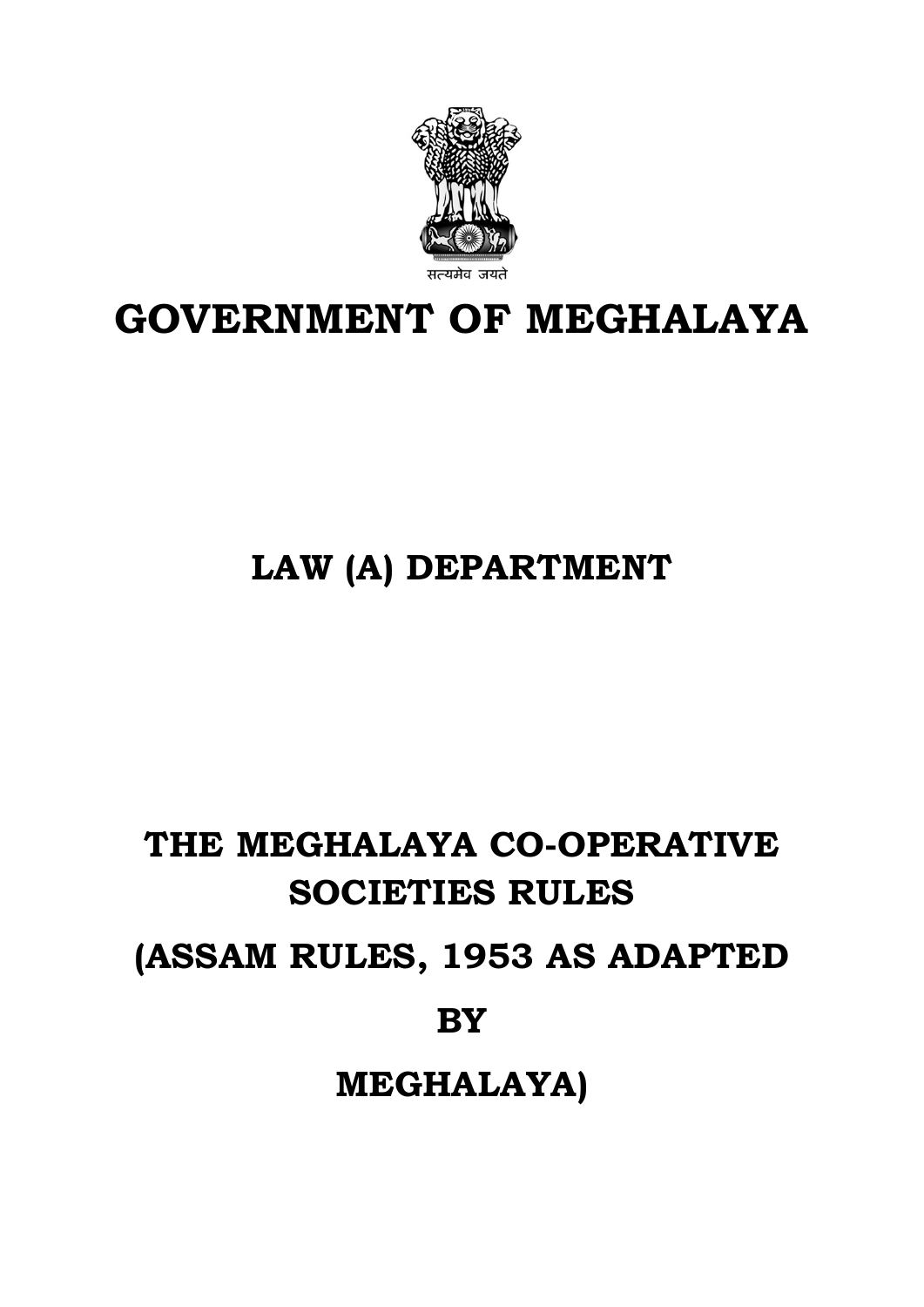सत्यमेव जयते

# GOVERNMENT OF MEGHALAYA

## LAW (A) DEPARTMENT

## THE MEGHALAYA CO-OPERATIVE SOCIETIES RULES

## (ASSAM RULES, 1953 AS ADAPTED BY MEGHALAYA)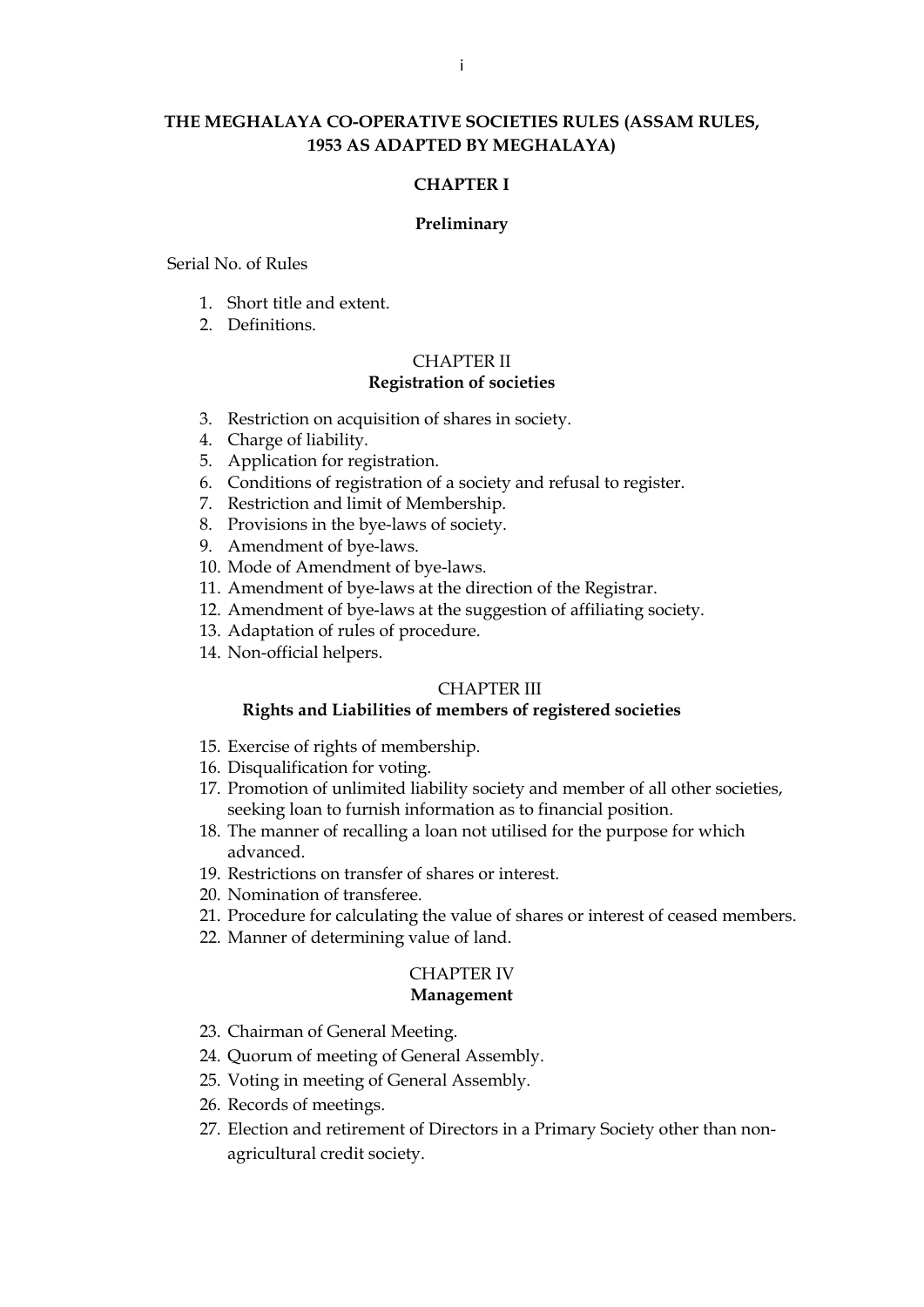# THE MEGHALAYA CO-OPERATIVE SOCIETIES RULES (ASSAM RULES, 1953 AS ADAPTED BY MEGHALAYA)

## CHAPTER I

### Preliminary

Serial No. of Rules

1. Short title and extent.
2. Definitions.

## CHAPTER II

### Registration of societies

3. Restriction on acquisition of shares in society.
4. Charge of liability.
5. Application for registration.
6. Conditions of registration of a society and refusal to register.
7. Restriction and limit of Membership.
8. Provisions in the bye-laws of society.
9. Amendment of bye-laws.
10. Mode of Amendment of bye-laws.
11. Amendment of bye-laws at the direction of the Registrar.
12. Amendment of bye-laws at the suggestion of affiliating society.
13. Adaptation of rules of procedure.
14. Non-official helpers.

## CHAPTER III

### Rights and Liabilities of members of registered societies

15. Exercise of rights of membership.
16. Disqualification for voting.
17. Promotion of unlimited liability society and member of all other societies, seeking loan to furnish information as to financial position.
18. The manner of recalling a loan not utilised for the purpose for which advanced.
19. Restrictions on transfer of shares or interest.
20. Nomination of transferee.
21. Procedure for calculating the value of shares or interest of ceased members.
22. Manner of determining value of land.

## CHAPTER IV

### Management

23. Chairman of General Meeting.
24. Quorum of meeting of General Assembly.
25. Voting in meeting of General Assembly.
26. Records of meetings.
27. Election and retirement of Directors in a Primary Society other than non-agricultural credit society.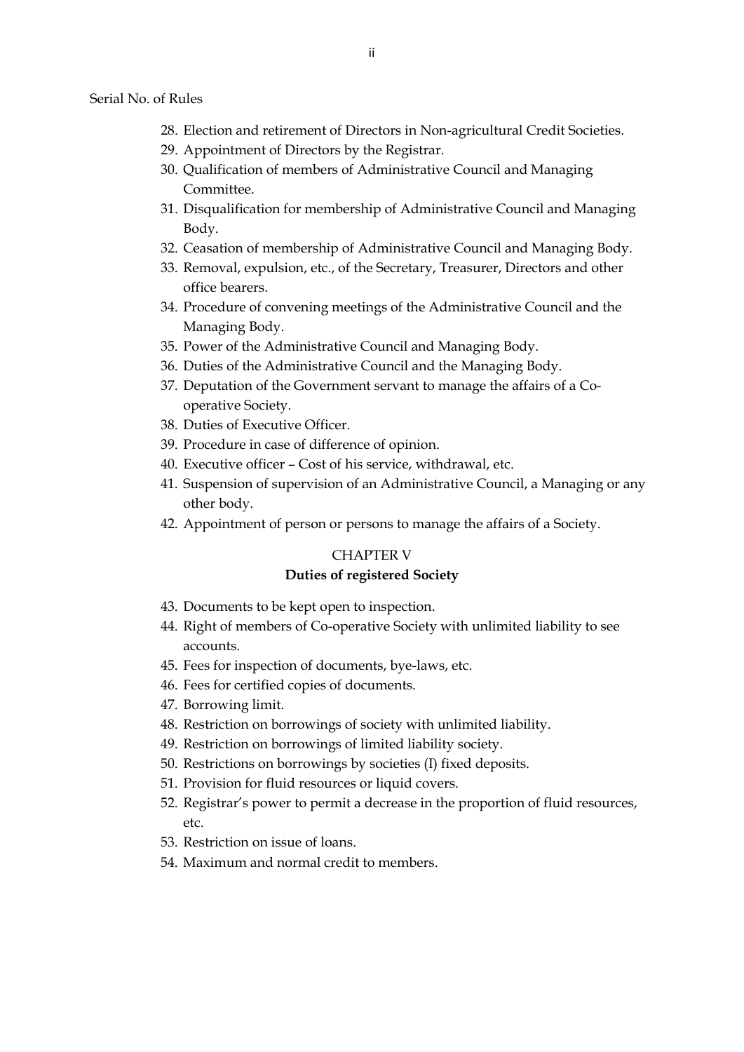Serial No. of Rules

28. Election and retirement of Directors in Non-agricultural Credit Societies.
29. Appointment of Directors by the Registrar.
30. Qualification of members of Administrative Council and Managing Committee.
31. Disqualification for membership of Administrative Council and Managing Body.
32. Ceasation of membership of Administrative Council and Managing Body.
33. Removal, expulsion, etc., of the Secretary, Treasurer, Directors and other office bearers.
34. Procedure of convening meetings of the Administrative Council and the Managing Body.
35. Power of the Administrative Council and Managing Body.
36. Duties of the Administrative Council and the Managing Body.
37. Deputation of the Government servant to manage the affairs of a Co-operative Society.
38. Duties of Executive Officer.
39. Procedure in case of difference of opinion.
40. Executive officer – Cost of his service, withdrawal, etc.
41. Suspension of supervision of an Administrative Council, a Managing or any other body.
42. Appointment of person or persons to manage the affairs of a Society.

## CHAPTER V

### Duties of registered Society

43. Documents to be kept open to inspection.
44. Right of members of Co-operative Society with unlimited liability to see accounts.
45. Fees for inspection of documents, bye-laws, etc.
46. Fees for certified copies of documents.
47. Borrowing limit.
48. Restriction on borrowings of society with unlimited liability.
49. Restriction on borrowings of limited liability society.
50. Restrictions on borrowings by societies (I) fixed deposits.
51. Provision for fluid resources or liquid covers.
52. Registrar's power to permit a decrease in the proportion of fluid resources, etc.
53. Restriction on issue of loans.
54. Maximum and normal credit to members.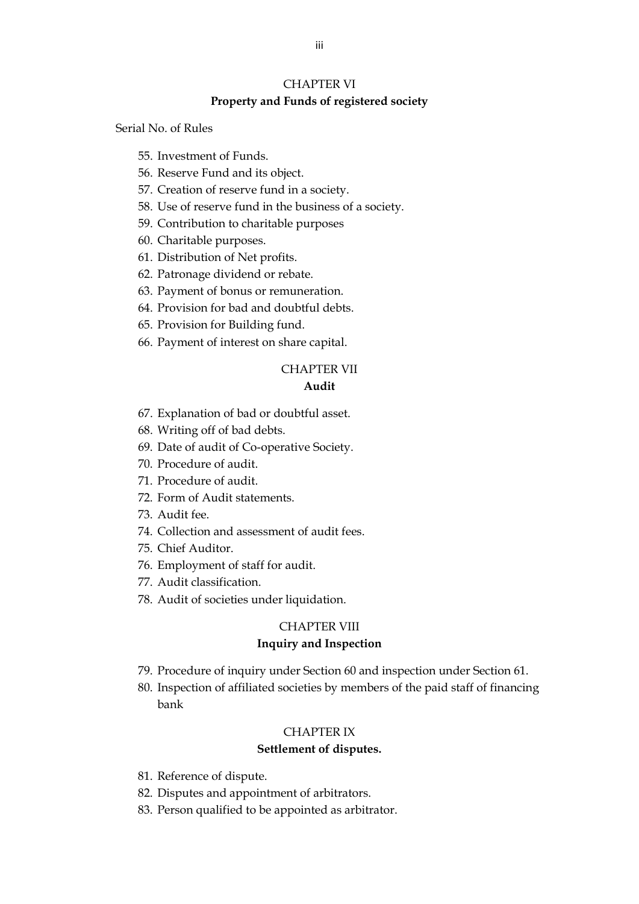## CHAPTER VI

**Property and Funds of registered society**

Serial No. of Rules

55. Investment of Funds.
56. Reserve Fund and its object.
57. Creation of reserve fund in a society.
58. Use of reserve fund in the business of a society.
59. Contribution to charitable purposes
60. Charitable purposes.
61. Distribution of Net profits.
62. Patronage dividend or rebate.
63. Payment of bonus or remuneration.
64. Provision for bad and doubtful debts.
65. Provision for Building fund.
66. Payment of interest on share capital.

## CHAPTER VII

**Audit**

67. Explanation of bad or doubtful asset.
68. Writing off of bad debts.
69. Date of audit of Co-operative Society.
70. Procedure of audit.
71. Procedure of audit.
72. Form of Audit statements.
73. Audit fee.
74. Collection and assessment of audit fees.
75. Chief Auditor.
76. Employment of staff for audit.
77. Audit classification.
78. Audit of societies under liquidation.

## CHAPTER VIII

**Inquiry and Inspection**

79. Procedure of inquiry under Section 60 and inspection under Section 61.
80. Inspection of affiliated societies by members of the paid staff of financing bank

## CHAPTER IX

**Settlement of disputes.**

81. Reference of dispute.
82. Disputes and appointment of arbitrators.
83. Person qualified to be appointed as arbitrator.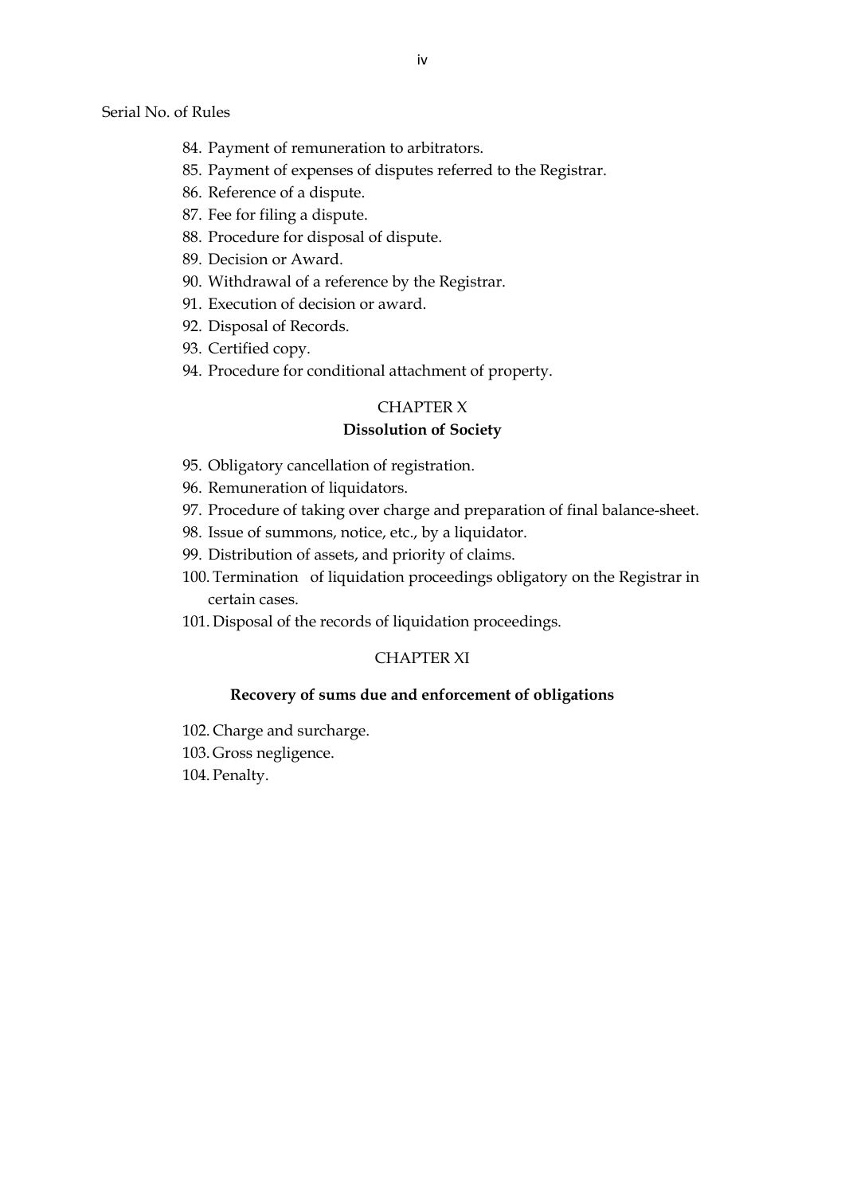Serial No. of Rules

84. Payment of remuneration to arbitrators.
85. Payment of expenses of disputes referred to the Registrar.
86. Reference of a dispute.
87. Fee for filing a dispute.
88. Procedure for disposal of dispute.
89. Decision or Award.
90. Withdrawal of a reference by the Registrar.
91. Execution of decision or award.
92. Disposal of Records.
93. Certified copy.
94. Procedure for conditional attachment of property.

## CHAPTER X

### Dissolution of Society

95. Obligatory cancellation of registration.
96. Remuneration of liquidators.
97. Procedure of taking over charge and preparation of final balance-sheet.
98. Issue of summons, notice, etc., by a liquidator.
99. Distribution of assets, and priority of claims.
100. Termination of liquidation proceedings obligatory on the Registrar in certain cases.
101. Disposal of the records of liquidation proceedings.

## CHAPTER XI

### Recovery of sums due and enforcement of obligations

102. Charge and surcharge.
103. Gross negligence.
104. Penalty.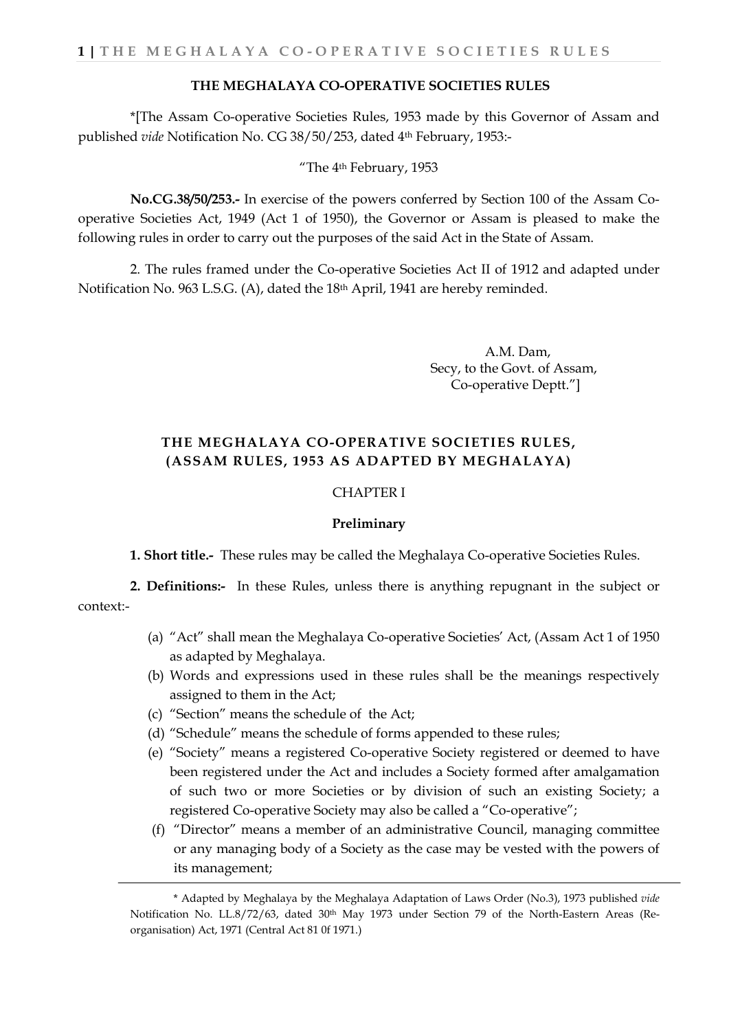## THE MEGHALAYA CO-OPERATIVE SOCIETIES RULES

*[The Assam Co-operative Societies Rules, 1953 made by this Governor of Assam and published *vide* Notification No. CG 38/50/253, dated 4th February, 1953:-

"The 4th February, 1953

**No.CG.38/50/253.-** In exercise of the powers conferred by Section 100 of the Assam Co-operative Societies Act, 1949 (Act 1 of 1950), the Governor or Assam is pleased to make the following rules in order to carry out the purposes of the said Act in the State of Assam.

2. The rules framed under the Co-operative Societies Act II of 1912 and adapted under Notification No. 963 L.S.G. (A), dated the 18th April, 1941 are hereby reminded.

A.M. Dam,
Secy, to the Govt. of Assam,
Co-operative Deptt."]

## THE MEGHALAYA CO-OPERATIVE SOCIETIES RULES, (ASSAM RULES, 1953 AS ADAPTED BY MEGHALAYA)

### CHAPTER I

### Preliminary

**1. Short title.-** These rules may be called the Meghalaya Co-operative Societies Rules.

**2. Definitions:-** In these Rules, unless there is anything repugnant in the subject or context:-

(a) "Act" shall mean the Meghalaya Co-operative Societies' Act, (Assam Act 1 of 1950 as adapted by Meghalaya.

(b) Words and expressions used in these rules shall be the meanings respectively assigned to them in the Act;

(c) "Section" means the schedule of the Act;

(d) "Schedule" means the schedule of forms appended to these rules;

(e) "Society" means a registered Co-operative Society registered or deemed to have been registered under the Act and includes a Society formed after amalgamation of such two or more Societies or by division of such an existing Society; a registered Co-operative Society may also be called a "Co-operative";

(f) "Director" means a member of an administrative Council, managing committee or any managing body of a Society as the case may be vested with the powers of its management;

---

\* Adapted by Meghalaya by the Meghalaya Adaptation of Laws Order (No.3), 1973 published *vide* Notification No. LL.8/72/63, dated 30th May 1973 under Section 79 of the North-Eastern Areas (Re-organisation) Act, 1971 (Central Act 81 0f 1971.)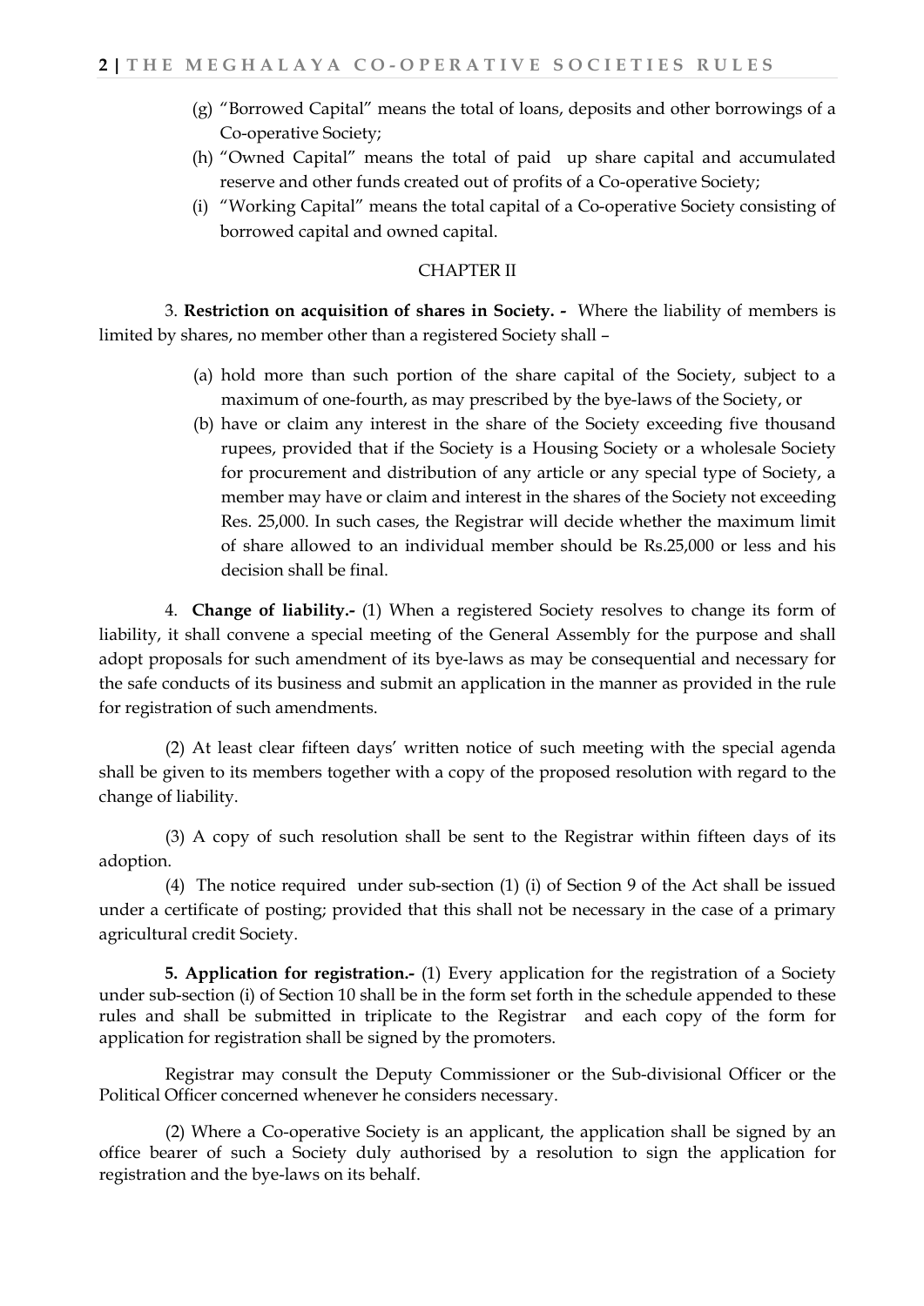(g) "Borrowed Capital" means the total of loans, deposits and other borrowings of a Co-operative Society;

(h) "Owned Capital" means the total of paid up share capital and accumulated reserve and other funds created out of profits of a Co-operative Society;

(i) "Working Capital" means the total capital of a Co-operative Society consisting of borrowed capital and owned capital.

## CHAPTER II

3. **Restriction on acquisition of shares in Society. -** Where the liability of members is limited by shares, no member other than a registered Society shall –

(a) hold more than such portion of the share capital of the Society, subject to a maximum of one-fourth, as may prescribed by the bye-laws of the Society, or

(b) have or claim any interest in the share of the Society exceeding five thousand rupees, provided that if the Society is a Housing Society or a wholesale Society for procurement and distribution of any article or any special type of Society, a member may have or claim and interest in the shares of the Society not exceeding Res. 25,000. In such cases, the Registrar will decide whether the maximum limit of share allowed to an individual member should be Rs.25,000 or less and his decision shall be final.

4. **Change of liability.-** (1) When a registered Society resolves to change its form of liability, it shall convene a special meeting of the General Assembly for the purpose and shall adopt proposals for such amendment of its bye-laws as may be consequential and necessary for the safe conducts of its business and submit an application in the manner as provided in the rule for registration of such amendments.

(2) At least clear fifteen days' written notice of such meeting with the special agenda shall be given to its members together with a copy of the proposed resolution with regard to the change of liability.

(3) A copy of such resolution shall be sent to the Registrar within fifteen days of its adoption.

(4) The notice required under sub-section (1) (i) of Section 9 of the Act shall be issued under a certificate of posting; provided that this shall not be necessary in the case of a primary agricultural credit Society.

**5. Application for registration.-** (1) Every application for the registration of a Society under sub-section (i) of Section 10 shall be in the form set forth in the schedule appended to these rules and shall be submitted in triplicate to the Registrar and each copy of the form for application for registration shall be signed by the promoters.

Registrar may consult the Deputy Commissioner or the Sub-divisional Officer or the Political Officer concerned whenever he considers necessary.

(2) Where a Co-operative Society is an applicant, the application shall be signed by an office bearer of such a Society duly authorised by a resolution to sign the application for registration and the bye-laws on its behalf.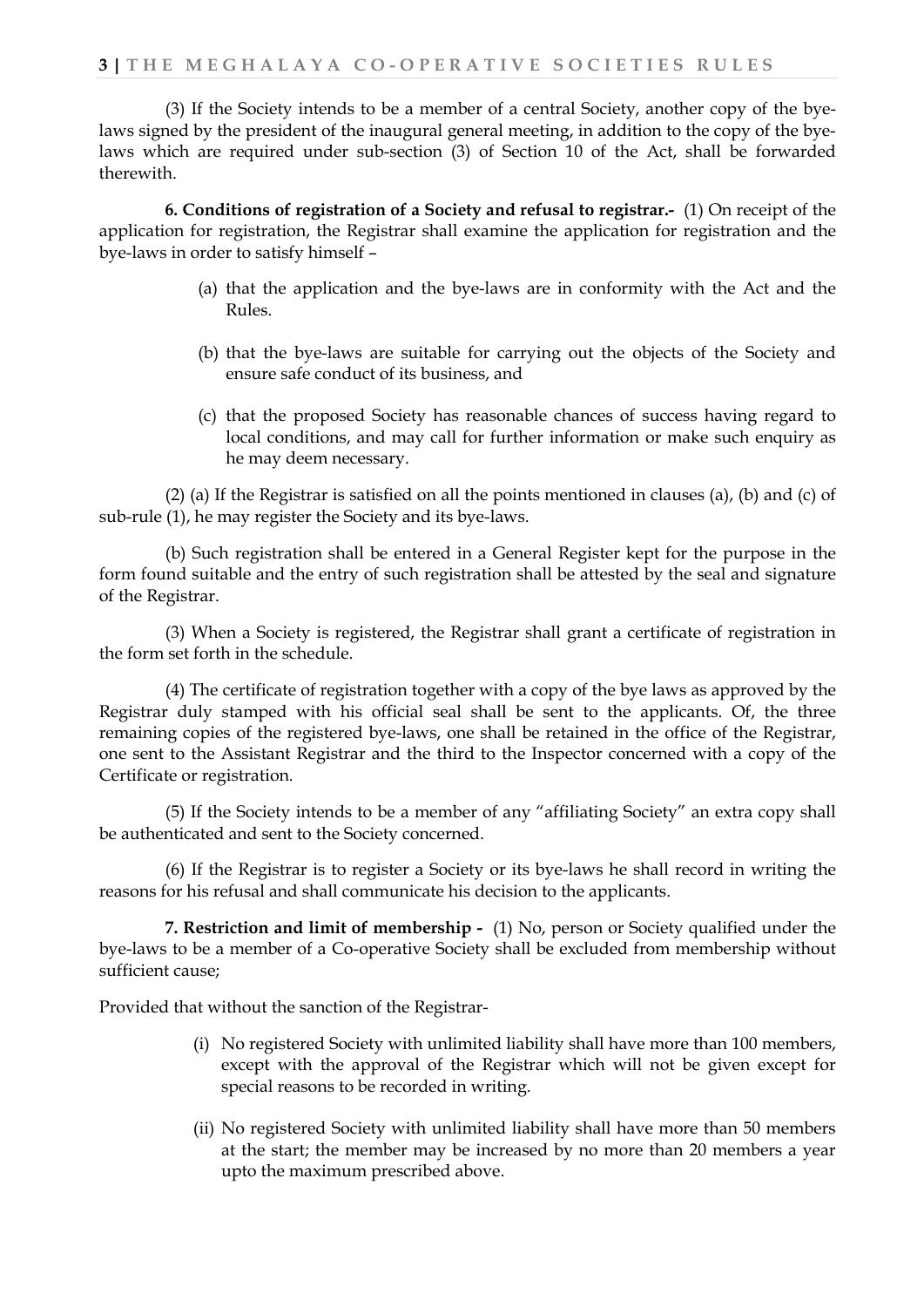(3) If the Society intends to be a member of a central Society, another copy of the bye-laws signed by the president of the inaugural general meeting, in addition to the copy of the bye-laws which are required under sub-section (3) of Section 10 of the Act, shall be forwarded therewith.

**6. Conditions of registration of a Society and refusal to registrar.-** (1) On receipt of the application for registration, the Registrar shall examine the application for registration and the bye-laws in order to satisfy himself –

(a) that the application and the bye-laws are in conformity with the Act and the Rules.

(b) that the bye-laws are suitable for carrying out the objects of the Society and ensure safe conduct of its business, and

(c) that the proposed Society has reasonable chances of success having regard to local conditions, and may call for further information or make such enquiry as he may deem necessary.

(2) (a) If the Registrar is satisfied on all the points mentioned in clauses (a), (b) and (c) of sub-rule (1), he may register the Society and its bye-laws.

(b) Such registration shall be entered in a General Register kept for the purpose in the form found suitable and the entry of such registration shall be attested by the seal and signature of the Registrar.

(3) When a Society is registered, the Registrar shall grant a certificate of registration in the form set forth in the schedule.

(4) The certificate of registration together with a copy of the bye laws as approved by the Registrar duly stamped with his official seal shall be sent to the applicants. Of, the three remaining copies of the registered bye-laws, one shall be retained in the office of the Registrar, one sent to the Assistant Registrar and the third to the Inspector concerned with a copy of the Certificate or registration.

(5) If the Society intends to be a member of any "affiliating Society" an extra copy shall be authenticated and sent to the Society concerned.

(6) If the Registrar is to register a Society or its bye-laws he shall record in writing the reasons for his refusal and shall communicate his decision to the applicants.

**7. Restriction and limit of membership -** (1) No, person or Society qualified under the bye-laws to be a member of a Co-operative Society shall be excluded from membership without sufficient cause;

Provided that without the sanction of the Registrar-

(i) No registered Society with unlimited liability shall have more than 100 members, except with the approval of the Registrar which will not be given except for special reasons to be recorded in writing.

(ii) No registered Society with unlimited liability shall have more than 50 members at the start; the member may be increased by no more than 20 members a year upto the maximum prescribed above.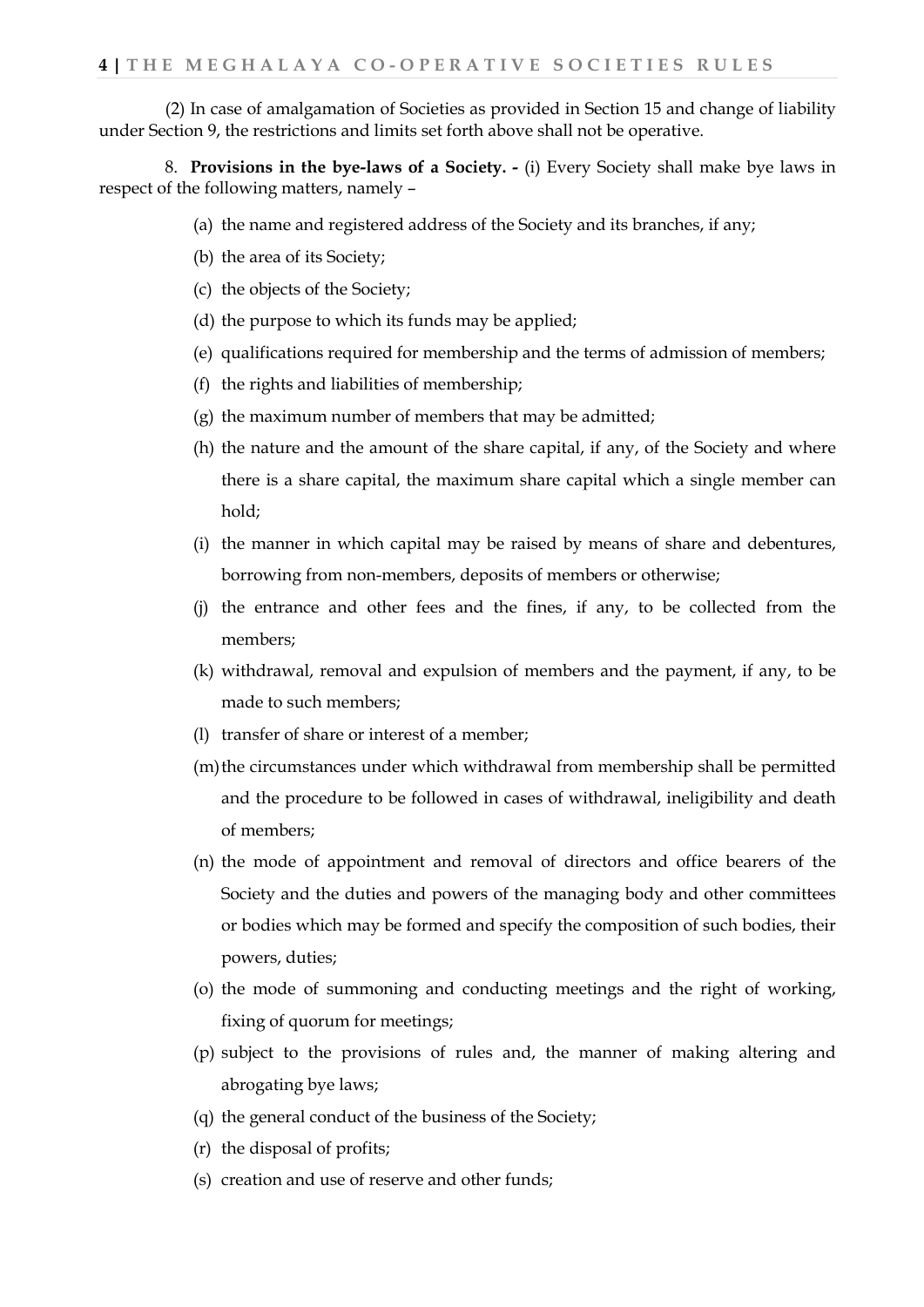(2) In case of amalgamation of Societies as provided in Section 15 and change of liability under Section 9, the restrictions and limits set forth above shall not be operative.

8. **Provisions in the bye-laws of a Society. -** (i) Every Society shall make bye laws in respect of the following matters, namely –

(a) the name and registered address of the Society and its branches, if any;

(b) the area of its Society;

(c) the objects of the Society;

(d) the purpose to which its funds may be applied;

(e) qualifications required for membership and the terms of admission of members;

(f) the rights and liabilities of membership;

(g) the maximum number of members that may be admitted;

(h) the nature and the amount of the share capital, if any, of the Society and where there is a share capital, the maximum share capital which a single member can hold;

(i) the manner in which capital may be raised by means of share and debentures, borrowing from non-members, deposits of members or otherwise;

(j) the entrance and other fees and the fines, if any, to be collected from the members;

(k) withdrawal, removal and expulsion of members and the payment, if any, to be made to such members;

(l) transfer of share or interest of a member;

(m) the circumstances under which withdrawal from membership shall be permitted and the procedure to be followed in cases of withdrawal, ineligibility and death of members;

(n) the mode of appointment and removal of directors and office bearers of the Society and the duties and powers of the managing body and other committees or bodies which may be formed and specify the composition of such bodies, their powers, duties;

(o) the mode of summoning and conducting meetings and the right of working, fixing of quorum for meetings;

(p) subject to the provisions of rules and, the manner of making altering and abrogating bye laws;

(q) the general conduct of the business of the Society;

(r) the disposal of profits;

(s) creation and use of reserve and other funds;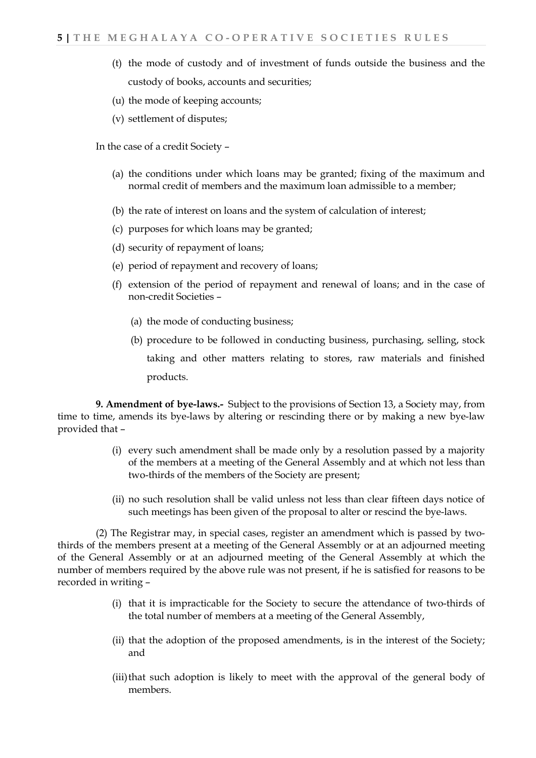(t) the mode of custody and of investment of funds outside the business and the custody of books, accounts and securities;

(u) the mode of keeping accounts;

(v) settlement of disputes;

In the case of a credit Society –

(a) the conditions under which loans may be granted; fixing of the maximum and normal credit of members and the maximum loan admissible to a member;

(b) the rate of interest on loans and the system of calculation of interest;

(c) purposes for which loans may be granted;

(d) security of repayment of loans;

(e) period of repayment and recovery of loans;

(f) extension of the period of repayment and renewal of loans; and in the case of non-credit Societies –

  (a) the mode of conducting business;

  (b) procedure to be followed in conducting business, purchasing, selling, stock taking and other matters relating to stores, raw materials and finished products.

**9. Amendment of bye-laws.-** Subject to the provisions of Section 13, a Society may, from time to time, amends its bye-laws by altering or rescinding there or by making a new bye-law provided that –

(i) every such amendment shall be made only by a resolution passed by a majority of the members at a meeting of the General Assembly and at which not less than two-thirds of the members of the Society are present;

(ii) no such resolution shall be valid unless not less than clear fifteen days notice of such meetings has been given of the proposal to alter or rescind the bye-laws.

(2) The Registrar may, in special cases, register an amendment which is passed by two-thirds of the members present at a meeting of the General Assembly or at an adjourned meeting of the General Assembly or at an adjourned meeting of the General Assembly at which the number of members required by the above rule was not present, if he is satisfied for reasons to be recorded in writing –

(i) that it is impracticable for the Society to secure the attendance of two-thirds of the total number of members at a meeting of the General Assembly,

(ii) that the adoption of the proposed amendments, is in the interest of the Society; and

(iii) that such adoption is likely to meet with the approval of the general body of members.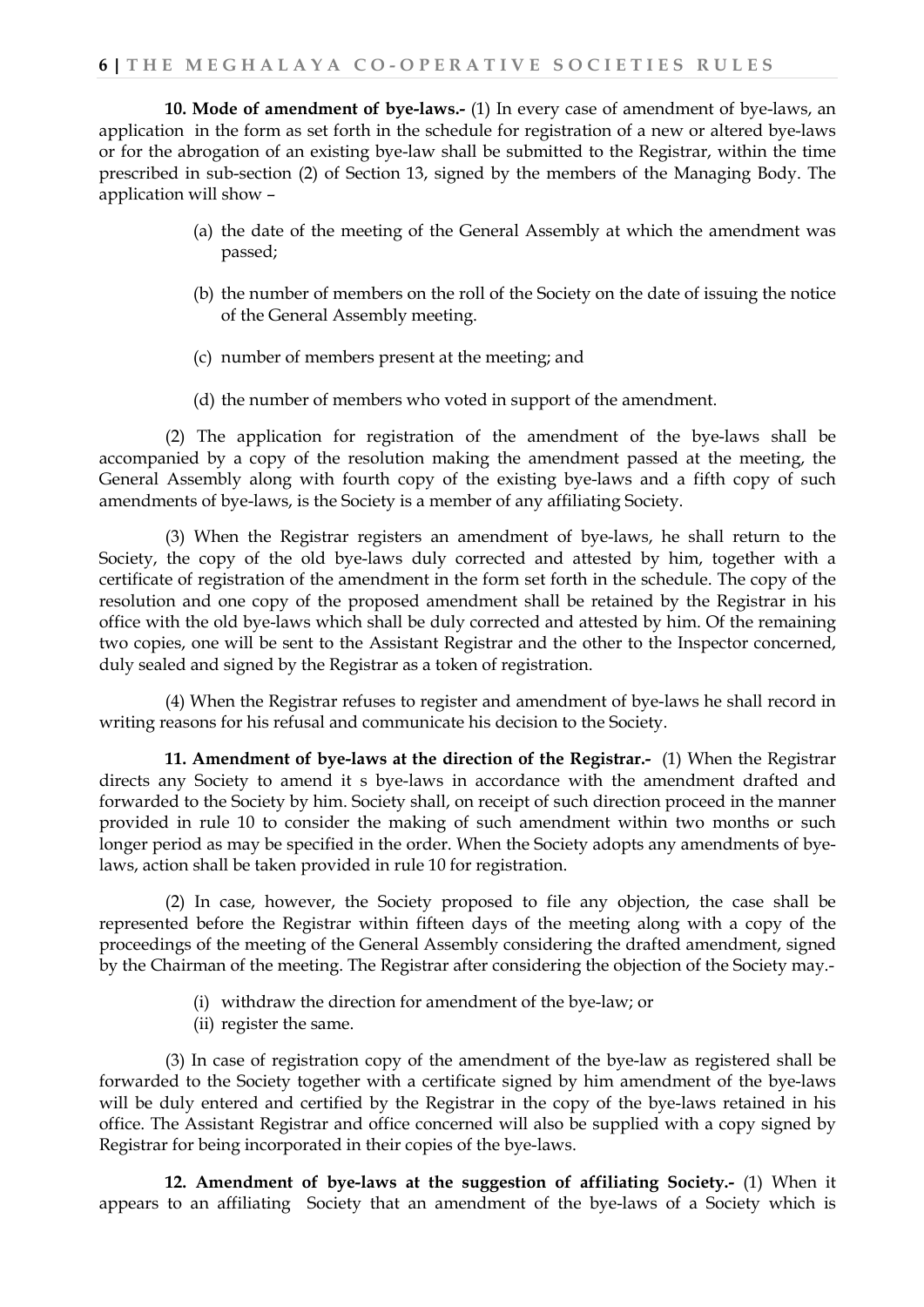**10. Mode of amendment of bye-laws.-** (1) In every case of amendment of bye-laws, an application in the form as set forth in the schedule for registration of a new or altered bye-laws or for the abrogation of an existing bye-law shall be submitted to the Registrar, within the time prescribed in sub-section (2) of Section 13, signed by the members of the Managing Body. The application will show –

(a) the date of the meeting of the General Assembly at which the amendment was passed;

(b) the number of members on the roll of the Society on the date of issuing the notice of the General Assembly meeting.

(c) number of members present at the meeting; and

(d) the number of members who voted in support of the amendment.

(2) The application for registration of the amendment of the bye-laws shall be accompanied by a copy of the resolution making the amendment passed at the meeting, the General Assembly along with fourth copy of the existing bye-laws and a fifth copy of such amendments of bye-laws, is the Society is a member of any affiliating Society.

(3) When the Registrar registers an amendment of bye-laws, he shall return to the Society, the copy of the old bye-laws duly corrected and attested by him, together with a certificate of registration of the amendment in the form set forth in the schedule. The copy of the resolution and one copy of the proposed amendment shall be retained by the Registrar in his office with the old bye-laws which shall be duly corrected and attested by him. Of the remaining two copies, one will be sent to the Assistant Registrar and the other to the Inspector concerned, duly sealed and signed by the Registrar as a token of registration.

(4) When the Registrar refuses to register and amendment of bye-laws he shall record in writing reasons for his refusal and communicate his decision to the Society.

**11. Amendment of bye-laws at the direction of the Registrar.-** (1) When the Registrar directs any Society to amend it s bye-laws in accordance with the amendment drafted and forwarded to the Society by him. Society shall, on receipt of such direction proceed in the manner provided in rule 10 to consider the making of such amendment within two months or such longer period as may be specified in the order. When the Society adopts any amendments of bye-laws, action shall be taken provided in rule 10 for registration.

(2) In case, however, the Society proposed to file any objection, the case shall be represented before the Registrar within fifteen days of the meeting along with a copy of the proceedings of the meeting of the General Assembly considering the drafted amendment, signed by the Chairman of the meeting. The Registrar after considering the objection of the Society may.-

(i) withdraw the direction for amendment of the bye-law; or
(ii) register the same.

(3) In case of registration copy of the amendment of the bye-law as registered shall be forwarded to the Society together with a certificate signed by him amendment of the bye-laws will be duly entered and certified by the Registrar in the copy of the bye-laws retained in his office. The Assistant Registrar and office concerned will also be supplied with a copy signed by Registrar for being incorporated in their copies of the bye-laws.

**12. Amendment of bye-laws at the suggestion of affiliating Society.-** (1) When it appears to an affiliating Society that an amendment of the bye-laws of a Society which is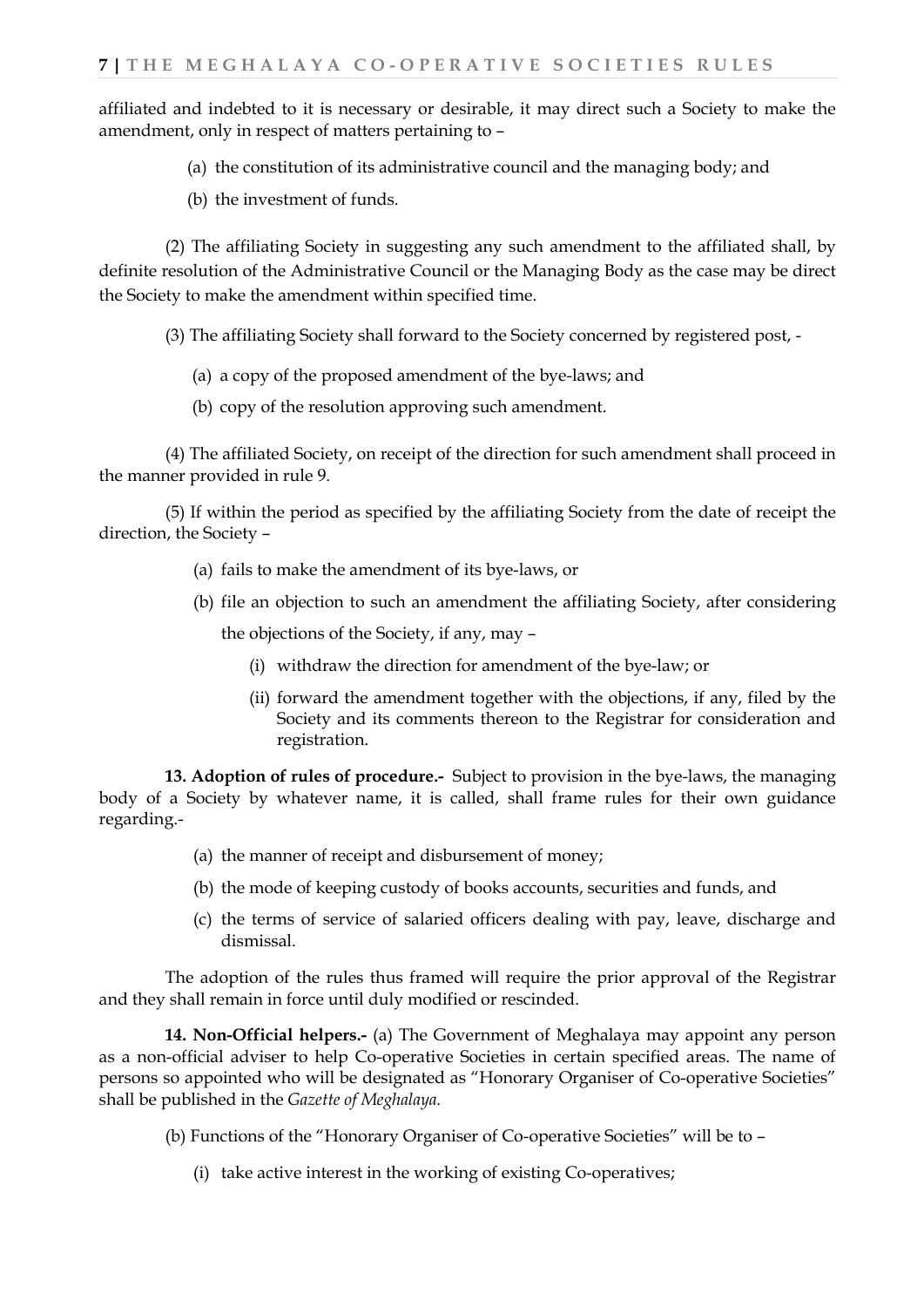affiliated and indebted to it is necessary or desirable, it may direct such a Society to make the amendment, only in respect of matters pertaining to –

(a) the constitution of its administrative council and the managing body; and

(b) the investment of funds.

(2) The affiliating Society in suggesting any such amendment to the affiliated shall, by definite resolution of the Administrative Council or the Managing Body as the case may be direct the Society to make the amendment within specified time.

(3) The affiliating Society shall forward to the Society concerned by registered post, -

(a) a copy of the proposed amendment of the bye-laws; and

(b) copy of the resolution approving such amendment.

(4) The affiliated Society, on receipt of the direction for such amendment shall proceed in the manner provided in rule 9.

(5) If within the period as specified by the affiliating Society from the date of receipt the direction, the Society –

(a) fails to make the amendment of its bye-laws, or

(b) file an objection to such an amendment the affiliating Society, after considering the objections of the Society, if any, may –

(i) withdraw the direction for amendment of the bye-law; or

(ii) forward the amendment together with the objections, if any, filed by the Society and its comments thereon to the Registrar for consideration and registration.

**13. Adoption of rules of procedure.-** Subject to provision in the bye-laws, the managing body of a Society by whatever name, it is called, shall frame rules for their own guidance regarding.-

(a) the manner of receipt and disbursement of money;

(b) the mode of keeping custody of books accounts, securities and funds, and

(c) the terms of service of salaried officers dealing with pay, leave, discharge and dismissal.

The adoption of the rules thus framed will require the prior approval of the Registrar and they shall remain in force until duly modified or rescinded.

**14. Non-Official helpers.-** (a) The Government of Meghalaya may appoint any person as a non-official adviser to help Co-operative Societies in certain specified areas. The name of persons so appointed who will be designated as "Honorary Organiser of Co-operative Societies" shall be published in the *Gazette of Meghalaya.*

(b) Functions of the "Honorary Organiser of Co-operative Societies" will be to –

(i) take active interest in the working of existing Co-operatives;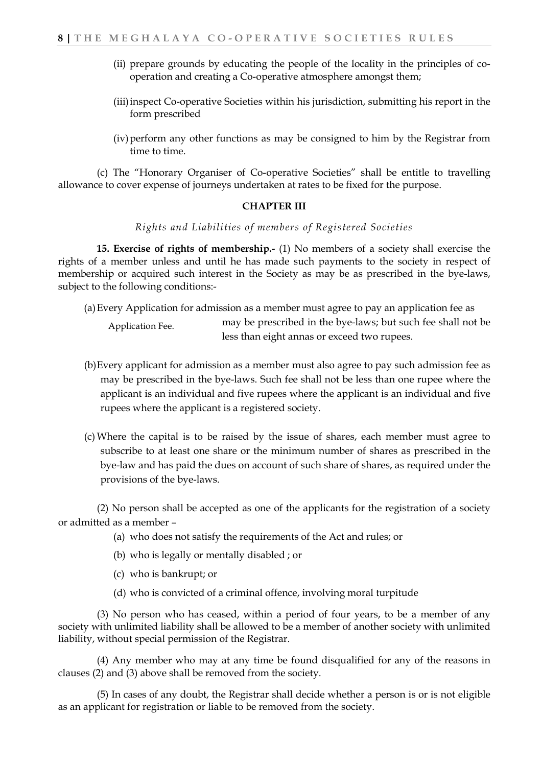(ii) prepare grounds by educating the people of the locality in the principles of co-operation and creating a Co-operative atmosphere amongst them;

(iii) inspect Co-operative Societies within his jurisdiction, submitting his report in the form prescribed

(iv) perform any other functions as may be consigned to him by the Registrar from time to time.

(c) The "Honorary Organiser of Co-operative Societies" shall be entitle to travelling allowance to cover expense of journeys undertaken at rates to be fixed for the purpose.

## CHAPTER III

*Rights and Liabilities of members of Registered Societies*

**15. Exercise of rights of membership.-** (1) No members of a society shall exercise the rights of a member unless and until he has made such payments to the society in respect of membership or acquired such interest in the Society as may be as prescribed in the bye-laws, subject to the following conditions:-

(a) Every Application for admission as a member must agree to pay an application fee as may be prescribed in the bye-laws; but such fee shall not be less than eight annas or exceed two rupees.

Application Fee.

(b) Every applicant for admission as a member must also agree to pay such admission fee as may be prescribed in the bye-laws. Such fee shall not be less than one rupee where the applicant is an individual and five rupees where the applicant is an individual and five rupees where the applicant is a registered society.

(c) Where the capital is to be raised by the issue of shares, each member must agree to subscribe to at least one share or the minimum number of shares as prescribed in the bye-law and has paid the dues on account of such share of shares, as required under the provisions of the bye-laws.

(2) No person shall be accepted as one of the applicants for the registration of a society or admitted as a member –

(a) who does not satisfy the requirements of the Act and rules; or

(b) who is legally or mentally disabled ; or

(c) who is bankrupt; or

(d) who is convicted of a criminal offence, involving moral turpitude

(3) No person who has ceased, within a period of four years, to be a member of any society with unlimited liability shall be allowed to be a member of another society with unlimited liability, without special permission of the Registrar.

(4) Any member who may at any time be found disqualified for any of the reasons in clauses (2) and (3) above shall be removed from the society.

(5) In cases of any doubt, the Registrar shall decide whether a person is or is not eligible as an applicant for registration or liable to be removed from the society.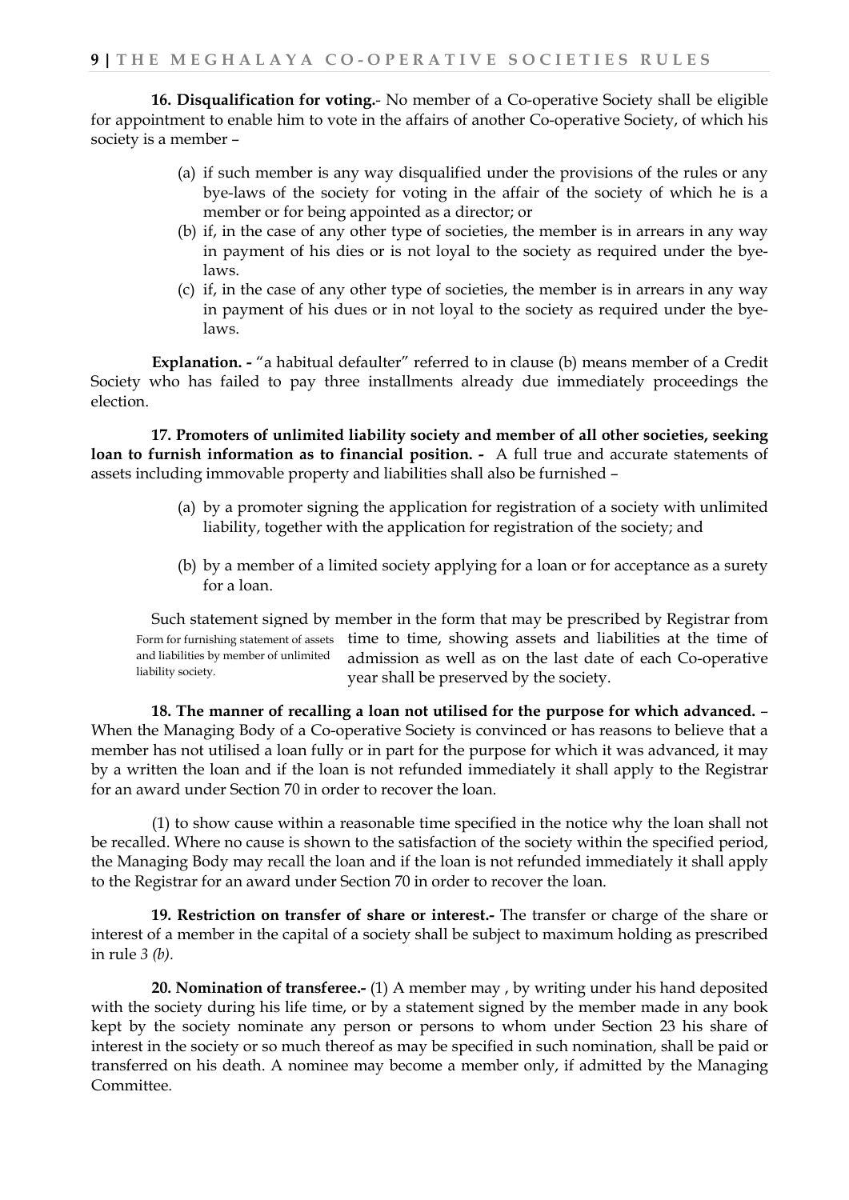**16. Disqualification for voting.**- No member of a Co-operative Society shall be eligible for appointment to enable him to vote in the affairs of another Co-operative Society, of which his society is a member –

(a) if such member is any way disqualified under the provisions of the rules or any bye-laws of the society for voting in the affair of the society of which he is a member or for being appointed as a director; or

(b) if, in the case of any other type of societies, the member is in arrears in any way in payment of his dies or is not loyal to the society as required under the bye-laws.

(c) if, in the case of any other type of societies, the member is in arrears in any way in payment of his dues or in not loyal to the society as required under the bye-laws.

**Explanation. -** "a habitual defaulter" referred to in clause (b) means member of a Credit Society who has failed to pay three installments already due immediately proceedings the election.

**17. Promoters of unlimited liability society and member of all other societies, seeking loan to furnish information as to financial position. -** A full true and accurate statements of assets including immovable property and liabilities shall also be furnished –

(a) by a promoter signing the application for registration of a society with unlimited liability, together with the application for registration of the society; and

(b) by a member of a limited society applying for a loan or for acceptance as a surety for a loan.

Form for furnishing statement of assets and liabilities by member of unlimited liability society.

Such statement signed by member in the form that may be prescribed by Registrar from time to time, showing assets and liabilities at the time of admission as well as on the last date of each Co-operative year shall be preserved by the society.

**18. The manner of recalling a loan not utilised for the purpose for which advanced.** – When the Managing Body of a Co-operative Society is convinced or has reasons to believe that a member has not utilised a loan fully or in part for the purpose for which it was advanced, it may by a written the loan and if the loan is not refunded immediately it shall apply to the Registrar for an award under Section 70 in order to recover the loan.

(1) to show cause within a reasonable time specified in the notice why the loan shall not be recalled. Where no cause is shown to the satisfaction of the society within the specified period, the Managing Body may recall the loan and if the loan is not refunded immediately it shall apply to the Registrar for an award under Section 70 in order to recover the loan.

**19. Restriction on transfer of share or interest.-** The transfer or charge of the share or interest of a member in the capital of a society shall be subject to maximum holding as prescribed in rule *3 (b).*

**20. Nomination of transferee.-** (1) A member may , by writing under his hand deposited with the society during his life time, or by a statement signed by the member made in any book kept by the society nominate any person or persons to whom under Section 23 his share of interest in the society or so much thereof as may be specified in such nomination, shall be paid or transferred on his death. A nominee may become a member only, if admitted by the Managing Committee.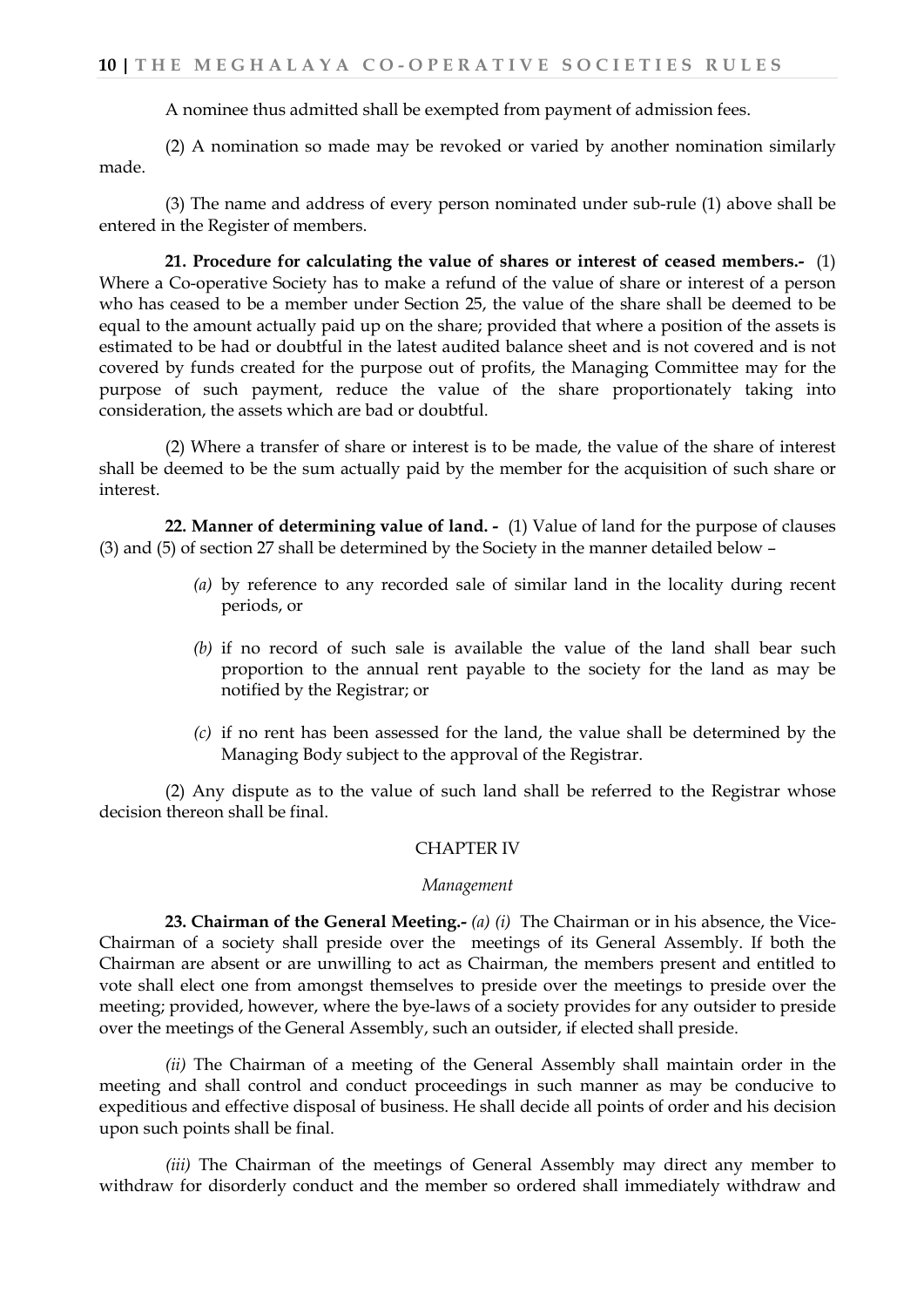A nominee thus admitted shall be exempted from payment of admission fees.

(2) A nomination so made may be revoked or varied by another nomination similarly made.

(3) The name and address of every person nominated under sub-rule (1) above shall be entered in the Register of members.

**21. Procedure for calculating the value of shares or interest of ceased members.-** (1) Where a Co-operative Society has to make a refund of the value of share or interest of a person who has ceased to be a member under Section 25, the value of the share shall be deemed to be equal to the amount actually paid up on the share; provided that where a position of the assets is estimated to be had or doubtful in the latest audited balance sheet and is not covered and is not covered by funds created for the purpose out of profits, the Managing Committee may for the purpose of such payment, reduce the value of the share proportionately taking into consideration, the assets which are bad or doubtful.

(2) Where a transfer of share or interest is to be made, the value of the share of interest shall be deemed to be the sum actually paid by the member for the acquisition of such share or interest.

**22. Manner of determining value of land. -** (1) Value of land for the purpose of clauses (3) and (5) of section 27 shall be determined by the Society in the manner detailed below –

*(a)* by reference to any recorded sale of similar land in the locality during recent periods, or

*(b)* if no record of such sale is available the value of the land shall bear such proportion to the annual rent payable to the society for the land as may be notified by the Registrar; or

*(c)* if no rent has been assessed for the land, the value shall be determined by the Managing Body subject to the approval of the Registrar.

(2) Any dispute as to the value of such land shall be referred to the Registrar whose decision thereon shall be final.

## CHAPTER IV

### *Management*

**23. Chairman of the General Meeting.-** *(a) (i)* The Chairman or in his absence, the Vice-Chairman of a society shall preside over the meetings of its General Assembly. If both the Chairman are absent or are unwilling to act as Chairman, the members present and entitled to vote shall elect one from amongst themselves to preside over the meetings to preside over the meeting; provided, however, where the bye-laws of a society provides for any outsider to preside over the meetings of the General Assembly, such an outsider, if elected shall preside.

*(ii)* The Chairman of a meeting of the General Assembly shall maintain order in the meeting and shall control and conduct proceedings in such manner as may be conducive to expeditious and effective disposal of business. He shall decide all points of order and his decision upon such points shall be final.

*(iii)* The Chairman of the meetings of General Assembly may direct any member to withdraw for disorderly conduct and the member so ordered shall immediately withdraw and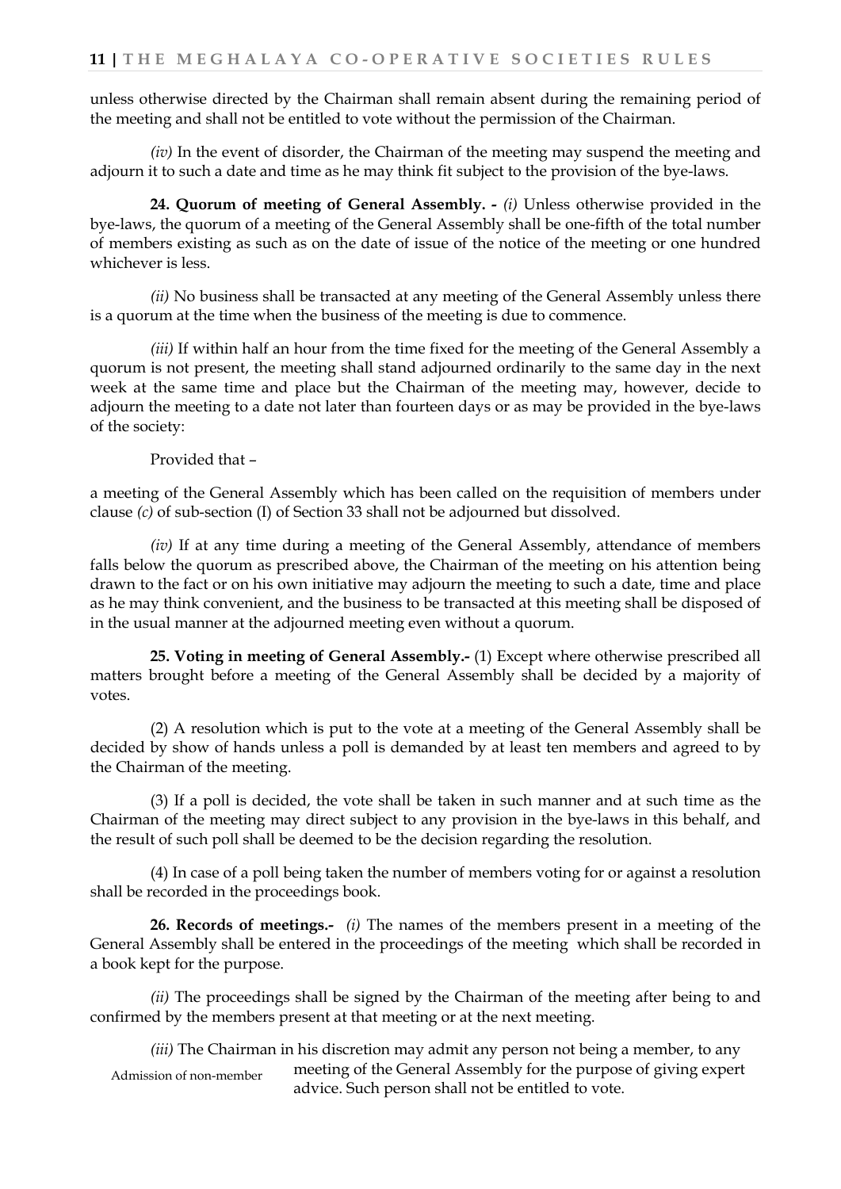unless otherwise directed by the Chairman shall remain absent during the remaining period of the meeting and shall not be entitled to vote without the permission of the Chairman.

*(iv)* In the event of disorder, the Chairman of the meeting may suspend the meeting and adjourn it to such a date and time as he may think fit subject to the provision of the bye-laws.

**24. Quorum of meeting of General Assembly. -** *(i)* Unless otherwise provided in the bye-laws, the quorum of a meeting of the General Assembly shall be one-fifth of the total number of members existing as such as on the date of issue of the notice of the meeting or one hundred whichever is less.

*(ii)* No business shall be transacted at any meeting of the General Assembly unless there is a quorum at the time when the business of the meeting is due to commence.

*(iii)* If within half an hour from the time fixed for the meeting of the General Assembly a quorum is not present, the meeting shall stand adjourned ordinarily to the same day in the next week at the same time and place but the Chairman of the meeting may, however, decide to adjourn the meeting to a date not later than fourteen days or as may be provided in the bye-laws of the society:

Provided that –

a meeting of the General Assembly which has been called on the requisition of members under clause *(c)* of sub-section (I) of Section 33 shall not be adjourned but dissolved.

*(iv)* If at any time during a meeting of the General Assembly, attendance of members falls below the quorum as prescribed above, the Chairman of the meeting on his attention being drawn to the fact or on his own initiative may adjourn the meeting to such a date, time and place as he may think convenient, and the business to be transacted at this meeting shall be disposed of in the usual manner at the adjourned meeting even without a quorum.

**25. Voting in meeting of General Assembly.-** (1) Except where otherwise prescribed all matters brought before a meeting of the General Assembly shall be decided by a majority of votes.

(2) A resolution which is put to the vote at a meeting of the General Assembly shall be decided by show of hands unless a poll is demanded by at least ten members and agreed to by the Chairman of the meeting.

(3) If a poll is decided, the vote shall be taken in such manner and at such time as the Chairman of the meeting may direct subject to any provision in the bye-laws in this behalf, and the result of such poll shall be deemed to be the decision regarding the resolution.

(4) In case of a poll being taken the number of members voting for or against a resolution shall be recorded in the proceedings book.

**26. Records of meetings.-** *(i)* The names of the members present in a meeting of the General Assembly shall be entered in the proceedings of the meeting which shall be recorded in a book kept for the purpose.

*(ii)* The proceedings shall be signed by the Chairman of the meeting after being to and confirmed by the members present at that meeting or at the next meeting.

Admission of non-member

*(iii)* The Chairman in his discretion may admit any person not being a member, to any meeting of the General Assembly for the purpose of giving expert advice. Such person shall not be entitled to vote.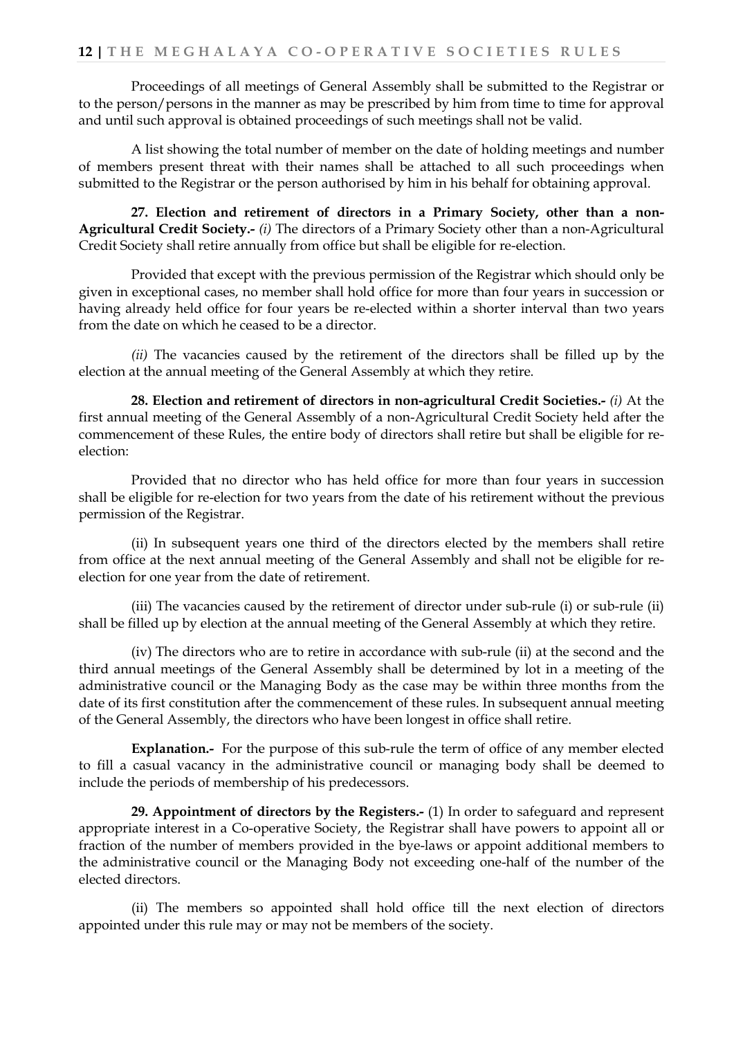Proceedings of all meetings of General Assembly shall be submitted to the Registrar or to the person/persons in the manner as may be prescribed by him from time to time for approval and until such approval is obtained proceedings of such meetings shall not be valid.

A list showing the total number of member on the date of holding meetings and number of members present threat with their names shall be attached to all such proceedings when submitted to the Registrar or the person authorised by him in his behalf for obtaining approval.

**27. Election and retirement of directors in a Primary Society, other than a non-Agricultural Credit Society.-** *(i)* The directors of a Primary Society other than a non-Agricultural Credit Society shall retire annually from office but shall be eligible for re-election.

Provided that except with the previous permission of the Registrar which should only be given in exceptional cases, no member shall hold office for more than four years in succession or having already held office for four years be re-elected within a shorter interval than two years from the date on which he ceased to be a director.

*(ii)* The vacancies caused by the retirement of the directors shall be filled up by the election at the annual meeting of the General Assembly at which they retire.

**28. Election and retirement of directors in non-agricultural Credit Societies.-** *(i)* At the first annual meeting of the General Assembly of a non-Agricultural Credit Society held after the commencement of these Rules, the entire body of directors shall retire but shall be eligible for re-election:

Provided that no director who has held office for more than four years in succession shall be eligible for re-election for two years from the date of his retirement without the previous permission of the Registrar.

(ii) In subsequent years one third of the directors elected by the members shall retire from office at the next annual meeting of the General Assembly and shall not be eligible for re-election for one year from the date of retirement.

(iii) The vacancies caused by the retirement of director under sub-rule (i) or sub-rule (ii) shall be filled up by election at the annual meeting of the General Assembly at which they retire.

(iv) The directors who are to retire in accordance with sub-rule (ii) at the second and the third annual meetings of the General Assembly shall be determined by lot in a meeting of the administrative council or the Managing Body as the case may be within three months from the date of its first constitution after the commencement of these rules. In subsequent annual meeting of the General Assembly, the directors who have been longest in office shall retire.

**Explanation.-** For the purpose of this sub-rule the term of office of any member elected to fill a casual vacancy in the administrative council or managing body shall be deemed to include the periods of membership of his predecessors.

**29. Appointment of directors by the Registers.-** (1) In order to safeguard and represent appropriate interest in a Co-operative Society, the Registrar shall have powers to appoint all or fraction of the number of members provided in the bye-laws or appoint additional members to the administrative council or the Managing Body not exceeding one-half of the number of the elected directors.

(ii) The members so appointed shall hold office till the next election of directors appointed under this rule may or may not be members of the society.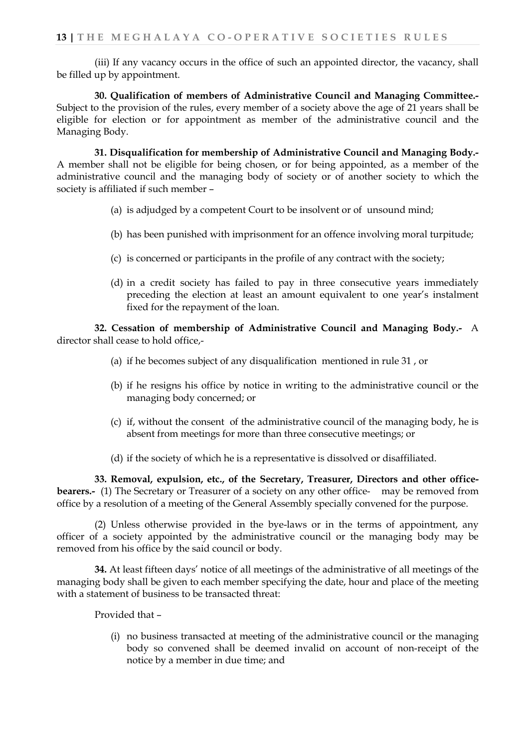(iii) If any vacancy occurs in the office of such an appointed director, the vacancy, shall be filled up by appointment.

**30. Qualification of members of Administrative Council and Managing Committee.-** Subject to the provision of the rules, every member of a society above the age of 21 years shall be eligible for election or for appointment as member of the administrative council and the Managing Body.

**31. Disqualification for membership of Administrative Council and Managing Body.-** A member shall not be eligible for being chosen, or for being appointed, as a member of the administrative council and the managing body of society or of another society to which the society is affiliated if such member –

(a) is adjudged by a competent Court to be insolvent or of unsound mind;

(b) has been punished with imprisonment for an offence involving moral turpitude;

(c) is concerned or participants in the profile of any contract with the society;

(d) in a credit society has failed to pay in three consecutive years immediately preceding the election at least an amount equivalent to one year's instalment fixed for the repayment of the loan.

**32. Cessation of membership of Administrative Council and Managing Body.-** A director shall cease to hold office,-

(a) if he becomes subject of any disqualification mentioned in rule 31 , or

(b) if he resigns his office by notice in writing to the administrative council or the managing body concerned; or

(c) if, without the consent of the administrative council of the managing body, he is absent from meetings for more than three consecutive meetings; or

(d) if the society of which he is a representative is dissolved or disaffiliated.

**33. Removal, expulsion, etc., of the Secretary, Treasurer, Directors and other office-bearers.-** (1) The Secretary or Treasurer of a society on any other office- may be removed from office by a resolution of a meeting of the General Assembly specially convened for the purpose.

(2) Unless otherwise provided in the bye-laws or in the terms of appointment, any officer of a society appointed by the administrative council or the managing body may be removed from his office by the said council or body.

**34.** At least fifteen days' notice of all meetings of the administrative of all meetings of the managing body shall be given to each member specifying the date, hour and place of the meeting with a statement of business to be transacted threat:

Provided that –

(i) no business transacted at meeting of the administrative council or the managing body so convened shall be deemed invalid on account of non-receipt of the notice by a member in due time; and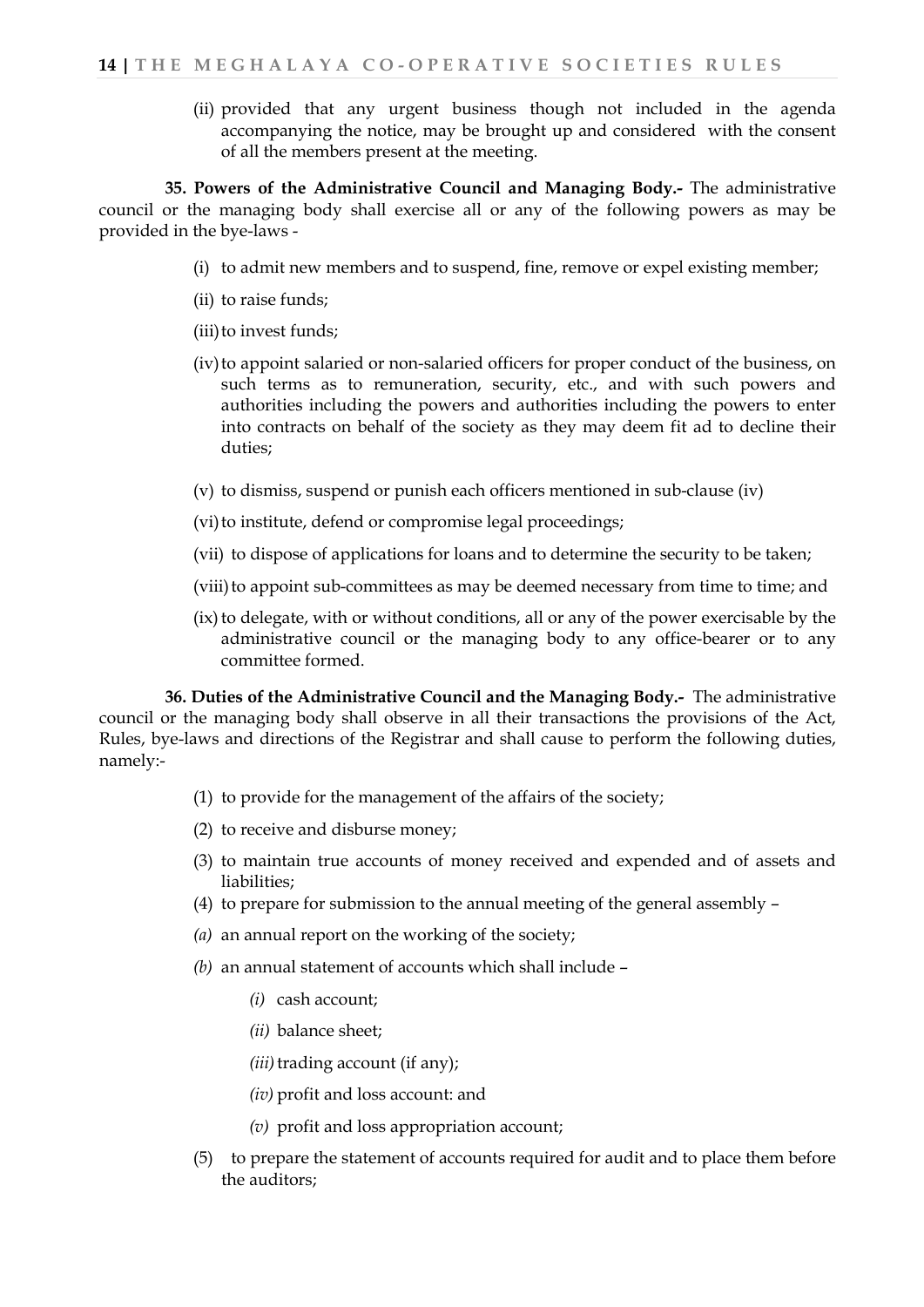(ii) provided that any urgent business though not included in the agenda accompanying the notice, may be brought up and considered with the consent of all the members present at the meeting.

**35. Powers of the Administrative Council and Managing Body.-** The administrative council or the managing body shall exercise all or any of the following powers as may be provided in the bye-laws -

(i) to admit new members and to suspend, fine, remove or expel existing member;

(ii) to raise funds;

(iii) to invest funds;

(iv) to appoint salaried or non-salaried officers for proper conduct of the business, on such terms as to remuneration, security, etc., and with such powers and authorities including the powers and authorities including the powers to enter into contracts on behalf of the society as they may deem fit ad to decline their duties;

(v) to dismiss, suspend or punish each officers mentioned in sub-clause (iv)

(vi) to institute, defend or compromise legal proceedings;

(vii) to dispose of applications for loans and to determine the security to be taken;

(viii) to appoint sub-committees as may be deemed necessary from time to time; and

(ix) to delegate, with or without conditions, all or any of the power exercisable by the administrative council or the managing body to any office-bearer or to any committee formed.

**36. Duties of the Administrative Council and the Managing Body.-** The administrative council or the managing body shall observe in all their transactions the provisions of the Act, Rules, bye-laws and directions of the Registrar and shall cause to perform the following duties, namely:-

(1) to provide for the management of the affairs of the society;

(2) to receive and disburse money;

(3) to maintain true accounts of money received and expended and of assets and liabilities;

(4) to prepare for submission to the annual meeting of the general assembly –

*(a)* an annual report on the working of the society;

*(b)* an annual statement of accounts which shall include –

*(i)* cash account;

*(ii)* balance sheet;

*(iii)* trading account (if any);

*(iv)* profit and loss account: and

*(v)* profit and loss appropriation account;

(5) to prepare the statement of accounts required for audit and to place them before the auditors;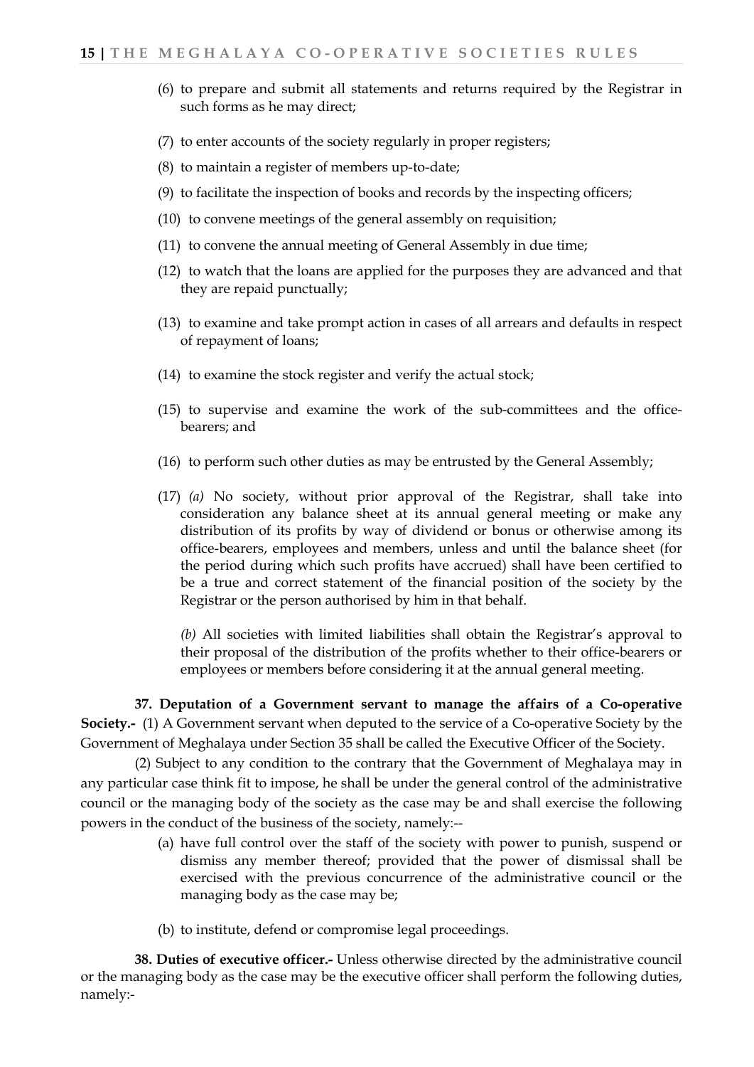(6) to prepare and submit all statements and returns required by the Registrar in such forms as he may direct;

(7) to enter accounts of the society regularly in proper registers;

(8) to maintain a register of members up-to-date;

(9) to facilitate the inspection of books and records by the inspecting officers;

(10) to convene meetings of the general assembly on requisition;

(11) to convene the annual meeting of General Assembly in due time;

(12) to watch that the loans are applied for the purposes they are advanced and that they are repaid punctually;

(13) to examine and take prompt action in cases of all arrears and defaults in respect of repayment of loans;

(14) to examine the stock register and verify the actual stock;

(15) to supervise and examine the work of the sub-committees and the office-bearers; and

(16) to perform such other duties as may be entrusted by the General Assembly;

(17) *(a)* No society, without prior approval of the Registrar, shall take into consideration any balance sheet at its annual general meeting or make any distribution of its profits by way of dividend or bonus or otherwise among its office-bearers, employees and members, unless and until the balance sheet (for the period during which such profits have accrued) shall have been certified to be a true and correct statement of the financial position of the society by the Registrar or the person authorised by him in that behalf.

*(b)* All societies with limited liabilities shall obtain the Registrar's approval to their proposal of the distribution of the profits whether to their office-bearers or employees or members before considering it at the annual general meeting.

**37. Deputation of a Government servant to manage the affairs of a Co-operative Society.-** (1) A Government servant when deputed to the service of a Co-operative Society by the Government of Meghalaya under Section 35 shall be called the Executive Officer of the Society.

(2) Subject to any condition to the contrary that the Government of Meghalaya may in any particular case think fit to impose, he shall be under the general control of the administrative council or the managing body of the society as the case may be and shall exercise the following powers in the conduct of the business of the society, namely:--

(a) have full control over the staff of the society with power to punish, suspend or dismiss any member thereof; provided that the power of dismissal shall be exercised with the previous concurrence of the administrative council or the managing body as the case may be;

(b) to institute, defend or compromise legal proceedings.

**38. Duties of executive officer.-** Unless otherwise directed by the administrative council or the managing body as the case may be the executive officer shall perform the following duties, namely:-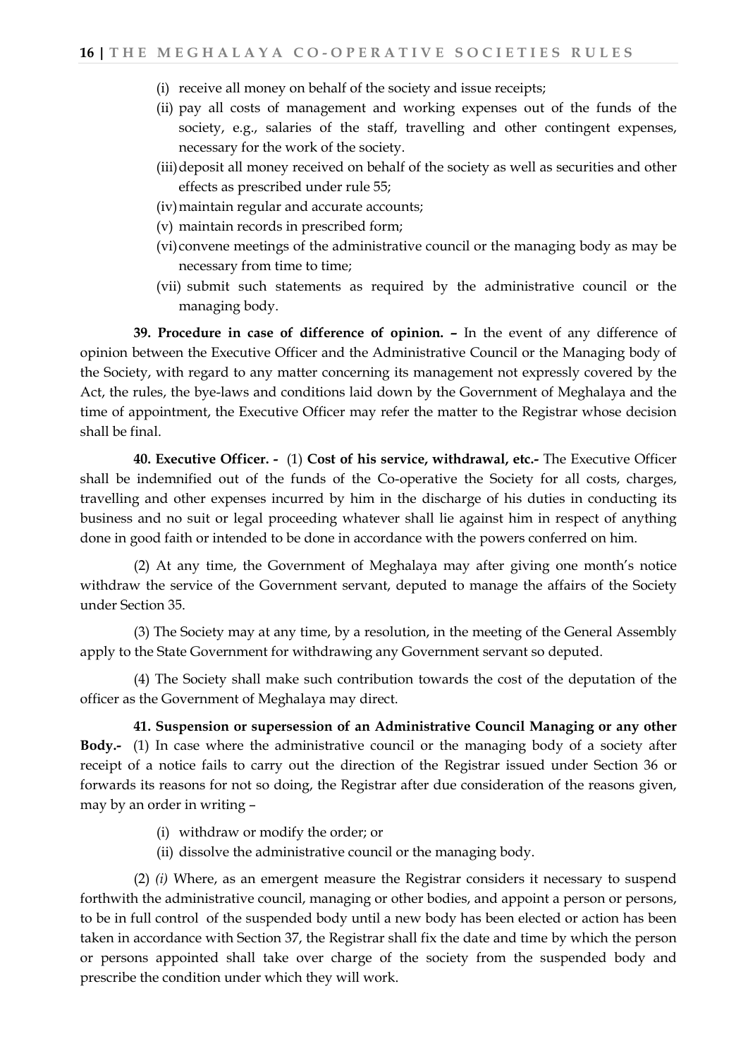(i) receive all money on behalf of the society and issue receipts;

(ii) pay all costs of management and working expenses out of the funds of the society, e.g., salaries of the staff, travelling and other contingent expenses, necessary for the work of the society.

(iii) deposit all money received on behalf of the society as well as securities and other effects as prescribed under rule 55;

(iv) maintain regular and accurate accounts;

(v) maintain records in prescribed form;

(vi) convene meetings of the administrative council or the managing body as may be necessary from time to time;

(vii) submit such statements as required by the administrative council or the managing body.

**39. Procedure in case of difference of opinion. –** In the event of any difference of opinion between the Executive Officer and the Administrative Council or the Managing body of the Society, with regard to any matter concerning its management not expressly covered by the Act, the rules, the bye-laws and conditions laid down by the Government of Meghalaya and the time of appointment, the Executive Officer may refer the matter to the Registrar whose decision shall be final.

**40. Executive Officer. -** (1) **Cost of his service, withdrawal, etc.-** The Executive Officer shall be indemnified out of the funds of the Co-operative the Society for all costs, charges, travelling and other expenses incurred by him in the discharge of his duties in conducting its business and no suit or legal proceeding whatever shall lie against him in respect of anything done in good faith or intended to be done in accordance with the powers conferred on him.

(2) At any time, the Government of Meghalaya may after giving one month's notice withdraw the service of the Government servant, deputed to manage the affairs of the Society under Section 35.

(3) The Society may at any time, by a resolution, in the meeting of the General Assembly apply to the State Government for withdrawing any Government servant so deputed.

(4) The Society shall make such contribution towards the cost of the deputation of the officer as the Government of Meghalaya may direct.

**41. Suspension or supersession of an Administrative Council Managing or any other Body.-** (1) In case where the administrative council or the managing body of a society after receipt of a notice fails to carry out the direction of the Registrar issued under Section 36 or forwards its reasons for not so doing, the Registrar after due consideration of the reasons given, may by an order in writing –

(i) withdraw or modify the order; or

(ii) dissolve the administrative council or the managing body.

(2) *(i)* Where, as an emergent measure the Registrar considers it necessary to suspend forthwith the administrative council, managing or other bodies, and appoint a person or persons, to be in full control of the suspended body until a new body has been elected or action has been taken in accordance with Section 37, the Registrar shall fix the date and time by which the person or persons appointed shall take over charge of the society from the suspended body and prescribe the condition under which they will work.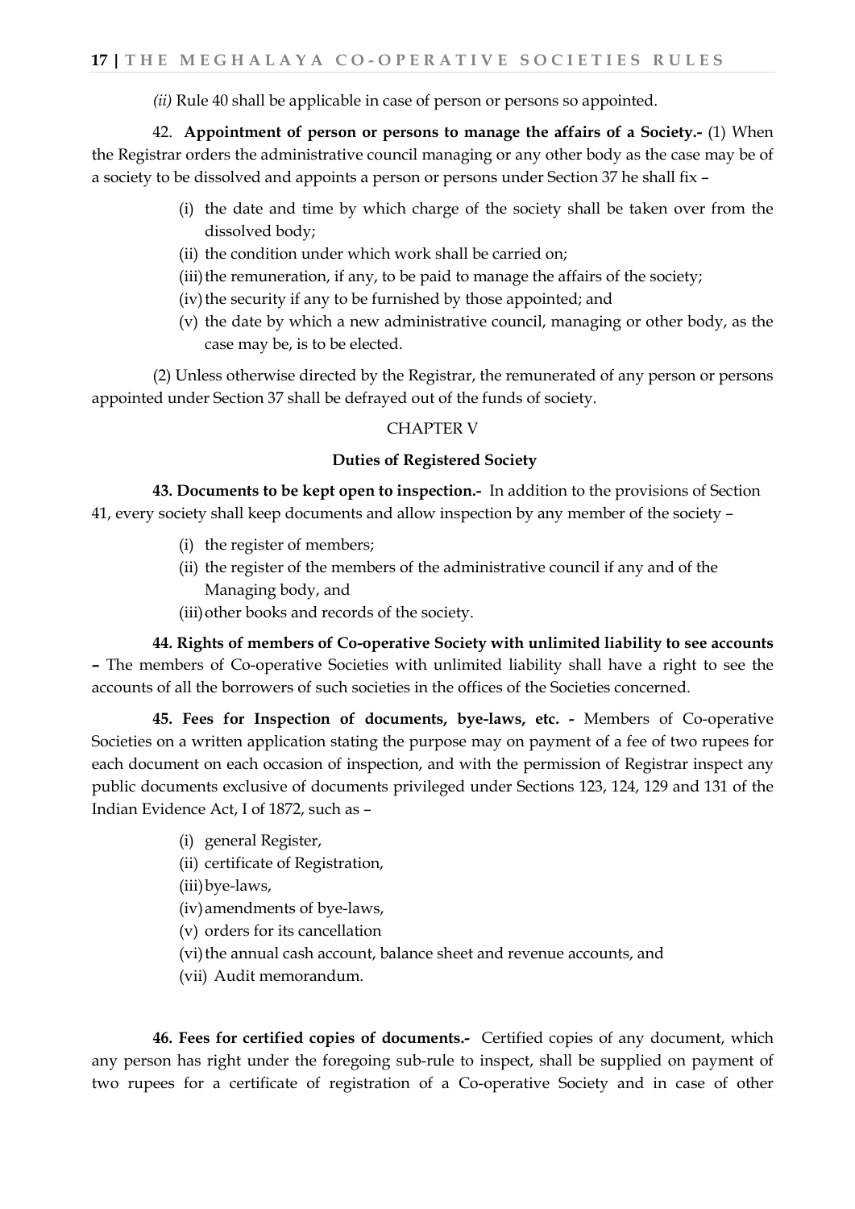*(ii)* Rule 40 shall be applicable in case of person or persons so appointed.

42. **Appointment of person or persons to manage the affairs of a Society.-** (1) When the Registrar orders the administrative council managing or any other body as the case may be of a society to be dissolved and appoints a person or persons under Section 37 he shall fix –

- (i) the date and time by which charge of the society shall be taken over from the dissolved body;
- (ii) the condition under which work shall be carried on;
- (iii) the remuneration, if any, to be paid to manage the affairs of the society;
- (iv) the security if any to be furnished by those appointed; and
- (v) the date by which a new administrative council, managing or other body, as the case may be, is to be elected.

(2) Unless otherwise directed by the Registrar, the remunerated of any person or persons appointed under Section 37 shall be defrayed out of the funds of society.

## CHAPTER V

### Duties of Registered Society

**43. Documents to be kept open to inspection.-** In addition to the provisions of Section 41, every society shall keep documents and allow inspection by any member of the society –

- (i) the register of members;
- (ii) the register of the members of the administrative council if any and of the Managing body, and
- (iii) other books and records of the society.

**44. Rights of members of Co-operative Society with unlimited liability to see accounts –** The members of Co-operative Societies with unlimited liability shall have a right to see the accounts of all the borrowers of such societies in the offices of the Societies concerned.

**45. Fees for Inspection of documents, bye-laws, etc. -** Members of Co-operative Societies on a written application stating the purpose may on payment of a fee of two rupees for each document on each occasion of inspection, and with the permission of Registrar inspect any public documents exclusive of documents privileged under Sections 123, 124, 129 and 131 of the Indian Evidence Act, I of 1872, such as –

- (i) general Register,
- (ii) certificate of Registration,
- (iii) bye-laws,
- (iv) amendments of bye-laws,
- (v) orders for its cancellation
- (vi) the annual cash account, balance sheet and revenue accounts, and
- (vii) Audit memorandum.

**46. Fees for certified copies of documents.-** Certified copies of any document, which any person has right under the foregoing sub-rule to inspect, shall be supplied on payment of two rupees for a certificate of registration of a Co-operative Society and in case of other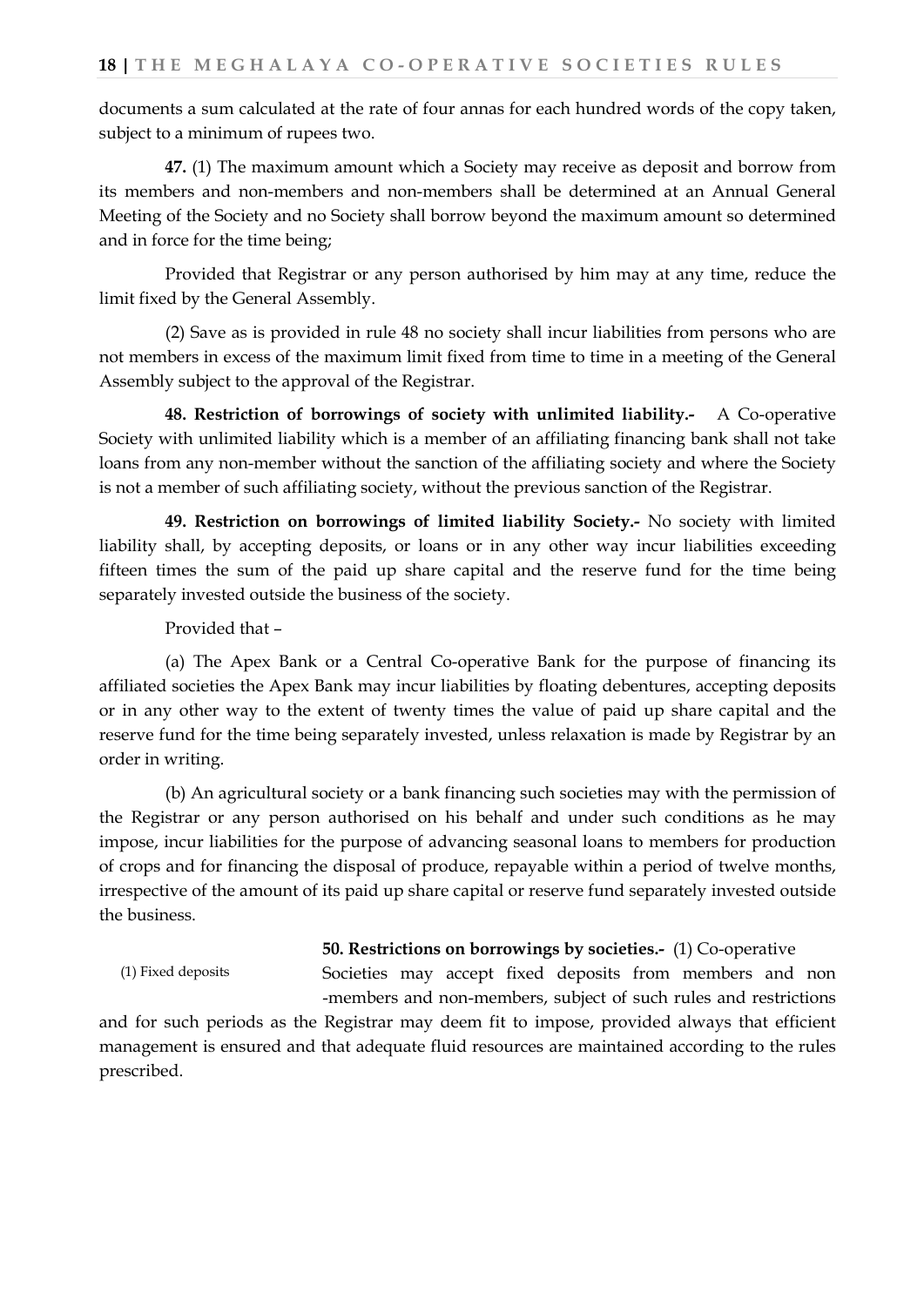documents a sum calculated at the rate of four annas for each hundred words of the copy taken, subject to a minimum of rupees two.

**47.** (1) The maximum amount which a Society may receive as deposit and borrow from its members and non-members and non-members shall be determined at an Annual General Meeting of the Society and no Society shall borrow beyond the maximum amount so determined and in force for the time being;

Provided that Registrar or any person authorised by him may at any time, reduce the limit fixed by the General Assembly.

(2) Save as is provided in rule 48 no society shall incur liabilities from persons who are not members in excess of the maximum limit fixed from time to time in a meeting of the General Assembly subject to the approval of the Registrar.

**48. Restriction of borrowings of society with unlimited liability.-** A Co-operative Society with unlimited liability which is a member of an affiliating financing bank shall not take loans from any non-member without the sanction of the affiliating society and where the Society is not a member of such affiliating society, without the previous sanction of the Registrar.

**49. Restriction on borrowings of limited liability Society.-** No society with limited liability shall, by accepting deposits, or loans or in any other way incur liabilities exceeding fifteen times the sum of the paid up share capital and the reserve fund for the time being separately invested outside the business of the society.

Provided that –

(a) The Apex Bank or a Central Co-operative Bank for the purpose of financing its affiliated societies the Apex Bank may incur liabilities by floating debentures, accepting deposits or in any other way to the extent of twenty times the value of paid up share capital and the reserve fund for the time being separately invested, unless relaxation is made by Registrar by an order in writing.

(b) An agricultural society or a bank financing such societies may with the permission of the Registrar or any person authorised on his behalf and under such conditions as he may impose, incur liabilities for the purpose of advancing seasonal loans to members for production of crops and for financing the disposal of produce, repayable within a period of twelve months, irrespective of the amount of its paid up share capital or reserve fund separately invested outside the business.

**50. Restrictions on borrowings by societies.-** (1) Co-operative Societies may accept fixed deposits from members and non -members and non-members, subject of such rules and restrictions and for such periods as the Registrar may deem fit to impose, provided always that efficient management is ensured and that adequate fluid resources are maintained according to the rules prescribed.

(1) Fixed deposits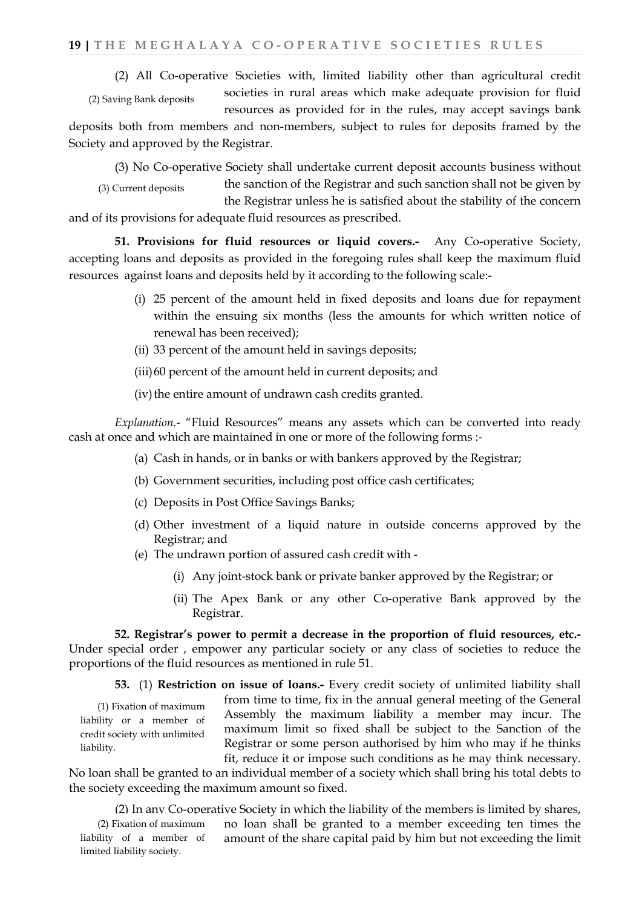(2) All Co-operative Societies with, limited liability other than agricultural credit societies in rural areas which make adequate provision for fluid resources as provided for in the rules, may accept savings bank deposits both from members and non-members, subject to rules for deposits framed by the Society and approved by the Registrar.

(2) Saving Bank deposits

(3) No Co-operative Society shall undertake current deposit accounts business without the sanction of the Registrar and such sanction shall not be given by the Registrar unless he is satisfied about the stability of the concern and of its provisions for adequate fluid resources as prescribed.

(3) Current deposits

**51. Provisions for fluid resources or liquid covers.-** Any Co-operative Society, accepting loans and deposits as provided in the foregoing rules shall keep the maximum fluid resources against loans and deposits held by it according to the following scale:-

(i) 25 percent of the amount held in fixed deposits and loans due for repayment within the ensuing six months (less the amounts for which written notice of renewal has been received);

(ii) 33 percent of the amount held in savings deposits;

(iii) 60 percent of the amount held in current deposits; and

(iv) the entire amount of undrawn cash credits granted.

*Explanation.-* "Fluid Resources" means any assets which can be converted into ready cash at once and which are maintained in one or more of the following forms :-

(a) Cash in hands, or in banks or with bankers approved by the Registrar;

(b) Government securities, including post office cash certificates;

(c) Deposits in Post Office Savings Banks;

(d) Other investment of a liquid nature in outside concerns approved by the Registrar; and

(e) The undrawn portion of assured cash credit with -

(i) Any joint-stock bank or private banker approved by the Registrar; or

(ii) The Apex Bank or any other Co-operative Bank approved by the Registrar.

**52. Registrar's power to permit a decrease in the proportion of fluid resources, etc.-** Under special order , empower any particular society or any class of societies to reduce the proportions of the fluid resources as mentioned in rule 51.

**53.** (1) **Restriction on issue of loans.-** Every credit society of unlimited liability shall from time to time, fix in the annual general meeting of the General Assembly the maximum liability a member may incur. The maximum limit so fixed shall be subject to the Sanction of the Registrar or some person authorised by him who may if he thinks fit, reduce it or impose such conditions as he may think necessary. No loan shall be granted to an individual member of a society which shall bring his total debts to the society exceeding the maximum amount so fixed.

(1) Fixation of maximum liability or a member of credit society with unlimited liability.

(2) In any Co-operative Society in which the liability of the members is limited by shares, no loan shall be granted to a member exceeding ten times the amount of the share capital paid by him but not exceeding the limit

(2) Fixation of maximum liability of a member of limited liability society.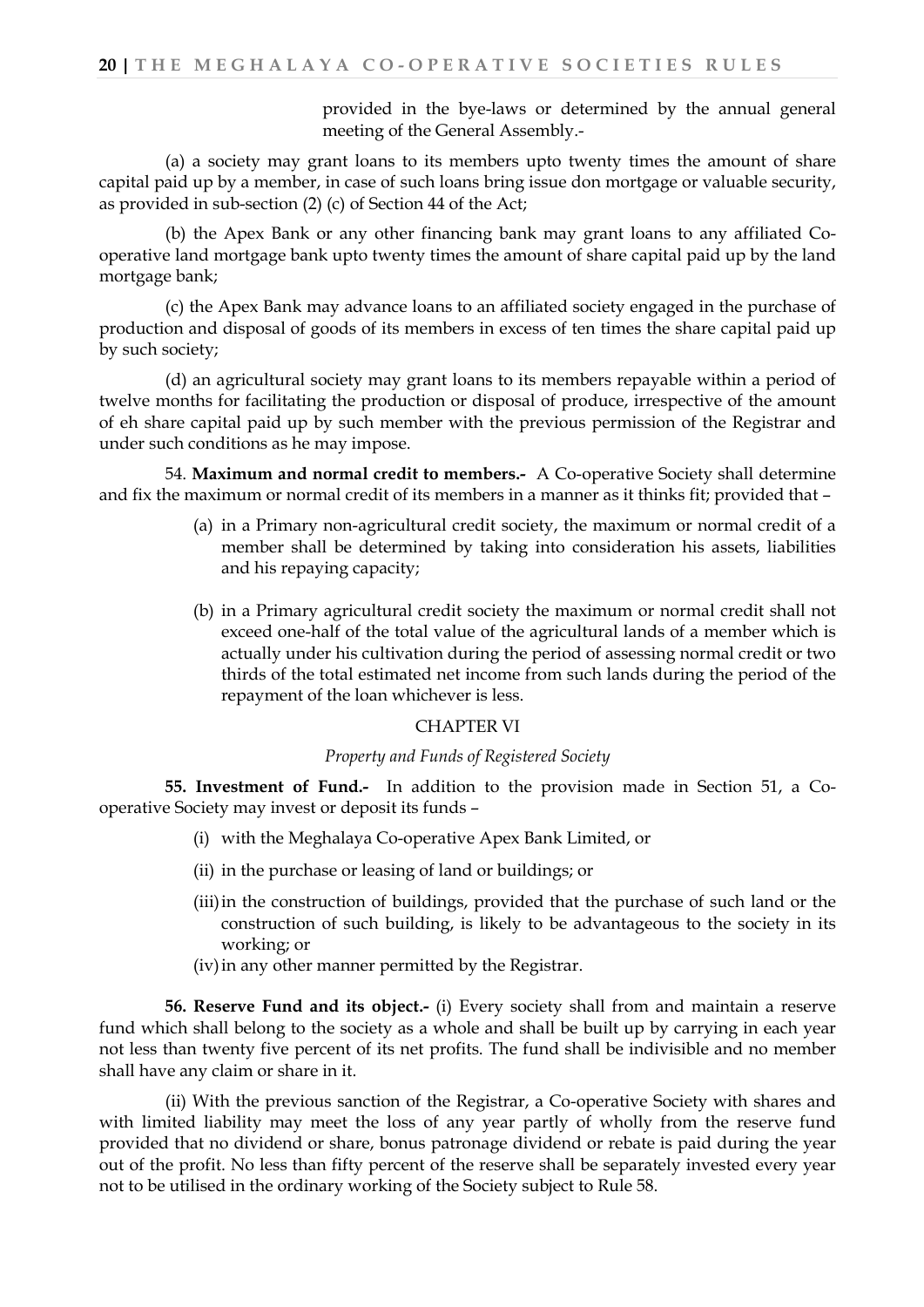provided in the bye-laws or determined by the annual general meeting of the General Assembly.-

(a) a society may grant loans to its members upto twenty times the amount of share capital paid up by a member, in case of such loans bring issue don mortgage or valuable security, as provided in sub-section (2) (c) of Section 44 of the Act;

(b) the Apex Bank or any other financing bank may grant loans to any affiliated Co-operative land mortgage bank upto twenty times the amount of share capital paid up by the land mortgage bank;

(c) the Apex Bank may advance loans to an affiliated society engaged in the purchase of production and disposal of goods of its members in excess of ten times the share capital paid up by such society;

(d) an agricultural society may grant loans to its members repayable within a period of twelve months for facilitating the production or disposal of produce, irrespective of the amount of eh share capital paid up by such member with the previous permission of the Registrar and under such conditions as he may impose.

54. **Maximum and normal credit to members.-** A Co-operative Society shall determine and fix the maximum or normal credit of its members in a manner as it thinks fit; provided that –

(a) in a Primary non-agricultural credit society, the maximum or normal credit of a member shall be determined by taking into consideration his assets, liabilities and his repaying capacity;

(b) in a Primary agricultural credit society the maximum or normal credit shall not exceed one-half of the total value of the agricultural lands of a member which is actually under his cultivation during the period of assessing normal credit or two thirds of the total estimated net income from such lands during the period of the repayment of the loan whichever is less.

## CHAPTER VI

*Property and Funds of Registered Society*

**55. Investment of Fund.-** In addition to the provision made in Section 51, a Co-operative Society may invest or deposit its funds –

(i) with the Meghalaya Co-operative Apex Bank Limited, or

(ii) in the purchase or leasing of land or buildings; or

(iii) in the construction of buildings, provided that the purchase of such land or the construction of such building, is likely to be advantageous to the society in its working; or

(iv) in any other manner permitted by the Registrar.

**56. Reserve Fund and its object.-** (i) Every society shall from and maintain a reserve fund which shall belong to the society as a whole and shall be built up by carrying in each year not less than twenty five percent of its net profits. The fund shall be indivisible and no member shall have any claim or share in it.

(ii) With the previous sanction of the Registrar, a Co-operative Society with shares and with limited liability may meet the loss of any year partly of wholly from the reserve fund provided that no dividend or share, bonus patronage dividend or rebate is paid during the year out of the profit. No less than fifty percent of the reserve shall be separately invested every year not to be utilised in the ordinary working of the Society subject to Rule 58.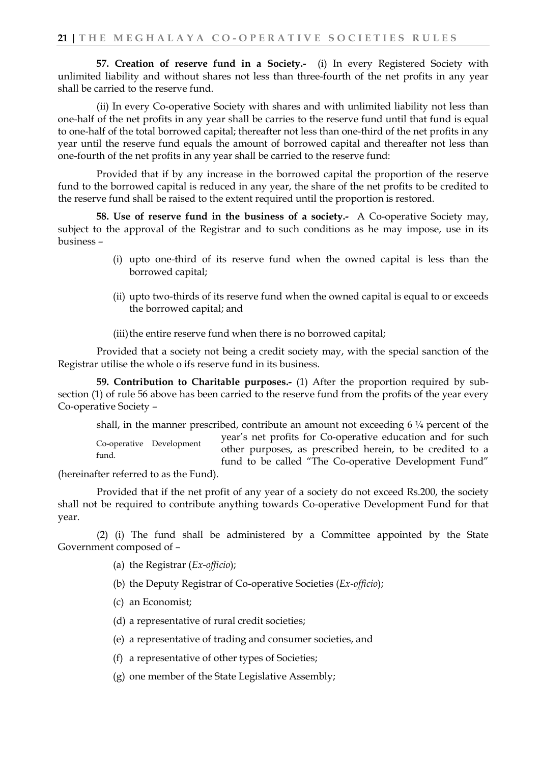**57. Creation of reserve fund in a Society.-** (i) In every Registered Society with unlimited liability and without shares not less than three-fourth of the net profits in any year shall be carried to the reserve fund.

(ii) In every Co-operative Society with shares and with unlimited liability not less than one-half of the net profits in any year shall be carries to the reserve fund until that fund is equal to one-half of the total borrowed capital; thereafter not less than one-third of the net profits in any year until the reserve fund equals the amount of borrowed capital and thereafter not less than one-fourth of the net profits in any year shall be carried to the reserve fund:

Provided that if by any increase in the borrowed capital the proportion of the reserve fund to the borrowed capital is reduced in any year, the share of the net profits to be credited to the reserve fund shall be raised to the extent required until the proportion is restored.

**58. Use of reserve fund in the business of a society.-** A Co-operative Society may, subject to the approval of the Registrar and to such conditions as he may impose, use in its business –

(i) upto one-third of its reserve fund when the owned capital is less than the borrowed capital;

(ii) upto two-thirds of its reserve fund when the owned capital is equal to or exceeds the borrowed capital; and

(iii) the entire reserve fund when there is no borrowed capital;

Provided that a society not being a credit society may, with the special sanction of the Registrar utilise the whole o ifs reserve fund in its business.

**59. Contribution to Charitable purposes.-** (1) After the proportion required by sub-section (1) of rule 56 above has been carried to the reserve fund from the profits of the year every Co-operative Society –

Co-operative Development fund.

shall, in the manner prescribed, contribute an amount not exceeding 6 ¼ percent of the year's net profits for Co-operative education and for such other purposes, as prescribed herein, to be credited to a fund to be called "The Co-operative Development Fund" (hereinafter referred to as the Fund).

Provided that if the net profit of any year of a society do not exceed Rs.200, the society shall not be required to contribute anything towards Co-operative Development Fund for that year.

(2) (i) The fund shall be administered by a Committee appointed by the State Government composed of –

(a) the Registrar (*Ex-officio*);

(b) the Deputy Registrar of Co-operative Societies (*Ex-officio*);

(c) an Economist;

(d) a representative of rural credit societies;

(e) a representative of trading and consumer societies, and

(f) a representative of other types of Societies;

(g) one member of the State Legislative Assembly;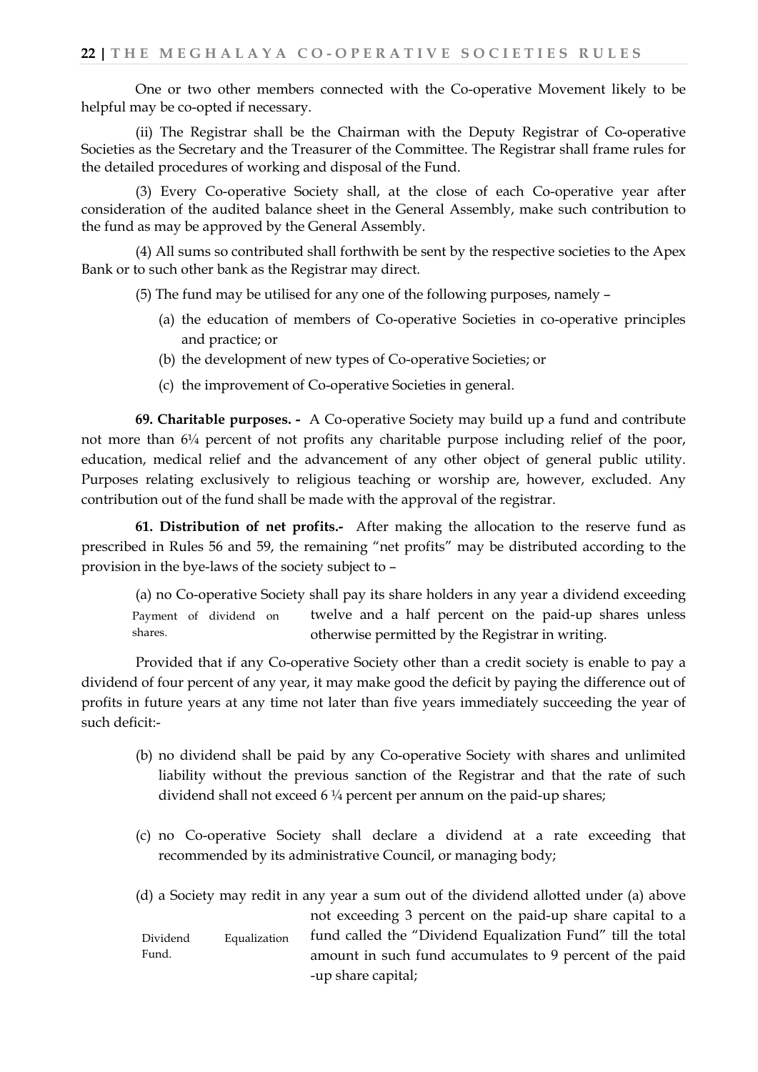One or two other members connected with the Co-operative Movement likely to be helpful may be co-opted if necessary.

(ii) The Registrar shall be the Chairman with the Deputy Registrar of Co-operative Societies as the Secretary and the Treasurer of the Committee. The Registrar shall frame rules for the detailed procedures of working and disposal of the Fund.

(3) Every Co-operative Society shall, at the close of each Co-operative year after consideration of the audited balance sheet in the General Assembly, make such contribution to the fund as may be approved by the General Assembly.

(4) All sums so contributed shall forthwith be sent by the respective societies to the Apex Bank or to such other bank as the Registrar may direct.

(5) The fund may be utilised for any one of the following purposes, namely –

(a) the education of members of Co-operative Societies in co-operative principles and practice; or

(b) the development of new types of Co-operative Societies; or

(c) the improvement of Co-operative Societies in general.

**69. Charitable purposes. -** A Co-operative Society may build up a fund and contribute not more than 6¼ percent of not profits any charitable purpose including relief of the poor, education, medical relief and the advancement of any other object of general public utility. Purposes relating exclusively to religious teaching or worship are, however, excluded. Any contribution out of the fund shall be made with the approval of the registrar.

**61. Distribution of net profits.-** After making the allocation to the reserve fund as prescribed in Rules 56 and 59, the remaining "net profits" may be distributed according to the provision in the bye-laws of the society subject to –

Payment of dividend on shares.

(a) no Co-operative Society shall pay its share holders in any year a dividend exceeding twelve and a half percent on the paid-up shares unless otherwise permitted by the Registrar in writing.

Provided that if any Co-operative Society other than a credit society is enable to pay a dividend of four percent of any year, it may make good the deficit by paying the difference out of profits in future years at any time not later than five years immediately succeeding the year of such deficit:-

(b) no dividend shall be paid by any Co-operative Society with shares and unlimited liability without the previous sanction of the Registrar and that the rate of such dividend shall not exceed 6 ¼ percent per annum on the paid-up shares;

(c) no Co-operative Society shall declare a dividend at a rate exceeding that recommended by its administrative Council, or managing body;

Dividend Equalization Fund.

(d) a Society may redit in any year a sum out of the dividend allotted under (a) above not exceeding 3 percent on the paid-up share capital to a fund called the "Dividend Equalization Fund" till the total amount in such fund accumulates to 9 percent of the paid -up share capital;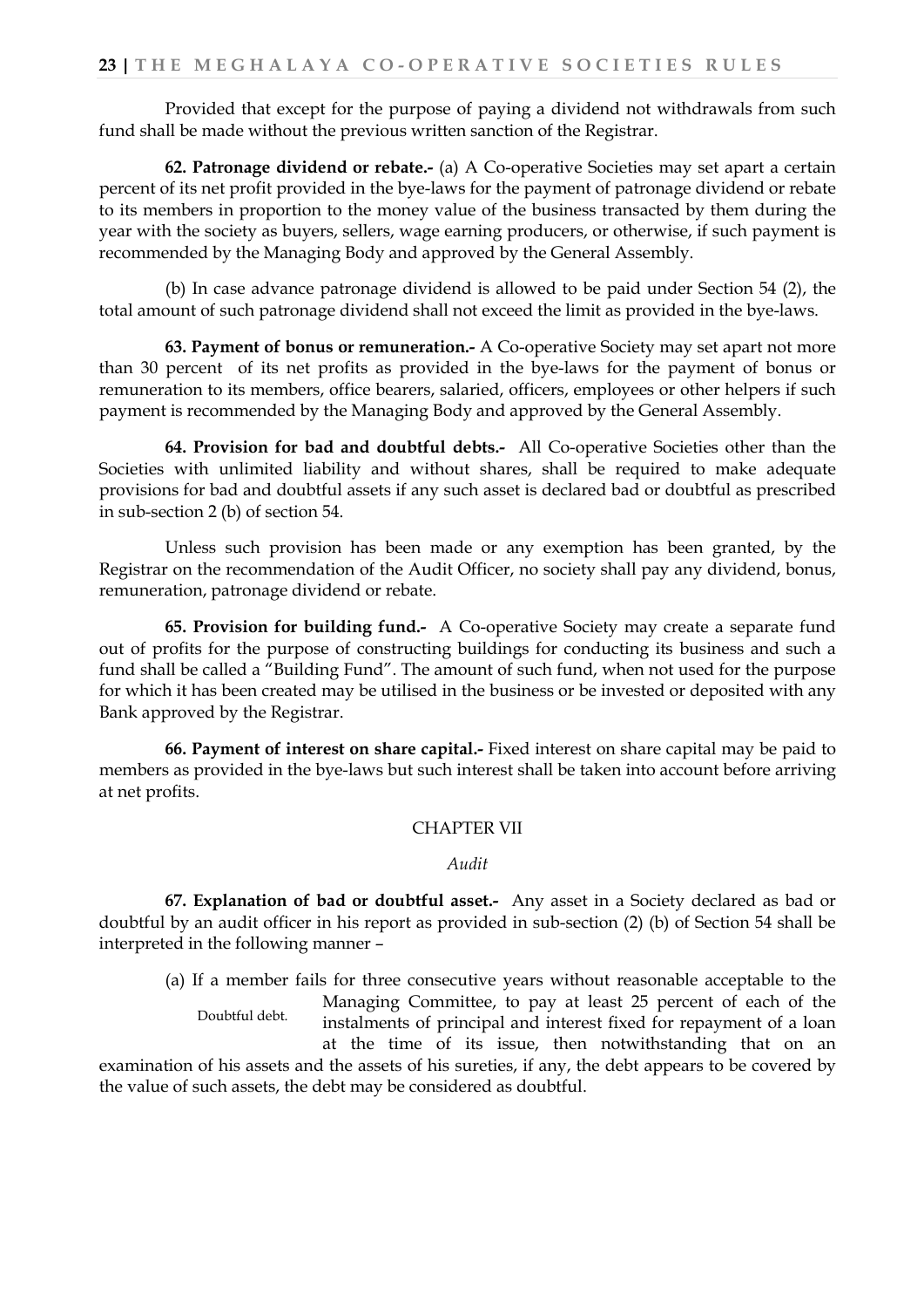Provided that except for the purpose of paying a dividend not withdrawals from such fund shall be made without the previous written sanction of the Registrar.

**62. Patronage dividend or rebate.-** (a) A Co-operative Societies may set apart a certain percent of its net profit provided in the bye-laws for the payment of patronage dividend or rebate to its members in proportion to the money value of the business transacted by them during the year with the society as buyers, sellers, wage earning producers, or otherwise, if such payment is recommended by the Managing Body and approved by the General Assembly.

(b) In case advance patronage dividend is allowed to be paid under Section 54 (2), the total amount of such patronage dividend shall not exceed the limit as provided in the bye-laws.

**63. Payment of bonus or remuneration.-** A Co-operative Society may set apart not more than 30 percent of its net profits as provided in the bye-laws for the payment of bonus or remuneration to its members, office bearers, salaried, officers, employees or other helpers if such payment is recommended by the Managing Body and approved by the General Assembly.

**64. Provision for bad and doubtful debts.-** All Co-operative Societies other than the Societies with unlimited liability and without shares, shall be required to make adequate provisions for bad and doubtful assets if any such asset is declared bad or doubtful as prescribed in sub-section 2 (b) of section 54.

Unless such provision has been made or any exemption has been granted, by the Registrar on the recommendation of the Audit Officer, no society shall pay any dividend, bonus, remuneration, patronage dividend or rebate.

**65. Provision for building fund.-** A Co-operative Society may create a separate fund out of profits for the purpose of constructing buildings for conducting its business and such a fund shall be called a "Building Fund". The amount of such fund, when not used for the purpose for which it has been created may be utilised in the business or be invested or deposited with any Bank approved by the Registrar.

**66. Payment of interest on share capital.-** Fixed interest on share capital may be paid to members as provided in the bye-laws but such interest shall be taken into account before arriving at net profits.

## CHAPTER VII

*Audit*

**67. Explanation of bad or doubtful asset.-** Any asset in a Society declared as bad or doubtful by an audit officer in his report as provided in sub-section (2) (b) of Section 54 shall be interpreted in the following manner –

Doubtful debt.

(a) If a member fails for three consecutive years without reasonable acceptable to the Managing Committee, to pay at least 25 percent of each of the instalments of principal and interest fixed for repayment of a loan at the time of its issue, then notwithstanding that on an examination of his assets and the assets of his sureties, if any, the debt appears to be covered by the value of such assets, the debt may be considered as doubtful.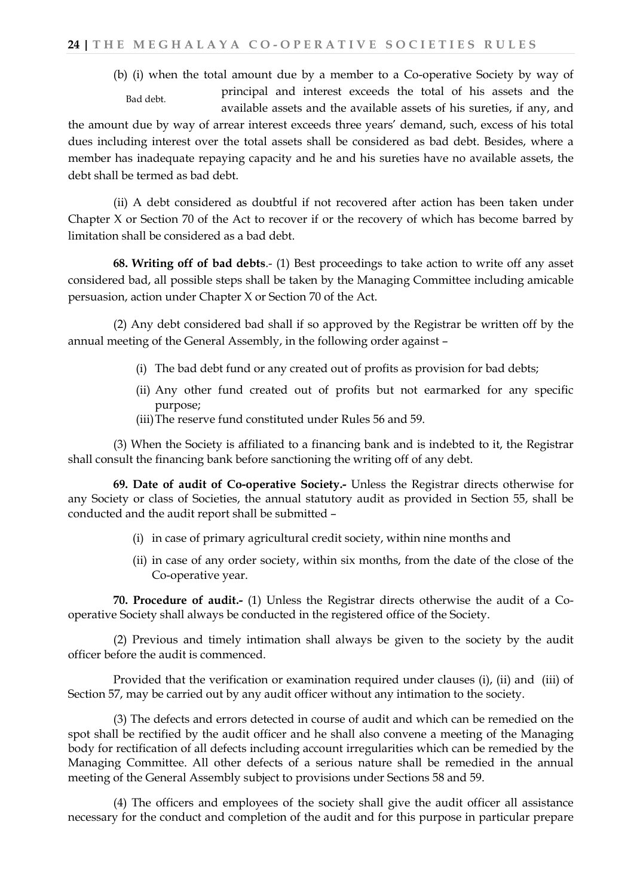(b) (i) when the total amount due by a member to a Co-operative Society by way of principal and interest exceeds the total of his assets and the available assets and the available assets of his sureties, if any, and the amount due by way of arrear interest exceeds three years' demand, such, excess of his total dues including interest over the total assets shall be considered as bad debt. Besides, where a member has inadequate repaying capacity and he and his sureties have no available assets, the debt shall be termed as bad debt.

Bad debt.

(ii) A debt considered as doubtful if not recovered after action has been taken under Chapter X or Section 70 of the Act to recover if or the recovery of which has become barred by limitation shall be considered as a bad debt.

**68. Writing off of bad debts**.- (1) Best proceedings to take action to write off any asset considered bad, all possible steps shall be taken by the Managing Committee including amicable persuasion, action under Chapter X or Section 70 of the Act.

(2) Any debt considered bad shall if so approved by the Registrar be written off by the annual meeting of the General Assembly, in the following order against –

(i) The bad debt fund or any created out of profits as provision for bad debts;

(ii) Any other fund created out of profits but not earmarked for any specific purpose;

(iii) The reserve fund constituted under Rules 56 and 59.

(3) When the Society is affiliated to a financing bank and is indebted to it, the Registrar shall consult the financing bank before sanctioning the writing off of any debt.

**69. Date of audit of Co-operative Society.-** Unless the Registrar directs otherwise for any Society or class of Societies, the annual statutory audit as provided in Section 55, shall be conducted and the audit report shall be submitted –

(i) in case of primary agricultural credit society, within nine months and

(ii) in case of any order society, within six months, from the date of the close of the Co-operative year.

**70. Procedure of audit.-** (1) Unless the Registrar directs otherwise the audit of a Co-operative Society shall always be conducted in the registered office of the Society.

(2) Previous and timely intimation shall always be given to the society by the audit officer before the audit is commenced.

Provided that the verification or examination required under clauses (i), (ii) and (iii) of Section 57, may be carried out by any audit officer without any intimation to the society.

(3) The defects and errors detected in course of audit and which can be remedied on the spot shall be rectified by the audit officer and he shall also convene a meeting of the Managing body for rectification of all defects including account irregularities which can be remedied by the Managing Committee. All other defects of a serious nature shall be remedied in the annual meeting of the General Assembly subject to provisions under Sections 58 and 59.

(4) The officers and employees of the society shall give the audit officer all assistance necessary for the conduct and completion of the audit and for this purpose in particular prepare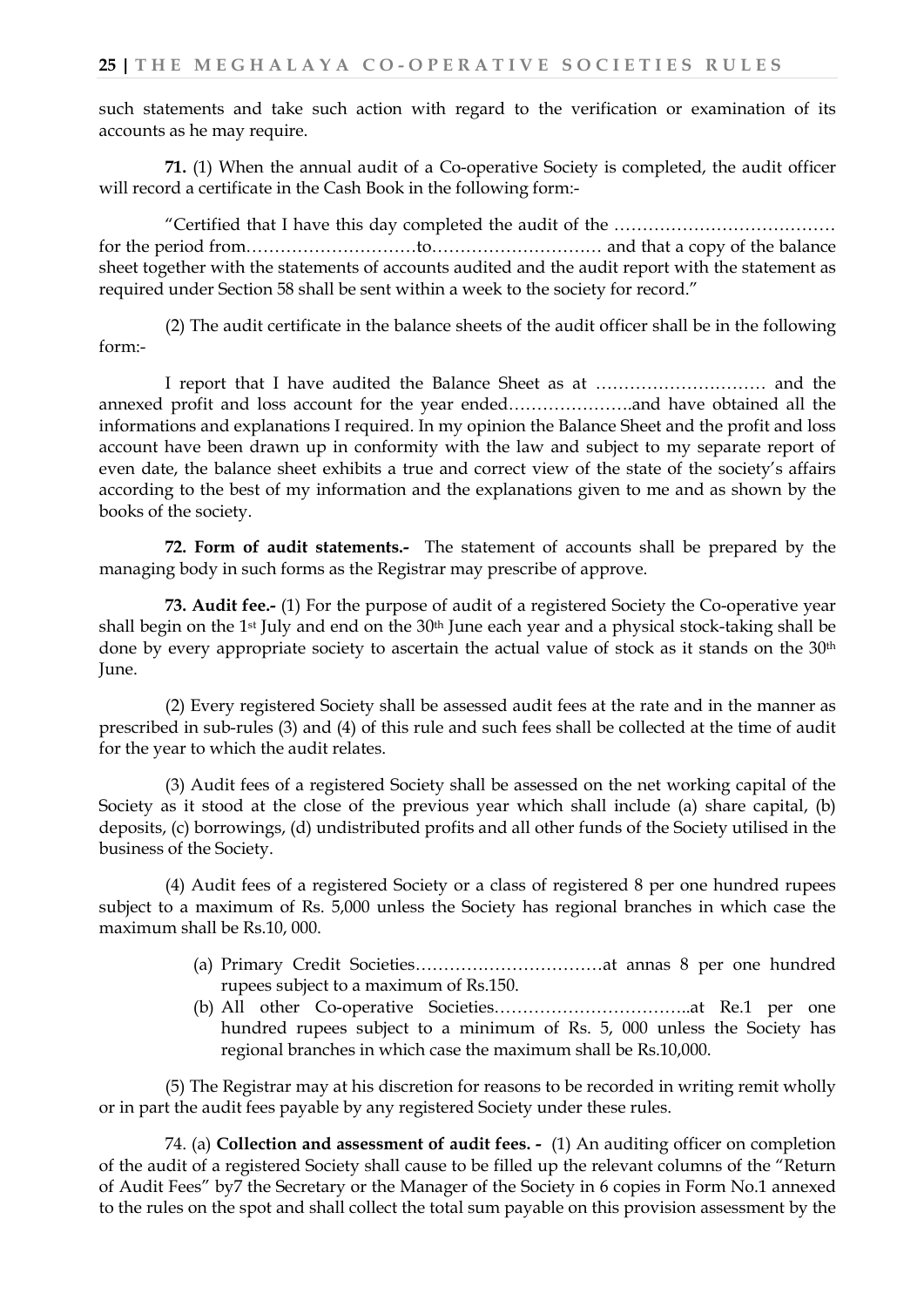such statements and take such action with regard to the verification or examination of its accounts as he may require.

**71.** (1) When the annual audit of a Co-operative Society is completed, the audit officer will record a certificate in the Cash Book in the following form:-

"Certified that I have this day completed the audit of the ………………………………… for the period from…………………………to………………………… and that a copy of the balance sheet together with the statements of accounts audited and the audit report with the statement as required under Section 58 shall be sent within a week to the society for record."

(2) The audit certificate in the balance sheets of the audit officer shall be in the following form:-

I report that I have audited the Balance Sheet as at ………………………… and the annexed profit and loss account for the year ended………………….and have obtained all the informations and explanations I required. In my opinion the Balance Sheet and the profit and loss account have been drawn up in conformity with the law and subject to my separate report of even date, the balance sheet exhibits a true and correct view of the state of the society's affairs according to the best of my information and the explanations given to me and as shown by the books of the society.

**72. Form of audit statements.-** The statement of accounts shall be prepared by the managing body in such forms as the Registrar may prescribe of approve.

**73. Audit fee.-** (1) For the purpose of audit of a registered Society the Co-operative year shall begin on the 1st July and end on the 30th June each year and a physical stock-taking shall be done by every appropriate society to ascertain the actual value of stock as it stands on the 30th June.

(2) Every registered Society shall be assessed audit fees at the rate and in the manner as prescribed in sub-rules (3) and (4) of this rule and such fees shall be collected at the time of audit for the year to which the audit relates.

(3) Audit fees of a registered Society shall be assessed on the net working capital of the Society as it stood at the close of the previous year which shall include (a) share capital, (b) deposits, (c) borrowings, (d) undistributed profits and all other funds of the Society utilised in the business of the Society.

(4) Audit fees of a registered Society or a class of registered 8 per one hundred rupees subject to a maximum of Rs. 5,000 unless the Society has regional branches in which case the maximum shall be Rs.10, 000.

(a) Primary Credit Societies……………………………at annas 8 per one hundred rupees subject to a maximum of Rs.150.

(b) All other Co-operative Societies……………………………..at Re.1 per one hundred rupees subject to a minimum of Rs. 5, 000 unless the Society has regional branches in which case the maximum shall be Rs.10,000.

(5) The Registrar may at his discretion for reasons to be recorded in writing remit wholly or in part the audit fees payable by any registered Society under these rules.

74. (a) **Collection and assessment of audit fees. -** (1) An auditing officer on completion of the audit of a registered Society shall cause to be filled up the relevant columns of the "Return of Audit Fees" by7 the Secretary or the Manager of the Society in 6 copies in Form No.1 annexed to the rules on the spot and shall collect the total sum payable on this provision assessment by the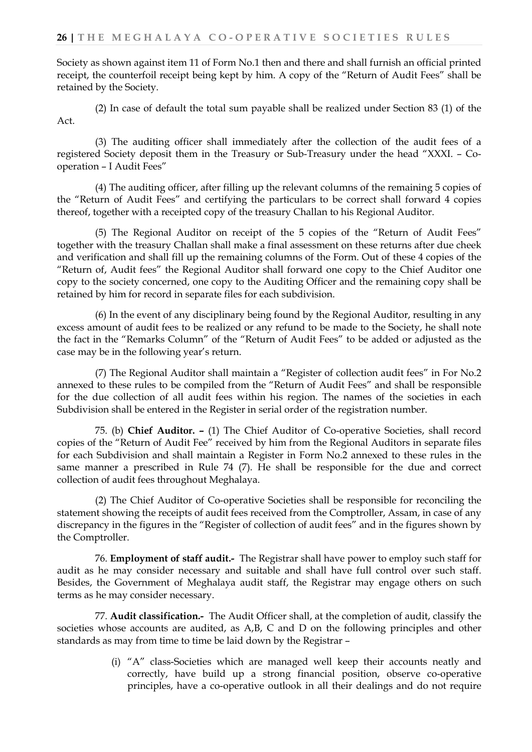Society as shown against item 11 of Form No.1 then and there and shall furnish an official printed receipt, the counterfoil receipt being kept by him. A copy of the "Return of Audit Fees" shall be retained by the Society.

(2) In case of default the total sum payable shall be realized under Section 83 (1) of the Act.

(3) The auditing officer shall immediately after the collection of the audit fees of a registered Society deposit them in the Treasury or Sub-Treasury under the head "XXXI. – Co-operation – I Audit Fees"

(4) The auditing officer, after filling up the relevant columns of the remaining 5 copies of the "Return of Audit Fees" and certifying the particulars to be correct shall forward 4 copies thereof, together with a receipted copy of the treasury Challan to his Regional Auditor.

(5) The Regional Auditor on receipt of the 5 copies of the "Return of Audit Fees" together with the treasury Challan shall make a final assessment on these returns after due cheek and verification and shall fill up the remaining columns of the Form. Out of these 4 copies of the "Return of, Audit fees" the Regional Auditor shall forward one copy to the Chief Auditor one copy to the society concerned, one copy to the Auditing Officer and the remaining copy shall be retained by him for record in separate files for each subdivision.

(6) In the event of any disciplinary being found by the Regional Auditor, resulting in any excess amount of audit fees to be realized or any refund to be made to the Society, he shall note the fact in the "Remarks Column" of the "Return of Audit Fees" to be added or adjusted as the case may be in the following year's return.

(7) The Regional Auditor shall maintain a "Register of collection audit fees" in For No.2 annexed to these rules to be compiled from the "Return of Audit Fees" and shall be responsible for the due collection of all audit fees within his region. The names of the societies in each Subdivision shall be entered in the Register in serial order of the registration number.

75. (b) **Chief Auditor. –** (1) The Chief Auditor of Co-operative Societies, shall record copies of the "Return of Audit Fee" received by him from the Regional Auditors in separate files for each Subdivision and shall maintain a Register in Form No.2 annexed to these rules in the same manner a prescribed in Rule 74 (7). He shall be responsible for the due and correct collection of audit fees throughout Meghalaya.

(2) The Chief Auditor of Co-operative Societies shall be responsible for reconciling the statement showing the receipts of audit fees received from the Comptroller, Assam, in case of any discrepancy in the figures in the "Register of collection of audit fees" and in the figures shown by the Comptroller.

76. **Employment of staff audit.-** The Registrar shall have power to employ such staff for audit as he may consider necessary and suitable and shall have full control over such staff. Besides, the Government of Meghalaya audit staff, the Registrar may engage others on such terms as he may consider necessary.

77. **Audit classification.-** The Audit Officer shall, at the completion of audit, classify the societies whose accounts are audited, as A,B, C and D on the following principles and other standards as may from time to time be laid down by the Registrar –

(i) "A" class-Societies which are managed well keep their accounts neatly and correctly, have build up a strong financial position, observe co-operative principles, have a co-operative outlook in all their dealings and do not require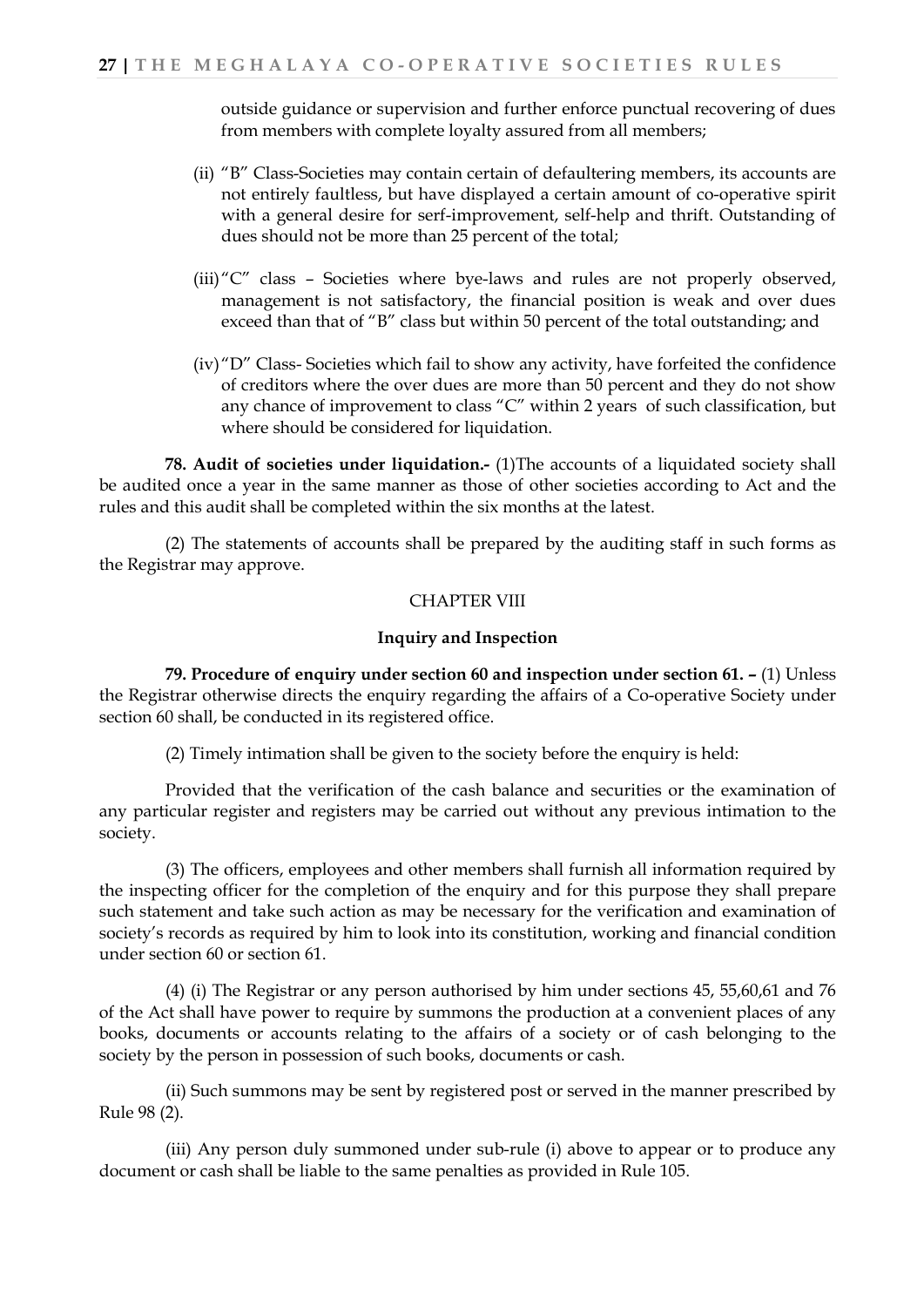outside guidance or supervision and further enforce punctual recovering of dues from members with complete loyalty assured from all members;

(ii) "B" Class-Societies may contain certain of defaultering members, its accounts are not entirely faultless, but have displayed a certain amount of co-operative spirit with a general desire for serf-improvement, self-help and thrift. Outstanding of dues should not be more than 25 percent of the total;

(iii) "C" class – Societies where bye-laws and rules are not properly observed, management is not satisfactory, the financial position is weak and over dues exceed than that of "B" class but within 50 percent of the total outstanding; and

(iv) "D" Class- Societies which fail to show any activity, have forfeited the confidence of creditors where the over dues are more than 50 percent and they do not show any chance of improvement to class "C" within 2 years of such classification, but where should be considered for liquidation.

**78. Audit of societies under liquidation.-** (1)The accounts of a liquidated society shall be audited once a year in the same manner as those of other societies according to Act and the rules and this audit shall be completed within the six months at the latest.

(2) The statements of accounts shall be prepared by the auditing staff in such forms as the Registrar may approve.

## CHAPTER VIII

### Inquiry and Inspection

**79. Procedure of enquiry under section 60 and inspection under section 61. –** (1) Unless the Registrar otherwise directs the enquiry regarding the affairs of a Co-operative Society under section 60 shall, be conducted in its registered office.

(2) Timely intimation shall be given to the society before the enquiry is held:

Provided that the verification of the cash balance and securities or the examination of any particular register and registers may be carried out without any previous intimation to the society.

(3) The officers, employees and other members shall furnish all information required by the inspecting officer for the completion of the enquiry and for this purpose they shall prepare such statement and take such action as may be necessary for the verification and examination of society's records as required by him to look into its constitution, working and financial condition under section 60 or section 61.

(4) (i) The Registrar or any person authorised by him under sections 45, 55,60,61 and 76 of the Act shall have power to require by summons the production at a convenient places of any books, documents or accounts relating to the affairs of a society or of cash belonging to the society by the person in possession of such books, documents or cash.

(ii) Such summons may be sent by registered post or served in the manner prescribed by Rule 98 (2).

(iii) Any person duly summoned under sub-rule (i) above to appear or to produce any document or cash shall be liable to the same penalties as provided in Rule 105.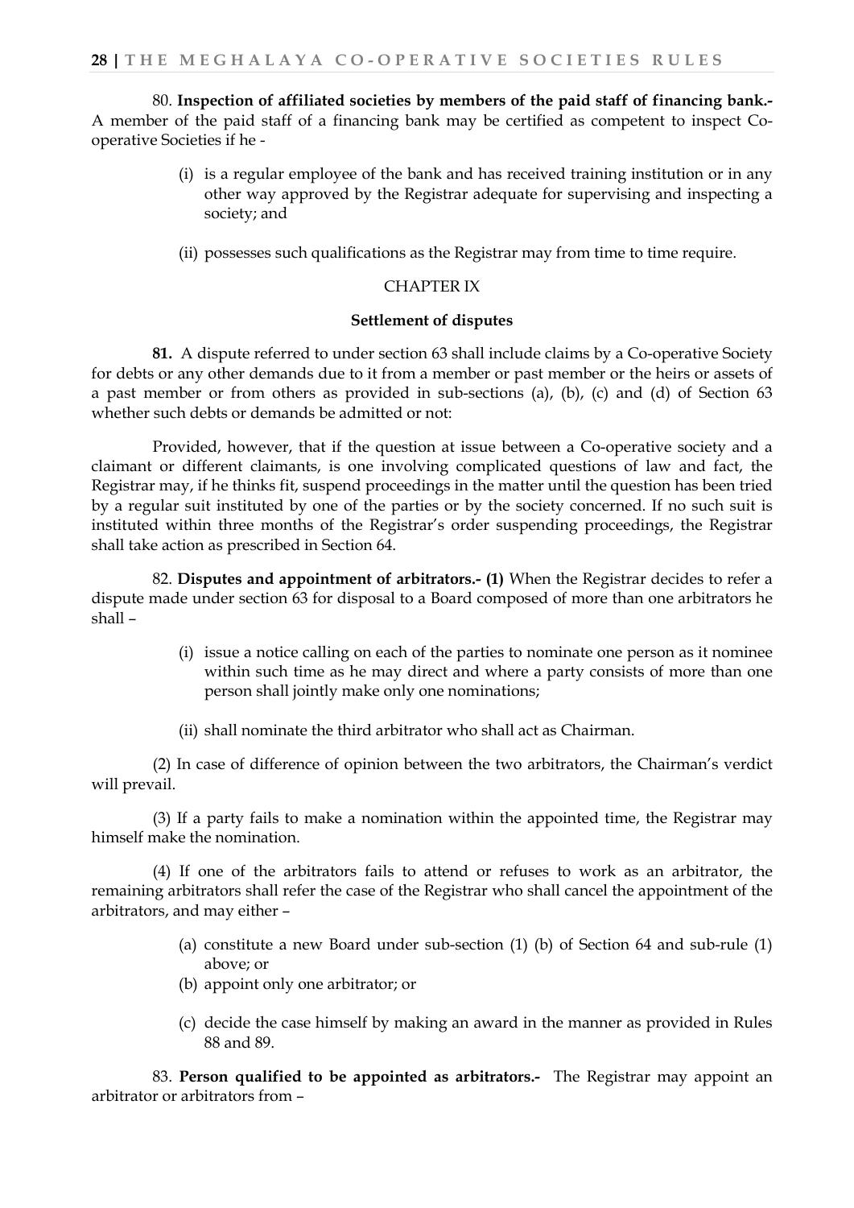80. **Inspection of affiliated societies by members of the paid staff of financing bank.-** A member of the paid staff of a financing bank may be certified as competent to inspect Co-operative Societies if he -

(i) is a regular employee of the bank and has received training institution or in any other way approved by the Registrar adequate for supervising and inspecting a society; and

(ii) possesses such qualifications as the Registrar may from time to time require.

CHAPTER IX

**Settlement of disputes**

**81.** A dispute referred to under section 63 shall include claims by a Co-operative Society for debts or any other demands due to it from a member or past member or the heirs or assets of a past member or from others as provided in sub-sections (a), (b), (c) and (d) of Section 63 whether such debts or demands be admitted or not:

Provided, however, that if the question at issue between a Co-operative society and a claimant or different claimants, is one involving complicated questions of law and fact, the Registrar may, if he thinks fit, suspend proceedings in the matter until the question has been tried by a regular suit instituted by one of the parties or by the society concerned. If no such suit is instituted within three months of the Registrar's order suspending proceedings, the Registrar shall take action as prescribed in Section 64.

82. **Disputes and appointment of arbitrators.- (1)** When the Registrar decides to refer a dispute made under section 63 for disposal to a Board composed of more than one arbitrators he shall –

(i) issue a notice calling on each of the parties to nominate one person as it nominee within such time as he may direct and where a party consists of more than one person shall jointly make only one nominations;

(ii) shall nominate the third arbitrator who shall act as Chairman.

(2) In case of difference of opinion between the two arbitrators, the Chairman's verdict will prevail.

(3) If a party fails to make a nomination within the appointed time, the Registrar may himself make the nomination.

(4) If one of the arbitrators fails to attend or refuses to work as an arbitrator, the remaining arbitrators shall refer the case of the Registrar who shall cancel the appointment of the arbitrators, and may either –

(a) constitute a new Board under sub-section (1) (b) of Section 64 and sub-rule (1) above; or
(b) appoint only one arbitrator; or
(c) decide the case himself by making an award in the manner as provided in Rules 88 and 89.

83. **Person qualified to be appointed as arbitrators.-** The Registrar may appoint an arbitrator or arbitrators from –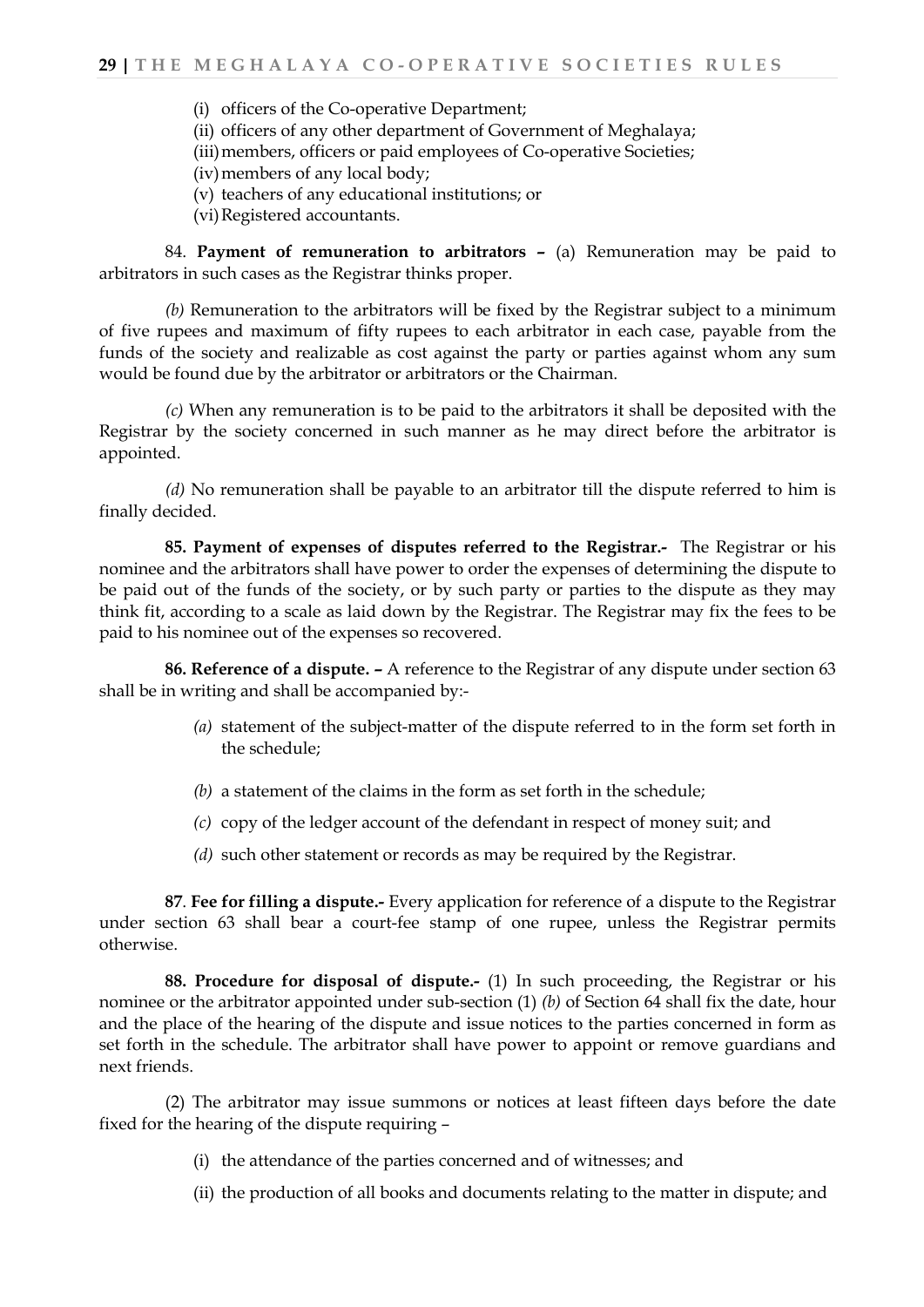(i) officers of the Co-operative Department;

(ii) officers of any other department of Government of Meghalaya;

(iii) members, officers or paid employees of Co-operative Societies;

(iv) members of any local body;

(v) teachers of any educational institutions; or

(vi) Registered accountants.

84. **Payment of remuneration to arbitrators –** (a) Remuneration may be paid to arbitrators in such cases as the Registrar thinks proper.

*(b)* Remuneration to the arbitrators will be fixed by the Registrar subject to a minimum of five rupees and maximum of fifty rupees to each arbitrator in each case, payable from the funds of the society and realizable as cost against the party or parties against whom any sum would be found due by the arbitrator or arbitrators or the Chairman.

*(c)* When any remuneration is to be paid to the arbitrators it shall be deposited with the Registrar by the society concerned in such manner as he may direct before the arbitrator is appointed.

*(d)* No remuneration shall be payable to an arbitrator till the dispute referred to him is finally decided.

**85. Payment of expenses of disputes referred to the Registrar.-** The Registrar or his nominee and the arbitrators shall have power to order the expenses of determining the dispute to be paid out of the funds of the society, or by such party or parties to the dispute as they may think fit, according to a scale as laid down by the Registrar. The Registrar may fix the fees to be paid to his nominee out of the expenses so recovered.

**86. Reference of a dispute. –** A reference to the Registrar of any dispute under section 63 shall be in writing and shall be accompanied by:-

*(a)* statement of the subject-matter of the dispute referred to in the form set forth in the schedule;

*(b)* a statement of the claims in the form as set forth in the schedule;

*(c)* copy of the ledger account of the defendant in respect of money suit; and

*(d)* such other statement or records as may be required by the Registrar.

**87**. **Fee for filling a dispute.-** Every application for reference of a dispute to the Registrar under section 63 shall bear a court-fee stamp of one rupee, unless the Registrar permits otherwise.

**88. Procedure for disposal of dispute.-** (1) In such proceeding, the Registrar or his nominee or the arbitrator appointed under sub-section (1) *(b)* of Section 64 shall fix the date, hour and the place of the hearing of the dispute and issue notices to the parties concerned in form as set forth in the schedule. The arbitrator shall have power to appoint or remove guardians and next friends.

(2) The arbitrator may issue summons or notices at least fifteen days before the date fixed for the hearing of the dispute requiring –

(i) the attendance of the parties concerned and of witnesses; and

(ii) the production of all books and documents relating to the matter in dispute; and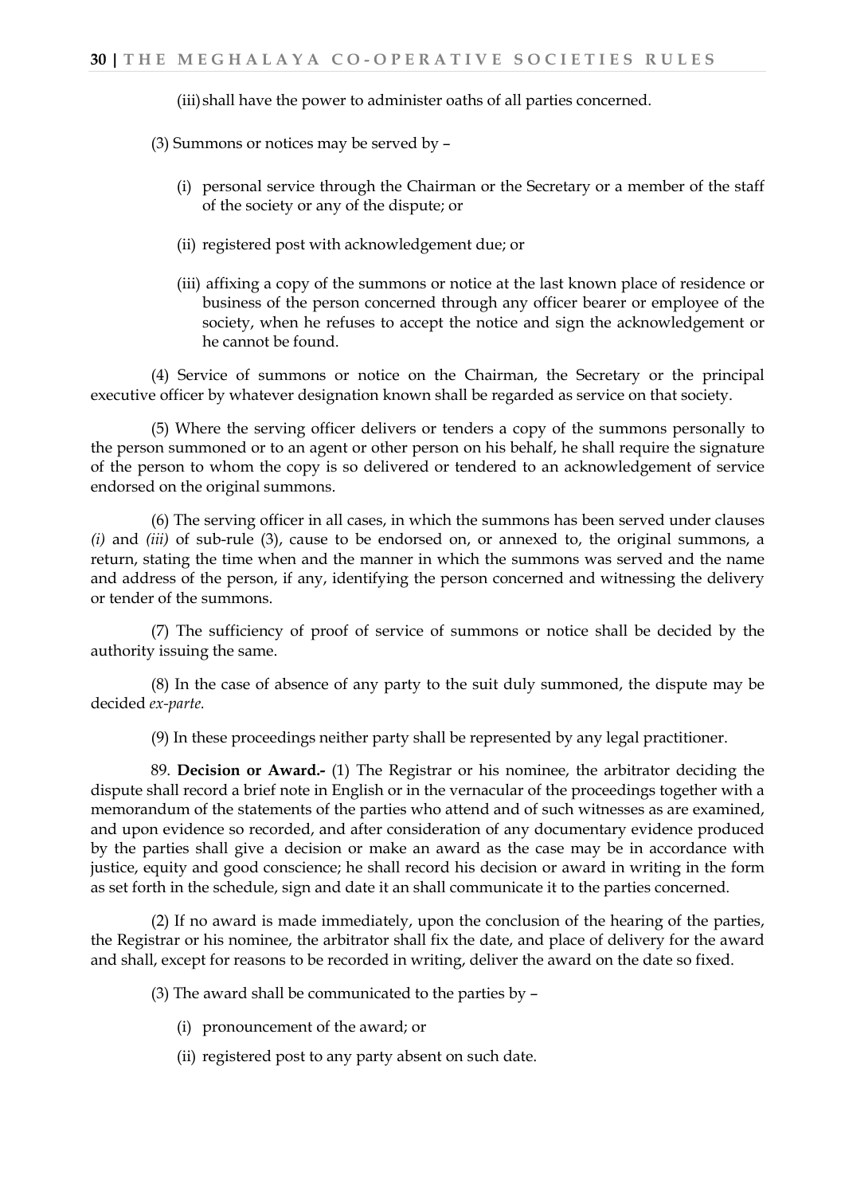(iii) shall have the power to administer oaths of all parties concerned.

(3) Summons or notices may be served by –

(i) personal service through the Chairman or the Secretary or a member of the staff of the society or any of the dispute; or

(ii) registered post with acknowledgement due; or

(iii) affixing a copy of the summons or notice at the last known place of residence or business of the person concerned through any officer bearer or employee of the society, when he refuses to accept the notice and sign the acknowledgement or he cannot be found.

(4) Service of summons or notice on the Chairman, the Secretary or the principal executive officer by whatever designation known shall be regarded as service on that society.

(5) Where the serving officer delivers or tenders a copy of the summons personally to the person summoned or to an agent or other person on his behalf, he shall require the signature of the person to whom the copy is so delivered or tendered to an acknowledgement of service endorsed on the original summons.

(6) The serving officer in all cases, in which the summons has been served under clauses *(i)* and *(iii)* of sub-rule (3), cause to be endorsed on, or annexed to, the original summons, a return, stating the time when and the manner in which the summons was served and the name and address of the person, if any, identifying the person concerned and witnessing the delivery or tender of the summons.

(7) The sufficiency of proof of service of summons or notice shall be decided by the authority issuing the same.

(8) In the case of absence of any party to the suit duly summoned, the dispute may be decided *ex-parte.*

(9) In these proceedings neither party shall be represented by any legal practitioner.

89. **Decision or Award.-** (1) The Registrar or his nominee, the arbitrator deciding the dispute shall record a brief note in English or in the vernacular of the proceedings together with a memorandum of the statements of the parties who attend and of such witnesses as are examined, and upon evidence so recorded, and after consideration of any documentary evidence produced by the parties shall give a decision or make an award as the case may be in accordance with justice, equity and good conscience; he shall record his decision or award in writing in the form as set forth in the schedule, sign and date it an shall communicate it to the parties concerned.

(2) If no award is made immediately, upon the conclusion of the hearing of the parties, the Registrar or his nominee, the arbitrator shall fix the date, and place of delivery for the award and shall, except for reasons to be recorded in writing, deliver the award on the date so fixed.

(3) The award shall be communicated to the parties by –

(i) pronouncement of the award; or

(ii) registered post to any party absent on such date.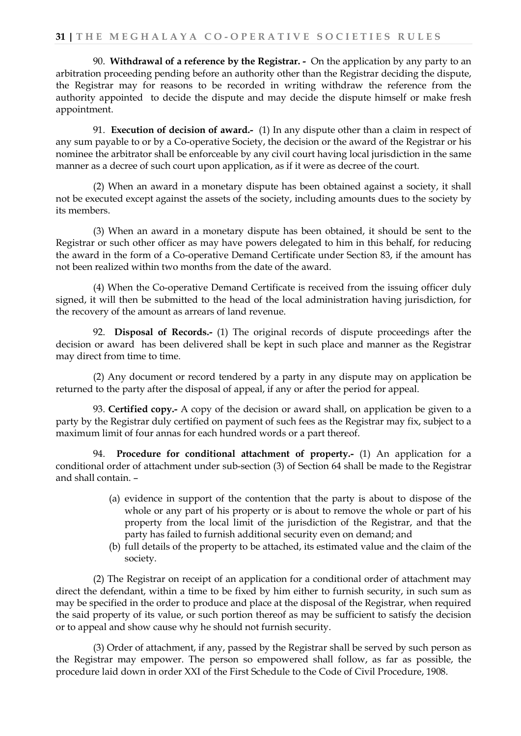90. **Withdrawal of a reference by the Registrar. -** On the application by any party to an arbitration proceeding pending before an authority other than the Registrar deciding the dispute, the Registrar may for reasons to be recorded in writing withdraw the reference from the authority appointed to decide the dispute and may decide the dispute himself or make fresh appointment.

91. **Execution of decision of award.-** (1) In any dispute other than a claim in respect of any sum payable to or by a Co-operative Society, the decision or the award of the Registrar or his nominee the arbitrator shall be enforceable by any civil court having local jurisdiction in the same manner as a decree of such court upon application, as if it were as decree of the court.

(2) When an award in a monetary dispute has been obtained against a society, it shall not be executed except against the assets of the society, including amounts dues to the society by its members.

(3) When an award in a monetary dispute has been obtained, it should be sent to the Registrar or such other officer as may have powers delegated to him in this behalf, for reducing the award in the form of a Co-operative Demand Certificate under Section 83, if the amount has not been realized within two months from the date of the award.

(4) When the Co-operative Demand Certificate is received from the issuing officer duly signed, it will then be submitted to the head of the local administration having jurisdiction, for the recovery of the amount as arrears of land revenue.

92. **Disposal of Records.-** (1) The original records of dispute proceedings after the decision or award has been delivered shall be kept in such place and manner as the Registrar may direct from time to time.

(2) Any document or record tendered by a party in any dispute may on application be returned to the party after the disposal of appeal, if any or after the period for appeal.

93. **Certified copy.-** A copy of the decision or award shall, on application be given to a party by the Registrar duly certified on payment of such fees as the Registrar may fix, subject to a maximum limit of four annas for each hundred words or a part thereof.

94. **Procedure for conditional attachment of property.-** (1) An application for a conditional order of attachment under sub-section (3) of Section 64 shall be made to the Registrar and shall contain. –

(a) evidence in support of the contention that the party is about to dispose of the whole or any part of his property or is about to remove the whole or part of his property from the local limit of the jurisdiction of the Registrar, and that the party has failed to furnish additional security even on demand; and
(b) full details of the property to be attached, its estimated value and the claim of the society.

(2) The Registrar on receipt of an application for a conditional order of attachment may direct the defendant, within a time to be fixed by him either to furnish security, in such sum as may be specified in the order to produce and place at the disposal of the Registrar, when required the said property of its value, or such portion thereof as may be sufficient to satisfy the decision or to appeal and show cause why he should not furnish security.

(3) Order of attachment, if any, passed by the Registrar shall be served by such person as the Registrar may empower. The person so empowered shall follow, as far as possible, the procedure laid down in order XXI of the First Schedule to the Code of Civil Procedure, 1908.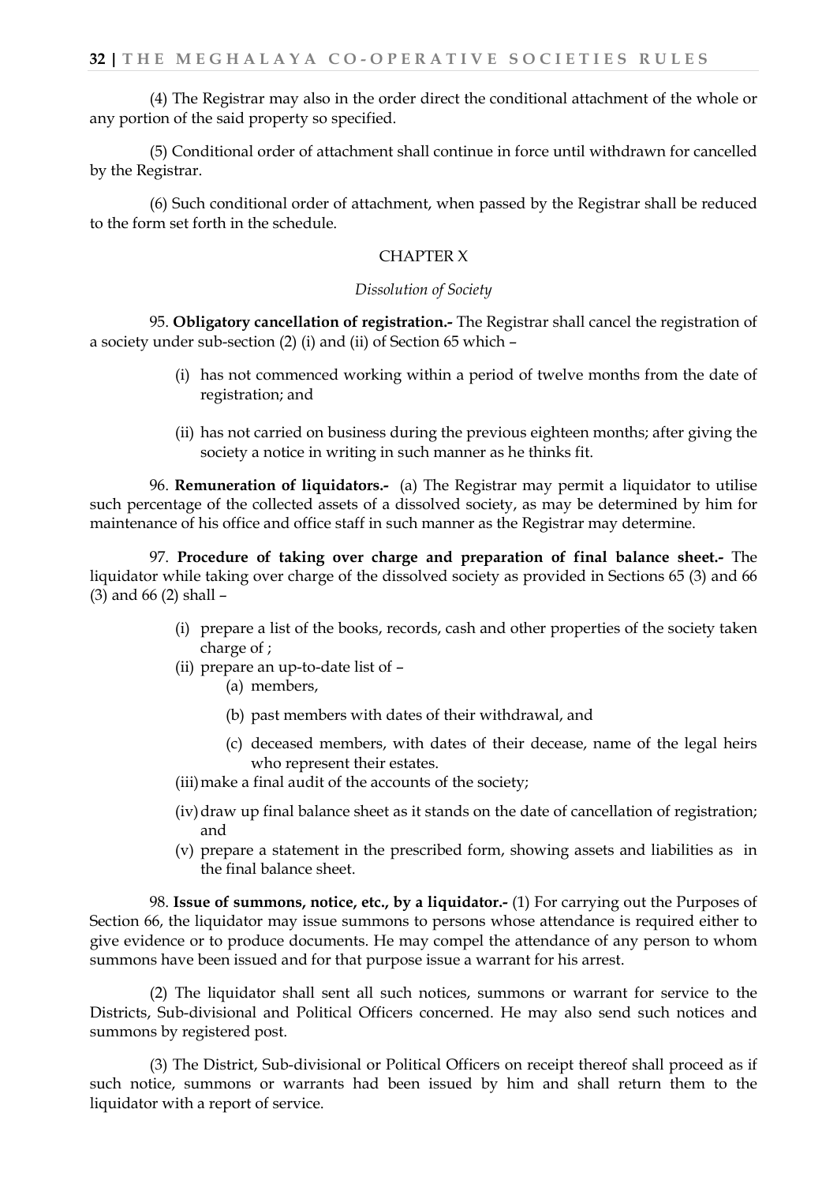(4) The Registrar may also in the order direct the conditional attachment of the whole or any portion of the said property so specified.

(5) Conditional order of attachment shall continue in force until withdrawn for cancelled by the Registrar.

(6) Such conditional order of attachment, when passed by the Registrar shall be reduced to the form set forth in the schedule.

## CHAPTER X

### *Dissolution of Society*

95. **Obligatory cancellation of registration.-** The Registrar shall cancel the registration of a society under sub-section (2) (i) and (ii) of Section 65 which –

- (i) has not commenced working within a period of twelve months from the date of registration; and
- (ii) has not carried on business during the previous eighteen months; after giving the society a notice in writing in such manner as he thinks fit.

96. **Remuneration of liquidators.-** (a) The Registrar may permit a liquidator to utilise such percentage of the collected assets of a dissolved society, as may be determined by him for maintenance of his office and office staff in such manner as the Registrar may determine.

97. **Procedure of taking over charge and preparation of final balance sheet.-** The liquidator while taking over charge of the dissolved society as provided in Sections 65 (3) and 66 (3) and 66 (2) shall –

- (i) prepare a list of the books, records, cash and other properties of the society taken charge of ;
- (ii) prepare an up-to-date list of –
  - (a) members,
  - (b) past members with dates of their withdrawal, and
  - (c) deceased members, with dates of their decease, name of the legal heirs who represent their estates.
- (iii) make a final audit of the accounts of the society;
- (iv) draw up final balance sheet as it stands on the date of cancellation of registration; and
- (v) prepare a statement in the prescribed form, showing assets and liabilities as in the final balance sheet.

98. **Issue of summons, notice, etc., by a liquidator.-** (1) For carrying out the Purposes of Section 66, the liquidator may issue summons to persons whose attendance is required either to give evidence or to produce documents. He may compel the attendance of any person to whom summons have been issued and for that purpose issue a warrant for his arrest.

(2) The liquidator shall sent all such notices, summons or warrant for service to the Districts, Sub-divisional and Political Officers concerned. He may also send such notices and summons by registered post.

(3) The District, Sub-divisional or Political Officers on receipt thereof shall proceed as if such notice, summons or warrants had been issued by him and shall return them to the liquidator with a report of service.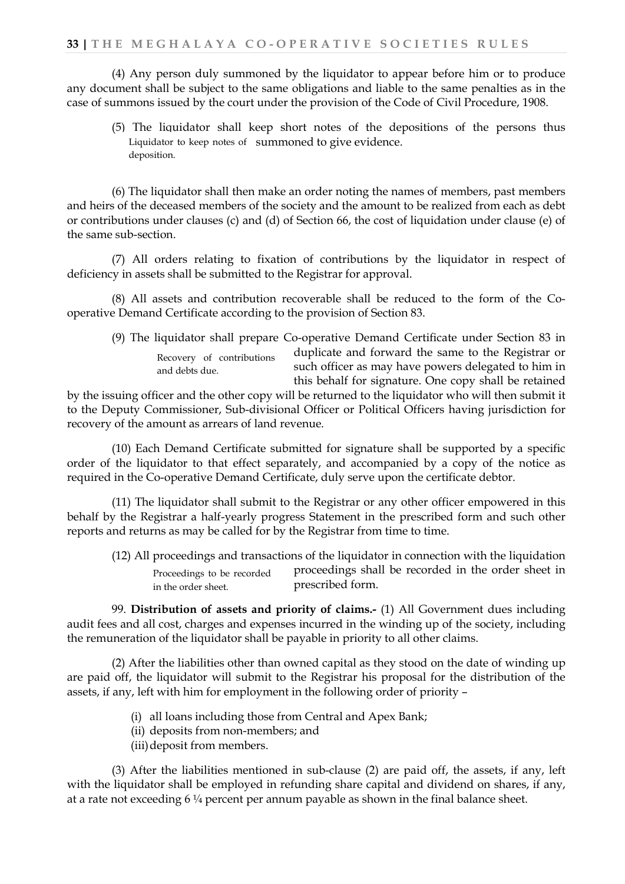(4) Any person duly summoned by the liquidator to appear before him or to produce any document shall be subject to the same obligations and liable to the same penalties as in the case of summons issued by the court under the provision of the Code of Civil Procedure, 1908.

Liquidator to keep notes of deposition.

(5) The liquidator shall keep short notes of the depositions of the persons thus summoned to give evidence.

(6) The liquidator shall then make an order noting the names of members, past members and heirs of the deceased members of the society and the amount to be realized from each as debt or contributions under clauses (c) and (d) of Section 66, the cost of liquidation under clause (e) of the same sub-section.

(7) All orders relating to fixation of contributions by the liquidator in respect of deficiency in assets shall be submitted to the Registrar for approval.

(8) All assets and contribution recoverable shall be reduced to the form of the Co-operative Demand Certificate according to the provision of Section 83.

Recovery of contributions and debts due.

(9) The liquidator shall prepare Co-operative Demand Certificate under Section 83 in duplicate and forward the same to the Registrar or such officer as may have powers delegated to him in this behalf for signature. One copy shall be retained by the issuing officer and the other copy will be returned to the liquidator who will then submit it to the Deputy Commissioner, Sub-divisional Officer or Political Officers having jurisdiction for recovery of the amount as arrears of land revenue.

(10) Each Demand Certificate submitted for signature shall be supported by a specific order of the liquidator to that effect separately, and accompanied by a copy of the notice as required in the Co-operative Demand Certificate, duly serve upon the certificate debtor.

(11) The liquidator shall submit to the Registrar or any other officer empowered in this behalf by the Registrar a half-yearly progress Statement in the prescribed form and such other reports and returns as may be called for by the Registrar from time to time.

Proceedings to be recorded in the order sheet.

(12) All proceedings and transactions of the liquidator in connection with the liquidation proceedings shall be recorded in the order sheet in prescribed form.

99. **Distribution of assets and priority of claims.-** (1) All Government dues including audit fees and all cost, charges and expenses incurred in the winding up of the society, including the remuneration of the liquidator shall be payable in priority to all other claims.

(2) After the liabilities other than owned capital as they stood on the date of winding up are paid off, the liquidator will submit to the Registrar his proposal for the distribution of the assets, if any, left with him for employment in the following order of priority –

(i) all loans including those from Central and Apex Bank;
(ii) deposits from non-members; and
(iii) deposit from members.

(3) After the liabilities mentioned in sub-clause (2) are paid off, the assets, if any, left with the liquidator shall be employed in refunding share capital and dividend on shares, if any, at a rate not exceeding 6 ¼ percent per annum payable as shown in the final balance sheet.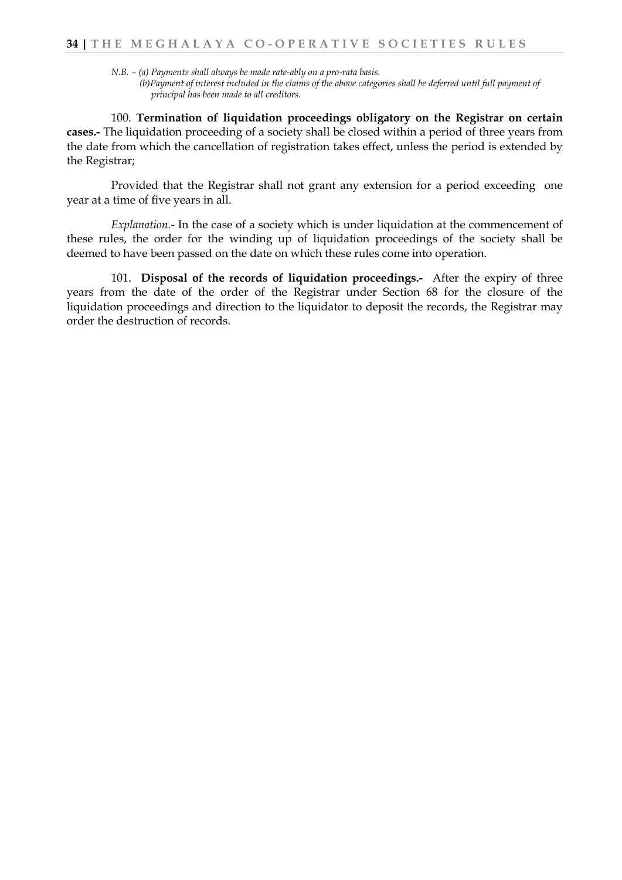*N.B. – (a) Payments shall always be made rate-ably on a pro-rata basis.*
*(b)Payment of interest included in the claims of the above categories shall be deferred until full payment of principal has been made to all creditors.*

100. **Termination of liquidation proceedings obligatory on the Registrar on certain cases.-** The liquidation proceeding of a society shall be closed within a period of three years from the date from which the cancellation of registration takes effect, unless the period is extended by the Registrar;

Provided that the Registrar shall not grant any extension for a period exceeding one year at a time of five years in all.

*Explanation.-* In the case of a society which is under liquidation at the commencement of these rules, the order for the winding up of liquidation proceedings of the society shall be deemed to have been passed on the date on which these rules come into operation.

101. **Disposal of the records of liquidation proceedings.-** After the expiry of three years from the date of the order of the Registrar under Section 68 for the closure of the liquidation proceedings and direction to the liquidator to deposit the records, the Registrar may order the destruction of records.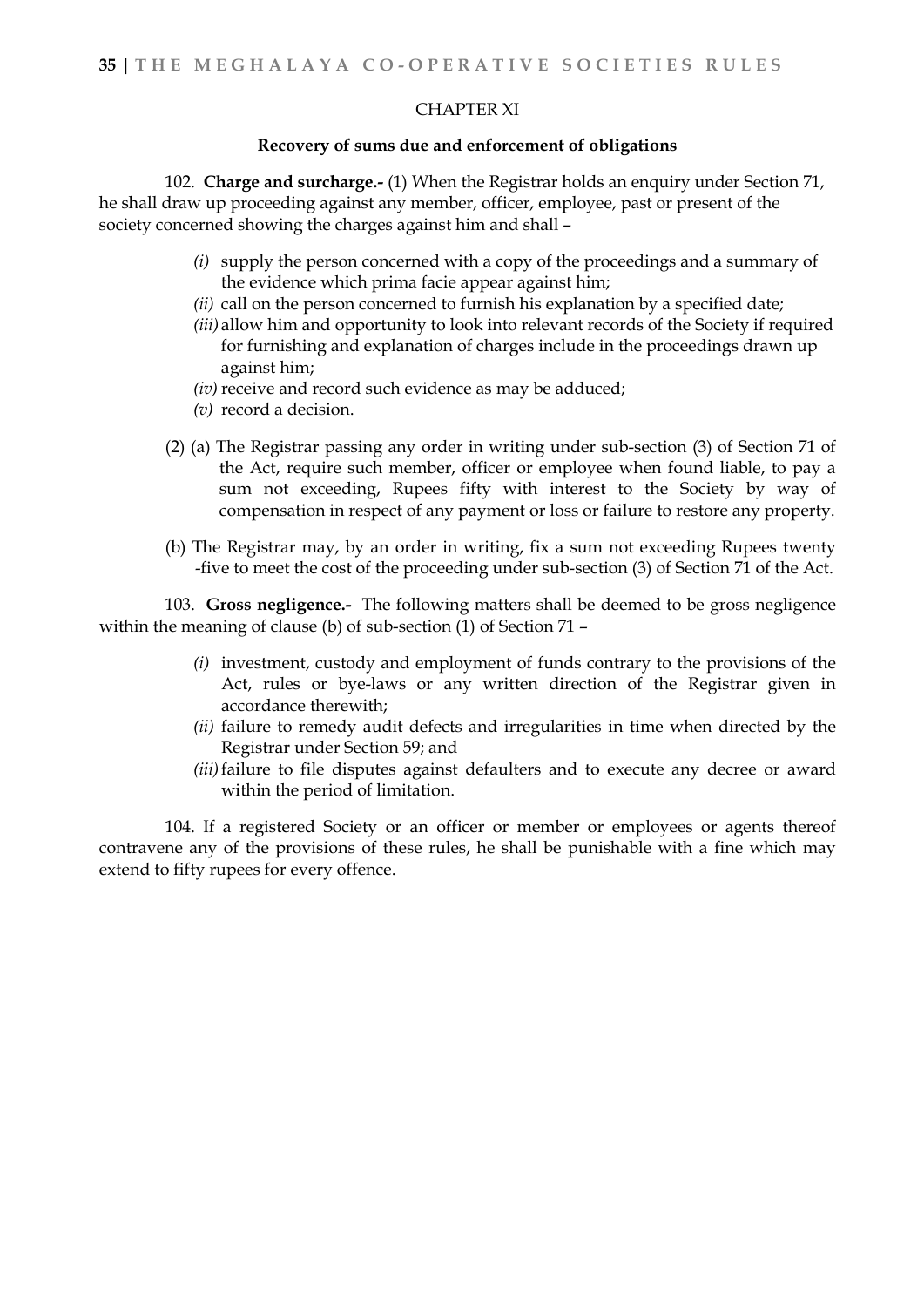## CHAPTER XI

### Recovery of sums due and enforcement of obligations

102. **Charge and surcharge.-** (1) When the Registrar holds an enquiry under Section 71, he shall draw up proceeding against any member, officer, employee, past or present of the society concerned showing the charges against him and shall –

- *(i)* supply the person concerned with a copy of the proceedings and a summary of the evidence which prima facie appear against him;
- *(ii)* call on the person concerned to furnish his explanation by a specified date;
- *(iii)* allow him and opportunity to look into relevant records of the Society if required for furnishing and explanation of charges include in the proceedings drawn up against him;
- *(iv)* receive and record such evidence as may be adduced;
- *(v)* record a decision.

(2) (a) The Registrar passing any order in writing under sub-section (3) of Section 71 of the Act, require such member, officer or employee when found liable, to pay a sum not exceeding, Rupees fifty with interest to the Society by way of compensation in respect of any payment or loss or failure to restore any property.

(b) The Registrar may, by an order in writing, fix a sum not exceeding Rupees twenty -five to meet the cost of the proceeding under sub-section (3) of Section 71 of the Act.

103. **Gross negligence.-** The following matters shall be deemed to be gross negligence within the meaning of clause (b) of sub-section (1) of Section 71 –

- *(i)* investment, custody and employment of funds contrary to the provisions of the Act, rules or bye-laws or any written direction of the Registrar given in accordance therewith;
- *(ii)* failure to remedy audit defects and irregularities in time when directed by the Registrar under Section 59; and
- *(iii)* failure to file disputes against defaulters and to execute any decree or award within the period of limitation.

104. If a registered Society or an officer or member or employees or agents thereof contravene any of the provisions of these rules, he shall be punishable with a fine which may extend to fifty rupees for every offence.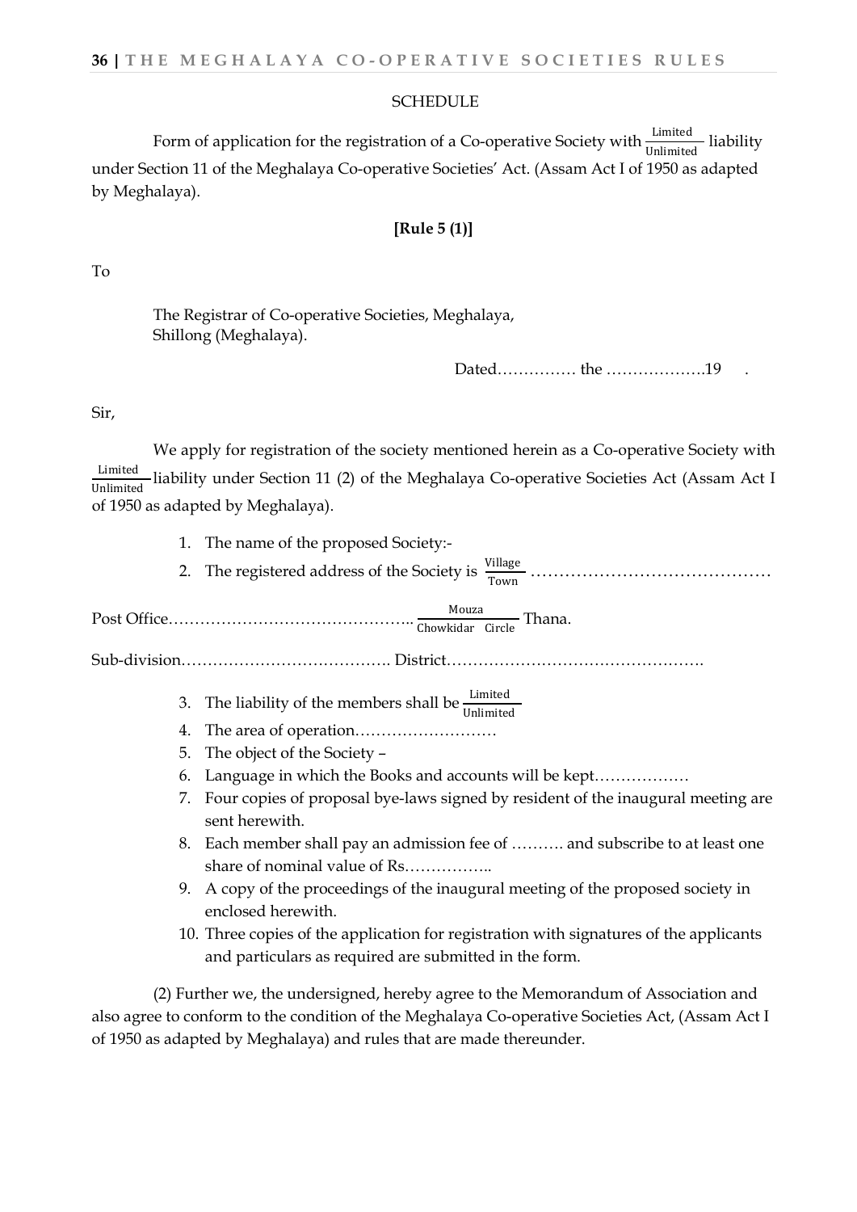SCHEDULE

Form of application for the registration of a Co-operative Society with $\frac{\text{Limited}}{\text{Unlimited}}$ liability under Section 11 of the Meghalaya Co-operative Societies' Act. (Assam Act I of 1950 as adapted by Meghalaya).

**[Rule 5 (1)]**

To

The Registrar of Co-operative Societies, Meghalaya,
Shillong (Meghalaya).

Dated…………… the ……………….19 .

Sir,

We apply for registration of the society mentioned herein as a Co-operative Society with $\frac{\text{Limited}}{\text{Unlimited}}$ liability under Section 11 (2) of the Meghalaya Co-operative Societies Act (Assam Act I of 1950 as adapted by Meghalaya).

1. The name of the proposed Society:-
2. The registered address of the Society is $\frac{\text{Village}}{\text{Town}}$ ……………………………………

Post Office……………………………………….. $\frac{\text{Mouza}}{\text{Chowkidar Circle}}$ Thana.

Sub-division…………………………………. District………………………………………….

3. The liability of the members shall be $\frac{\text{Limited}}{\text{Unlimited}}$
4. The area of operation………………………
5. The object of the Society –
6. Language in which the Books and accounts will be kept………………
7. Four copies of proposal bye-laws signed by resident of the inaugural meeting are sent herewith.
8. Each member shall pay an admission fee of ………. and subscribe to at least one share of nominal value of Rs……………..
9. A copy of the proceedings of the inaugural meeting of the proposed society in enclosed herewith.
10. Three copies of the application for registration with signatures of the applicants and particulars as required are submitted in the form.

(2) Further we, the undersigned, hereby agree to the Memorandum of Association and also agree to conform to the condition of the Meghalaya Co-operative Societies Act, (Assam Act I of 1950 as adapted by Meghalaya) and rules that are made thereunder.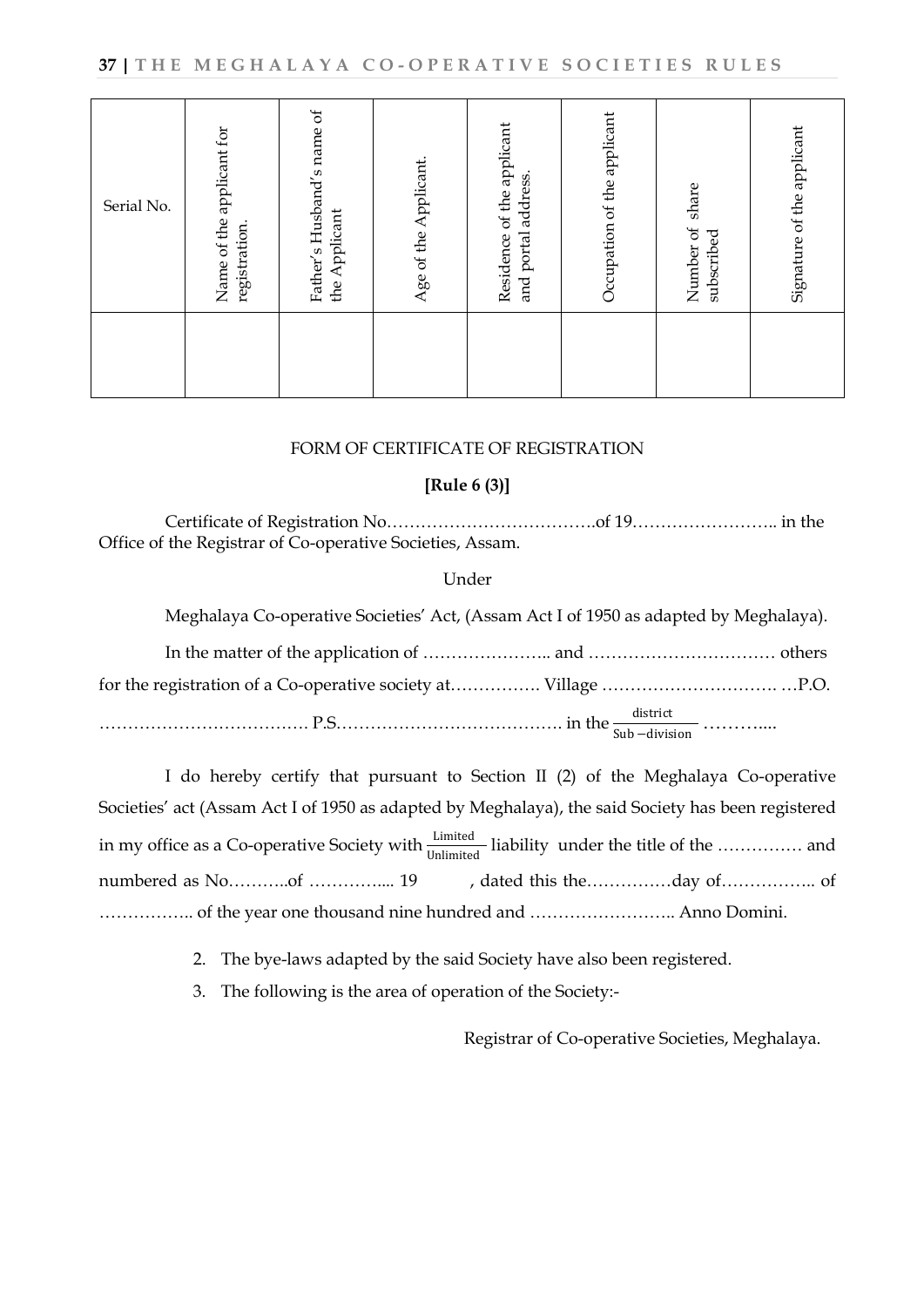| Serial No. | Name of the applicant for registration. | Father's Husband's name of the Applicant | Age of the Applicant. | Residence of the applicant and portal address. | Occupation of the applicant | Number of share subscribed | Signature of the applicant |
|---|---|---|---|---|---|---|---|
| | | | | | | | |

FORM OF CERTIFICATE OF REGISTRATION

**[Rule 6 (3)]**

Certificate of Registration No……………………………….of 19…………………….. in the Office of the Registrar of Co-operative Societies, Assam.

Under

Meghalaya Co-operative Societies' Act, (Assam Act I of 1950 as adapted by Meghalaya).

In the matter of the application of ………………….. and …………………………… others for the registration of a Co-operative society at……………. Village …………………………. …P.O. ………………………………. P.S…………………………………. in the $\frac{\text{district}}{\text{Sub-division}}$ ………....

I do hereby certify that pursuant to Section II (2) of the Meghalaya Co-operative Societies' act (Assam Act I of 1950 as adapted by Meghalaya), the said Society has been registered in my office as a Co-operative Society with $\frac{\text{Limited}}{\text{Unlimited}}$ liability under the title of the …………… and numbered as No………..of ………….... 19 , dated this the……………day of…………….. of …………….. of the year one thousand nine hundred and …………………….. Anno Domini.

2. The bye-laws adapted by the said Society have also been registered.
3. The following is the area of operation of the Society:-

Registrar of Co-operative Societies, Meghalaya.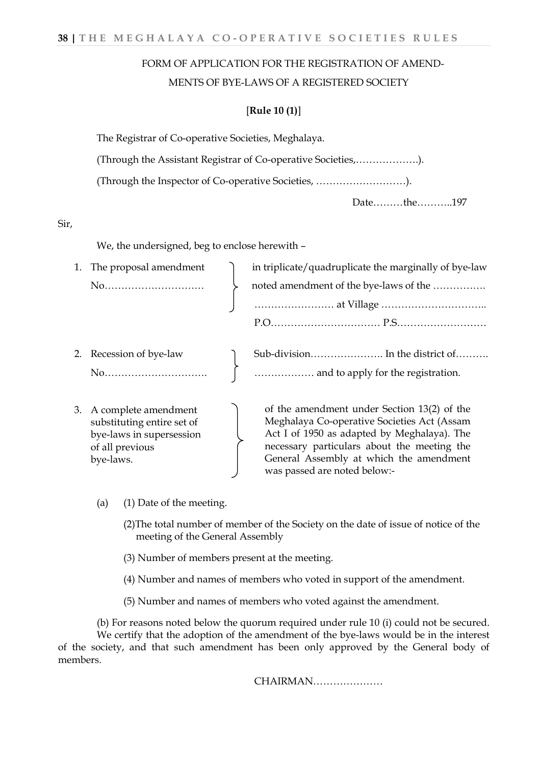FORM OF APPLICATION FOR THE REGISTRATION OF AMENDMENTS OF BYE-LAWS OF A REGISTERED SOCIETY

**[Rule 10 (1)]**

The Registrar of Co-operative Societies, Meghalaya.

(Through the Assistant Registrar of Co-operative Societies,……………….).

(Through the Inspector of Co-operative Societies, ………………………).

Date………the………..197

Sir,

We, the undersigned, beg to enclose herewith –

| | |
|---|---|
| 1. The proposal amendment No………………………… | in triplicate/quadruplicate the marginally of bye-law noted amendment of the bye-laws of the ……………. …………………… at Village ………………………….. P.O…………………………… P.S……………………… |
| 2. Recession of bye-law No…………………………. | Sub-division…………………. In the district of………. ……………… and to apply for the registration. |
| 3. A complete amendment substituting entire set of bye-laws in supersession of all previous bye-laws. | of the amendment under Section 13(2) of the Meghalaya Co-operative Societies Act (Assam Act I of 1950 as adapted by Meghalaya). The necessary particulars about the meeting the General Assembly at which the amendment was passed are noted below:- |

(a) (1) Date of the meeting.

(2)The total number of member of the Society on the date of issue of notice of the meeting of the General Assembly

(3) Number of members present at the meeting.

(4) Number and names of members who voted in support of the amendment.

(5) Number and names of members who voted against the amendment.

(b) For reasons noted below the quorum required under rule 10 (i) could not be secured.

We certify that the adoption of the amendment of the bye-laws would be in the interest of the society, and that such amendment has been only approved by the General body of members.

CHAIRMAN…………………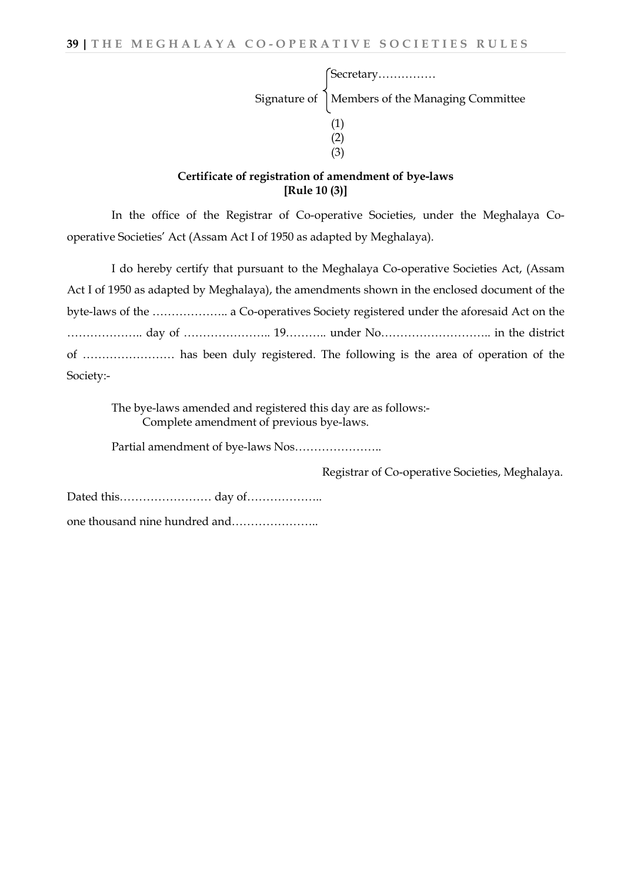Signature of { Secretary……………
Members of the Managing Committee

(1)
(2)
(3)

**Certificate of registration of amendment of bye-laws**
**[Rule 10 (3)]**

In the office of the Registrar of Co-operative Societies, under the Meghalaya Co-operative Societies' Act (Assam Act I of 1950 as adapted by Meghalaya).

I do hereby certify that pursuant to the Meghalaya Co-operative Societies Act, (Assam Act I of 1950 as adapted by Meghalaya), the amendments shown in the enclosed document of the byte-laws of the ……………….. a Co-operatives Society registered under the aforesaid Act on the ……………….. day of ………………….. 19……….. under No……………………….. in the district of …………………… has been duly registered. The following is the area of operation of the Society:-

The bye-laws amended and registered this day are as follows:-
Complete amendment of previous bye-laws.

Partial amendment of bye-laws Nos…………………..

Registrar of Co-operative Societies, Meghalaya.

Dated this…………………… day of………………..

one thousand nine hundred and…………………..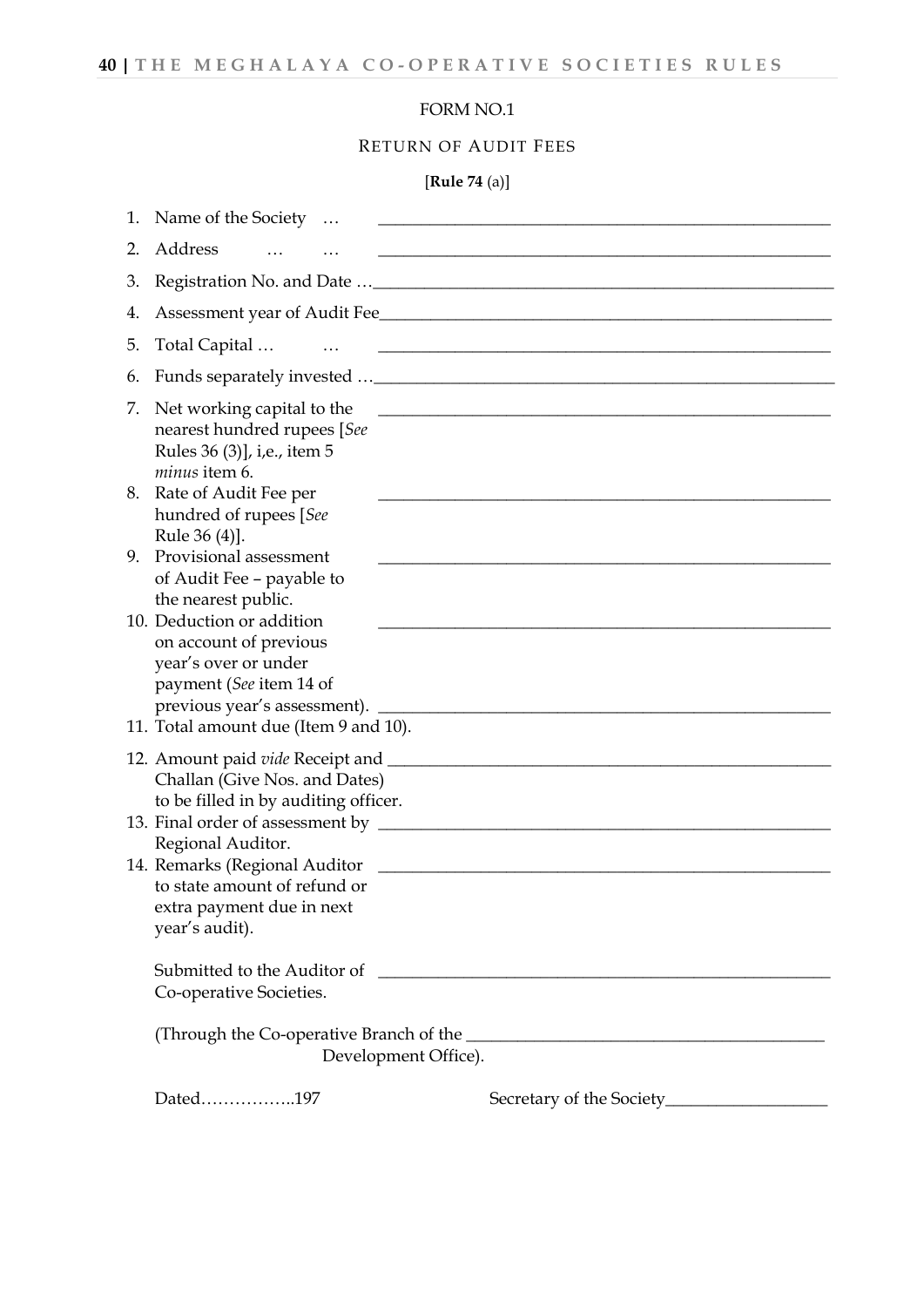FORM NO.1

RETURN OF AUDIT FEES

[**Rule 74** (a)]

1. Name of the Society … \_\_\_\_\_\_\_\_\_\_\_\_\_\_\_\_\_\_\_\_\_\_\_\_\_\_\_\_\_\_\_\_\_\_\_\_\_\_\_\_\_\_\_\_\_\_\_\_
2. Address … … \_\_\_\_\_\_\_\_\_\_\_\_\_\_\_\_\_\_\_\_\_\_\_\_\_\_\_\_\_\_\_\_\_\_\_\_\_\_\_\_\_\_\_\_\_\_\_\_
3. Registration No. and Date …\_\_\_\_\_\_\_\_\_\_\_\_\_\_\_\_\_\_\_\_\_\_\_\_\_\_\_\_\_\_\_\_\_\_\_\_\_\_\_\_\_\_\_\_\_\_\_\_
4. Assessment year of Audit Fee\_\_\_\_\_\_\_\_\_\_\_\_\_\_\_\_\_\_\_\_\_\_\_\_\_\_\_\_\_\_\_\_\_\_\_\_\_\_\_\_\_\_\_\_\_\_\_\_
5. Total Capital … … \_\_\_\_\_\_\_\_\_\_\_\_\_\_\_\_\_\_\_\_\_\_\_\_\_\_\_\_\_\_\_\_\_\_\_\_\_\_\_\_\_\_\_\_\_\_\_\_
6. Funds separately invested …\_\_\_\_\_\_\_\_\_\_\_\_\_\_\_\_\_\_\_\_\_\_\_\_\_\_\_\_\_\_\_\_\_\_\_\_\_\_\_\_\_\_\_\_\_\_\_\_
7. Net working capital to the nearest hundred rupees [*See* Rules 36 (3)], i,e., item 5 *minus* item 6. \_\_\_\_\_\_\_\_\_\_\_\_\_\_\_\_\_\_\_\_\_\_\_\_\_\_\_\_\_\_\_\_\_\_\_\_\_\_\_\_\_\_\_\_\_\_\_\_
8. Rate of Audit Fee per hundred of rupees [*See* Rule 36 (4)]. \_\_\_\_\_\_\_\_\_\_\_\_\_\_\_\_\_\_\_\_\_\_\_\_\_\_\_\_\_\_\_\_\_\_\_\_\_\_\_\_\_\_\_\_\_\_\_\_
9. Provisional assessment of Audit Fee – payable to the nearest public. \_\_\_\_\_\_\_\_\_\_\_\_\_\_\_\_\_\_\_\_\_\_\_\_\_\_\_\_\_\_\_\_\_\_\_\_\_\_\_\_\_\_\_\_\_\_\_\_
10. Deduction or addition on account of previous year's over or under payment (*See* item 14 of previous year's assessment). \_\_\_\_\_\_\_\_\_\_\_\_\_\_\_\_\_\_\_\_\_\_\_\_\_\_\_\_\_\_\_\_\_\_\_\_\_\_\_\_\_\_\_\_\_\_\_\_
11. Total amount due (Item 9 and 10).
12. Amount paid *vide* Receipt and Challan (Give Nos. and Dates) to be filled in by auditing officer. \_\_\_\_\_\_\_\_\_\_\_\_\_\_\_\_\_\_\_\_\_\_\_\_\_\_\_\_\_\_\_\_\_\_\_\_\_\_\_\_\_\_\_\_\_\_\_\_
13. Final order of assessment by Regional Auditor. \_\_\_\_\_\_\_\_\_\_\_\_\_\_\_\_\_\_\_\_\_\_\_\_\_\_\_\_\_\_\_\_\_\_\_\_\_\_\_\_\_\_\_\_\_\_\_\_
14. Remarks (Regional Auditor to state amount of refund or extra payment due in next year's audit). \_\_\_\_\_\_\_\_\_\_\_\_\_\_\_\_\_\_\_\_\_\_\_\_\_\_\_\_\_\_\_\_\_\_\_\_\_\_\_\_\_\_\_\_\_\_\_\_

Submitted to the Auditor of Co-operative Societies. \_\_\_\_\_\_\_\_\_\_\_\_\_\_\_\_\_\_\_\_\_\_\_\_\_\_\_\_\_\_\_\_\_\_\_\_\_\_\_\_\_\_\_\_\_\_\_\_

(Through the Co-operative Branch of the \_\_\_\_\_\_\_\_\_\_\_\_\_\_\_\_\_\_\_\_\_\_\_\_\_\_\_\_\_\_\_\_\_\_\_\_\_\_\_\_ Development Office).

Dated……………..197 Secretary of the Society\_\_\_\_\_\_\_\_\_\_\_\_\_\_\_\_\_\_\_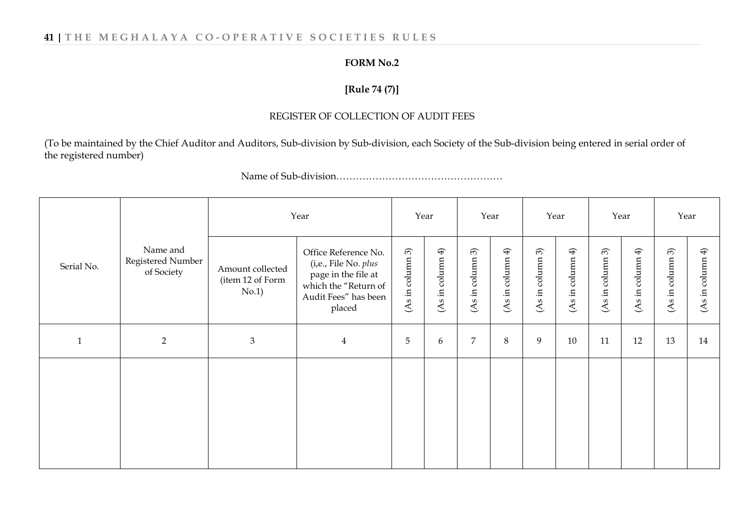**FORM No.2**

**[Rule 74 (7)]**

REGISTER OF COLLECTION OF AUDIT FEES

(To be maintained by the Chief Auditor and Auditors, Sub-division by Sub-division, each Society of the Sub-division being entered in serial order of the registered number)

Name of Sub-division……………………………………………

| Serial No. | Name and Registered Number of Society | Year | | Year | | Year | | Year | | Year | | Year | |
|---|---|---|---|---|---|---|---|---|---|---|---|---|---|
| | | Amount collected (item 12 of Form No.1) | Office Reference No. (i,e., File No. *plus* page in the file at which the "Return of Audit Fees" has been placed | (As in column 3) | (As in column 4) | (As in column 3) | (As in column 4) | (As in column 3) | (As in column 4) | (As in column 3) | (As in column 4) | (As in column 3) | (As in column 4) |
| 1 | 2 | 3 | 4 | 5 | 6 | 7 | 8 | 9 | 10 | 11 | 12 | 13 | 14 |
| | | | | | | | | | | | | | |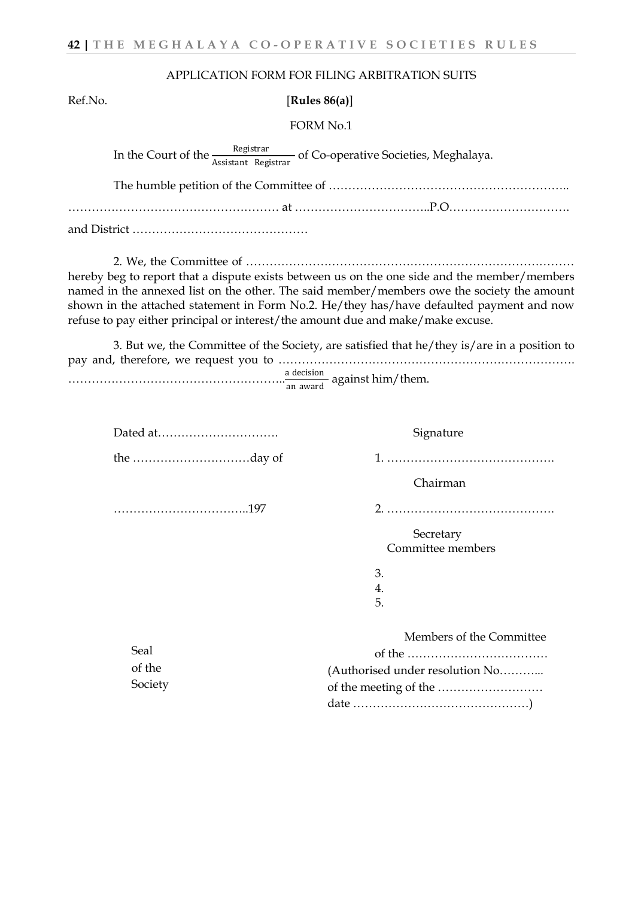APPLICATION FORM FOR FILING ARBITRATION SUITS

Ref.No. [**Rules 86(a)**]

FORM No.1

In the Court of the $\frac{\text{Registrar}}{\text{Assistant Registrar}}$ of Co-operative Societies, Meghalaya.

The humble petition of the Committee of ……………………………………………………..

……………………………………………… at ……………………………..P.O………………………….

and District ………………………………………

2. We, the Committee of ………………………………………………………………………… hereby beg to report that a dispute exists between us on the one side and the member/members named in the annexed list on the other. The said member/members owe the society the amount shown in the attached statement in Form No.2. He/they has/have defaulted payment and now refuse to pay either principal or interest/the amount due and make/make excuse.

3. But we, the Committee of the Society, are satisfied that he/they is/are in a position to pay and, therefore, we request you to ………………………………………………………………… ……………………………………………….$\frac{\text{a decision}}{\text{an award}}$ against him/them.

Dated at………………………….

the …………………………day of

……………………………..197

Signature

1. …………………………………….
Chairman

2. …………………………………….
Secretary
Committee members

3.
4.
5.

Seal
of the
Society

Members of the Committee
of the ………………………………
(Authorised under resolution No………..
of the meeting of the ………………………
date ……………………………………….)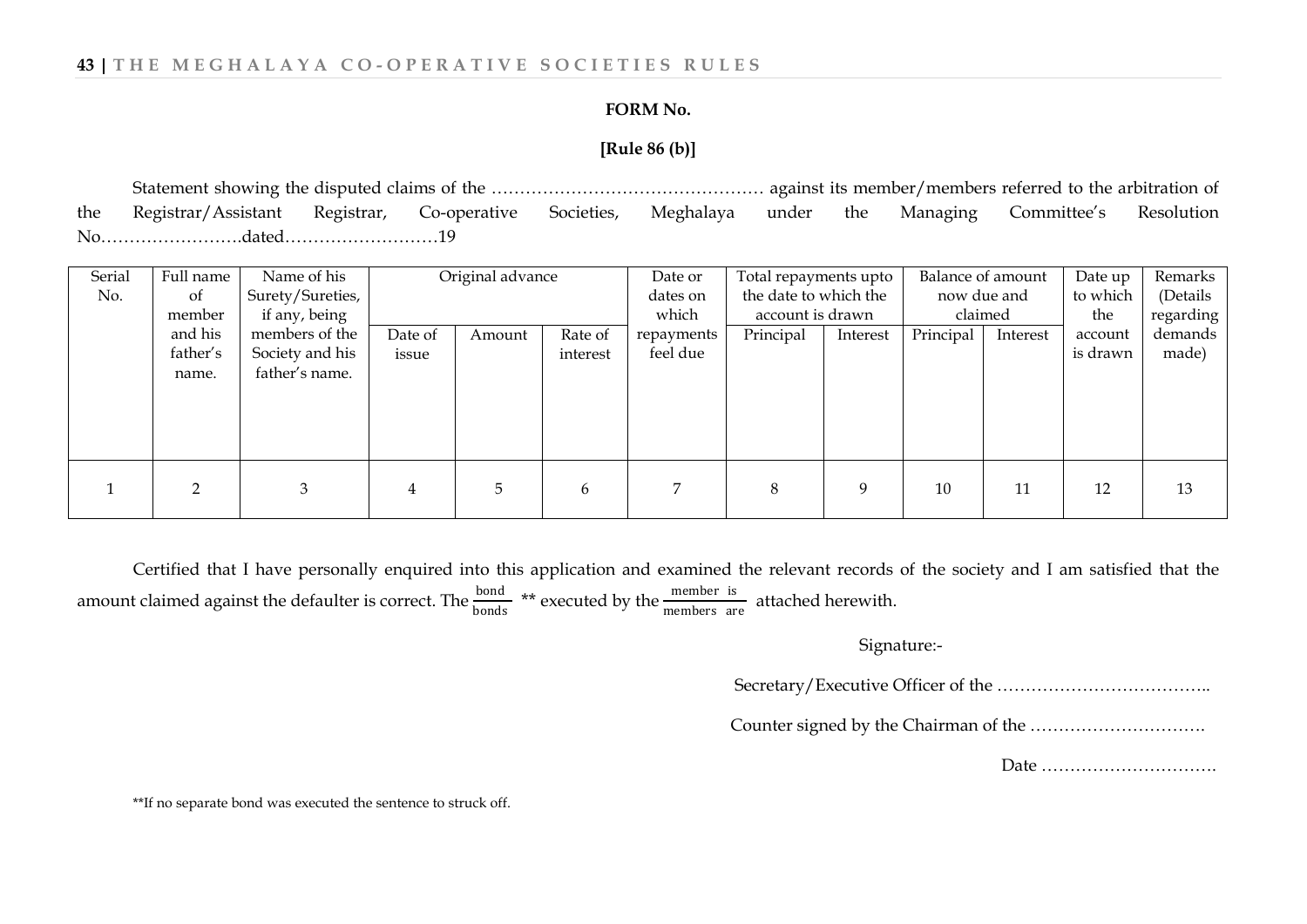**FORM No.**

**[Rule 86 (b)]**

Statement showing the disputed claims of the ………………………………………… against its member/members referred to the arbitration of the Registrar/Assistant Registrar, Co-operative Societies, Meghalaya under the Managing Committee's Resolution No…………………….dated………………………19

| Serial No. | Full name of member and his father's name. | Name of his Surety/Sureties, if any, being members of the Society and his father's name. | Original advance | | | Date or dates on which repayments feel due | Total repayments upto the date to which the account is drawn | | Balance of amount now due and claimed | | Date up to which the account is drawn | Remarks (Details regarding demands made) |
|---|---|---|---|---|---|---|---|---|---|---|---|---|
| | | | Date of issue | Amount | Rate of interest | | Principal | Interest | Principal | Interest | | |
| 1 | 2 | 3 | 4 | 5 | 6 | 7 | 8 | 9 | 10 | 11 | 12 | 13 |

Certified that I have personally enquired into this application and examined the relevant records of the society and I am satisfied that the amount claimed against the defaulter is correct. The $\frac{\text{bond}}{\text{bonds}}$ ** executed by the $\frac{\text{member is}}{\text{members are}}$ attached herewith.

Signature:-

Secretary/Executive Officer of the ………………………………..

Counter signed by the Chairman of the ………………………….

Date ………………………….

**If no separate bond was executed the sentence to struck off.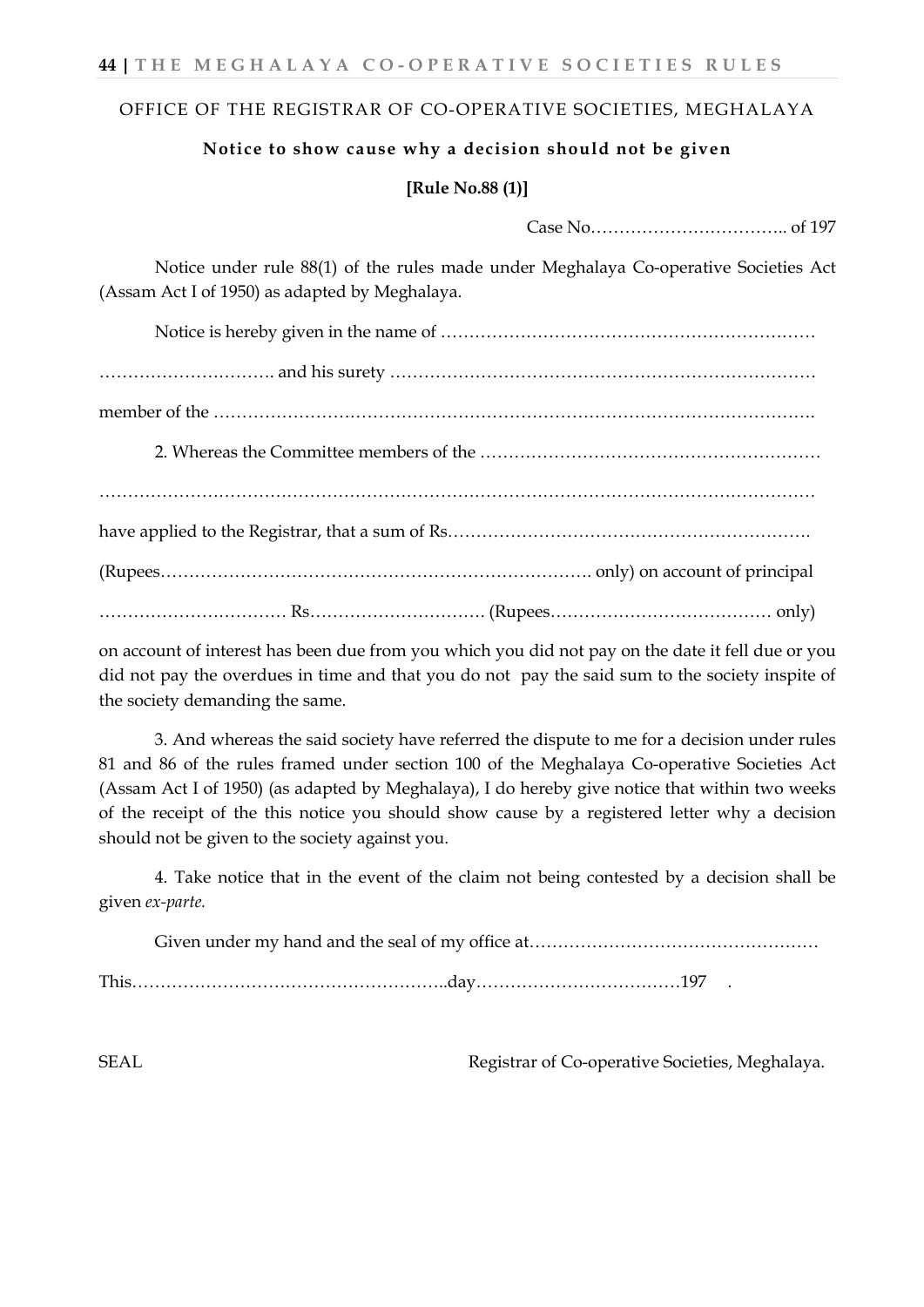OFFICE OF THE REGISTRAR OF CO-OPERATIVE SOCIETIES, MEGHALAYA

**Notice to show cause why a decision should not be given**

**[Rule No.88 (1)]**

Case No…………………………….. of 197

Notice under rule 88(1) of the rules made under Meghalaya Co-operative Societies Act (Assam Act I of 1950) as adapted by Meghalaya.

Notice is hereby given in the name of …………………………………………………………

…………………………. and his surety …………………………………………………………………

member of the ……………………………………………………………………………………………

2. Whereas the Committee members of the …………………………………………………

……………………………………………………………………………………………………………

have applied to the Registrar, that a sum of Rs……………………………………………………….

(Rupees…………………………………………………………………. only) on account of principal

…………………………… Rs…………………………. (Rupees………………………………… only)

on account of interest has been due from you which you did not pay on the date it fell due or you did not pay the overdues in time and that you do not pay the said sum to the society inspite of the society demanding the same.

3. And whereas the said society have referred the dispute to me for a decision under rules 81 and 86 of the rules framed under section 100 of the Meghalaya Co-operative Societies Act (Assam Act I of 1950) (as adapted by Meghalaya), I do hereby give notice that within two weeks of the receipt of the this notice you should show cause by a registered letter why a decision should not be given to the society against you.

4. Take notice that in the event of the claim not being contested by a decision shall be given *ex-parte.*

Given under my hand and the seal of my office at……………………………………………

This………………………………………………..day………………………………197 .

SEAL Registrar of Co-operative Societies, Meghalaya.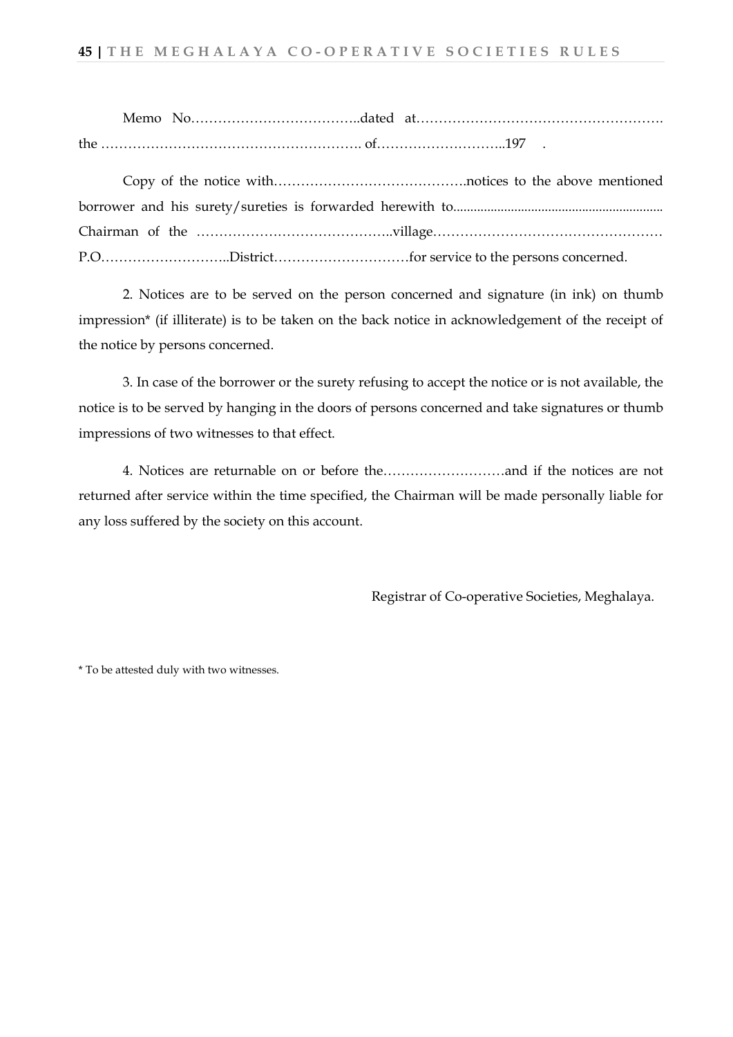Memo No………………………………..dated at………………………………………………. the …………………………………………………. of………………………..197 .

Copy of the notice with…………………………………….notices to the above mentioned borrower and his surety/sureties is forwarded herewith to............................................................ Chairman of the ……………………………………..village…………………………………………… P.O………………………..District…………………………for service to the persons concerned.

2. Notices are to be served on the person concerned and signature (in ink) on thumb impression* (if illiterate) is to be taken on the back notice in acknowledgement of the receipt of the notice by persons concerned.

3. In case of the borrower or the surety refusing to accept the notice or is not available, the notice is to be served by hanging in the doors of persons concerned and take signatures or thumb impressions of two witnesses to that effect.

4. Notices are returnable on or before the………………………and if the notices are not returned after service within the time specified, the Chairman will be made personally liable for any loss suffered by the society on this account.

Registrar of Co-operative Societies, Meghalaya.

* To be attested duly with two witnesses.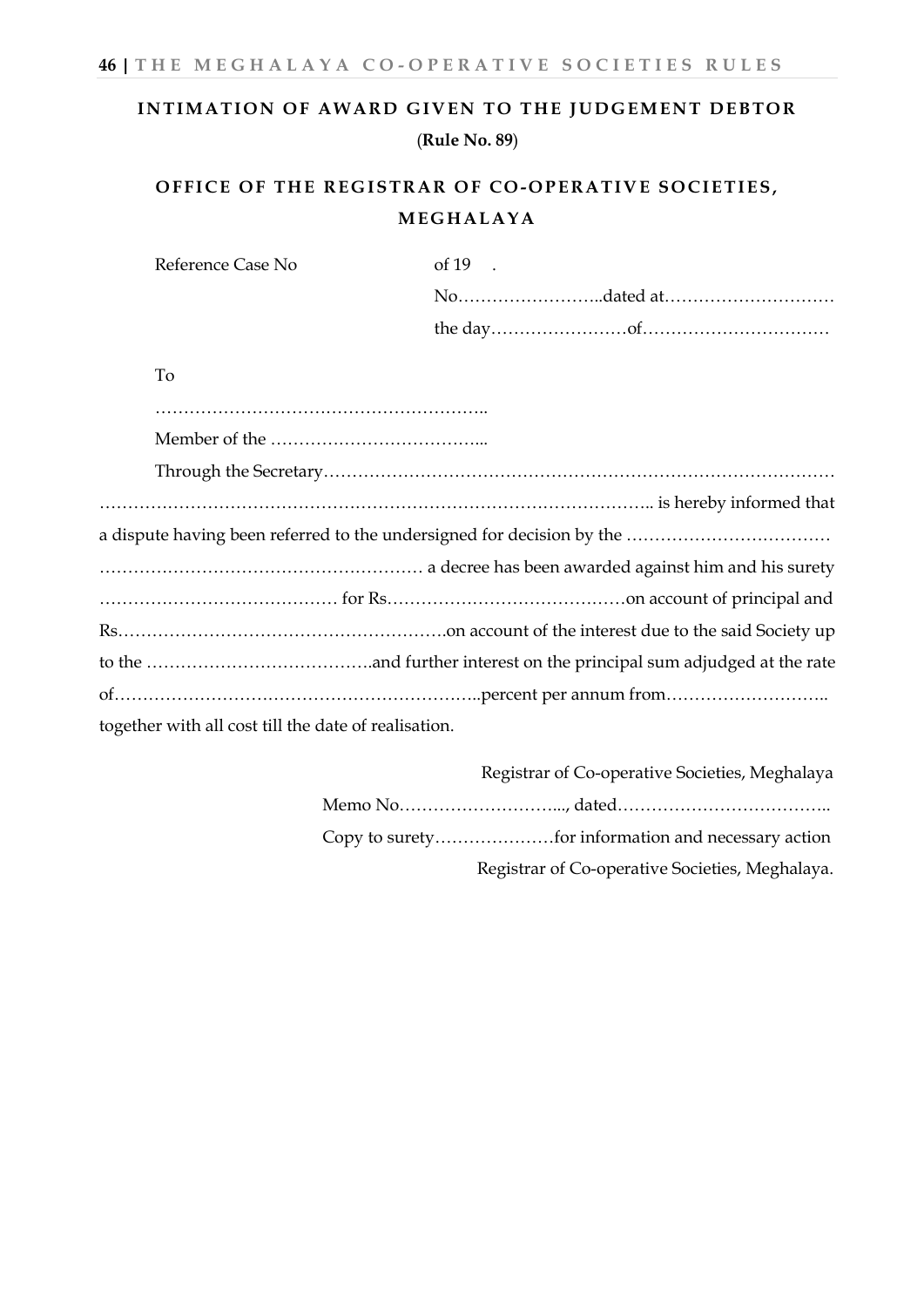## INTIMATION OF AWARD GIVEN TO THE JUDGEMENT DEBTOR

(**Rule No. 89**)

## OFFICE OF THE REGISTRAR OF CO-OPERATIVE SOCIETIES, MEGHALAYA

Reference Case No of 19 .

No……………………..dated at…………………………

the day……………………of……………………………

To

…………………………………………………..

Member of the ………………………………...

Through the Secretary…………………………………………………………………………… ………………………………………………………………………………….. is hereby informed that a dispute having been referred to the undersigned for decision by the ……………………………… ………………………………………………… a decree has been awarded against him and his surety …………………………………… for Rs……………………………………on account of principal and Rs………………………………………………….on account of the interest due to the said Society up to the ………………………………….and further interest on the principal sum adjudged at the rate of………………………………………………………..percent per annum from……………………….. together with all cost till the date of realisation.

Registrar of Co-operative Societies, Meghalaya

Memo No………………………..., dated……………………………...

Copy to surety…………………for information and necessary action

Registrar of Co-operative Societies, Meghalaya.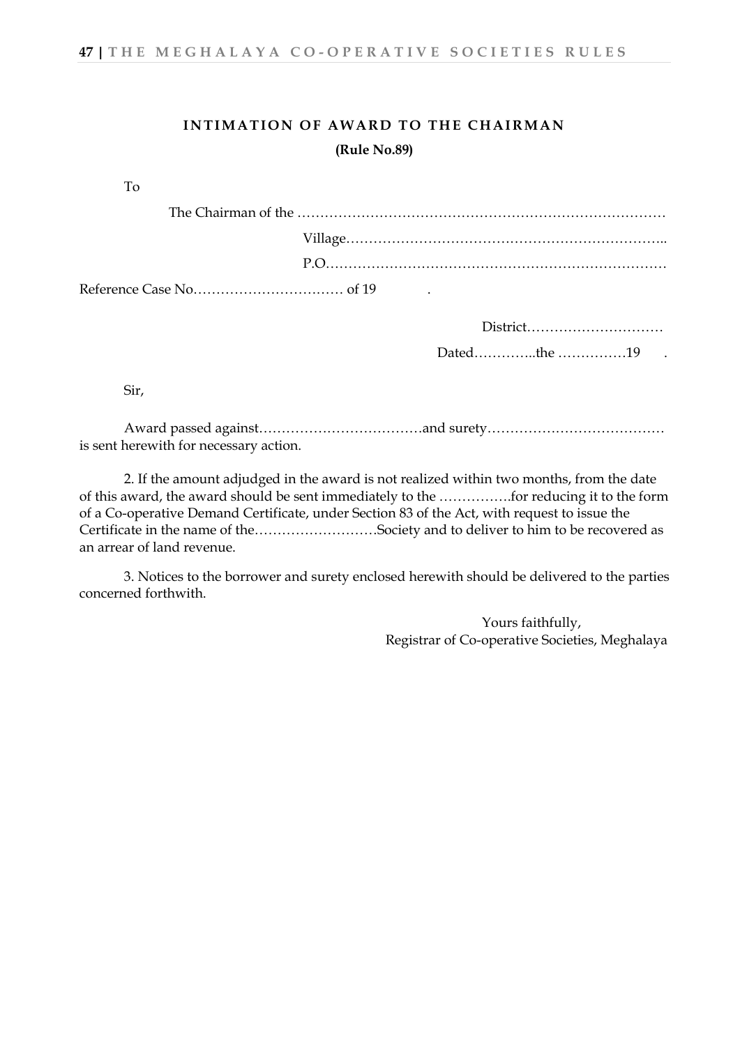## INTIMATION OF AWARD TO THE CHAIRMAN

**(Rule No.89)**

To

The Chairman of the …………………………………………………………………………

Village……………………………………………………………..

P.O…………………………………………………………………

Reference Case No…………………………… of 19 .

District…………………………

Dated…………..the ……………19 .

Sir,

Award passed against………………………………and surety………………………………… is sent herewith for necessary action.

2. If the amount adjudged in the award is not realized within two months, from the date of this award, the award should be sent immediately to the …………….for reducing it to the form of a Co-operative Demand Certificate, under Section 83 of the Act, with request to issue the Certificate in the name of the……………………..Society and to deliver to him to be recovered as an arrear of land revenue.

3. Notices to the borrower and surety enclosed herewith should be delivered to the parties concerned forthwith.

Yours faithfully,
Registrar of Co-operative Societies, Meghalaya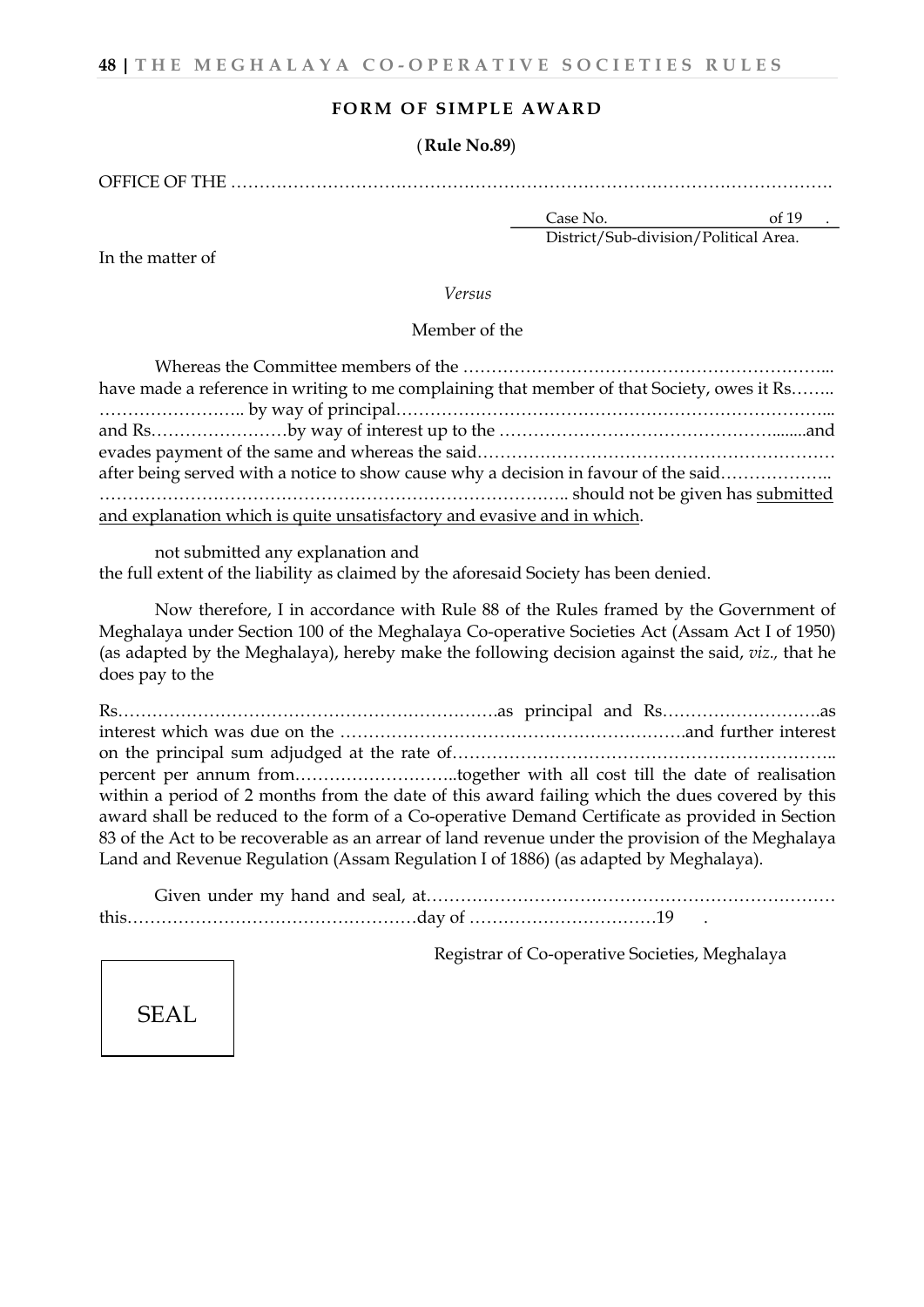## FORM OF SIMPLE AWARD

(**Rule No.89**)

OFFICE OF THE …………………………………………………………………………………………….

Case No. of 19 .
District/Sub-division/Political Area.

In the matter of

*Versus*

Member of the

Whereas the Committee members of the ……………………………………………………….. have made a reference in writing to me complaining that member of that Society, owes it Rs…….. …………………….. by way of principal…………………………………………………………………... and Rs……………………by way of interest up to the ……………………………………………........and evades payment of the same and whereas the said…………………………………………………… after being served with a notice to show cause why a decision in favour of the said……………….. ……………………………………………………………………….. should not be given has submitted and explanation which is quite unsatisfactory and evasive and in which.

not submitted any explanation and
the full extent of the liability as claimed by the aforesaid Society has been denied.

Now therefore, I in accordance with Rule 88 of the Rules framed by the Government of Meghalaya under Section 100 of the Meghalaya Co-operative Societies Act (Assam Act I of 1950) (as adapted by the Meghalaya), hereby make the following decision against the said, *viz.,* that he does pay to the

Rs………………………………………………………….as principal and Rs……………………….as interest which was due on the …………………………………………………….and further interest on the principal sum adjudged at the rate of………………………………………………………….. percent per annum from………………………..together with all cost till the date of realisation within a period of 2 months from the date of this award failing which the dues covered by this award shall be reduced to the form of a Co-operative Demand Certificate as provided in Section 83 of the Act to be recoverable as an arrear of land revenue under the provision of the Meghalaya Land and Revenue Regulation (Assam Regulation I of 1886) (as adapted by Meghalaya).

Given under my hand and seal, at……………………………………………………………… this……………………………………………day of ……………………………19 .

Registrar of Co-operative Societies, Meghalaya

SEAL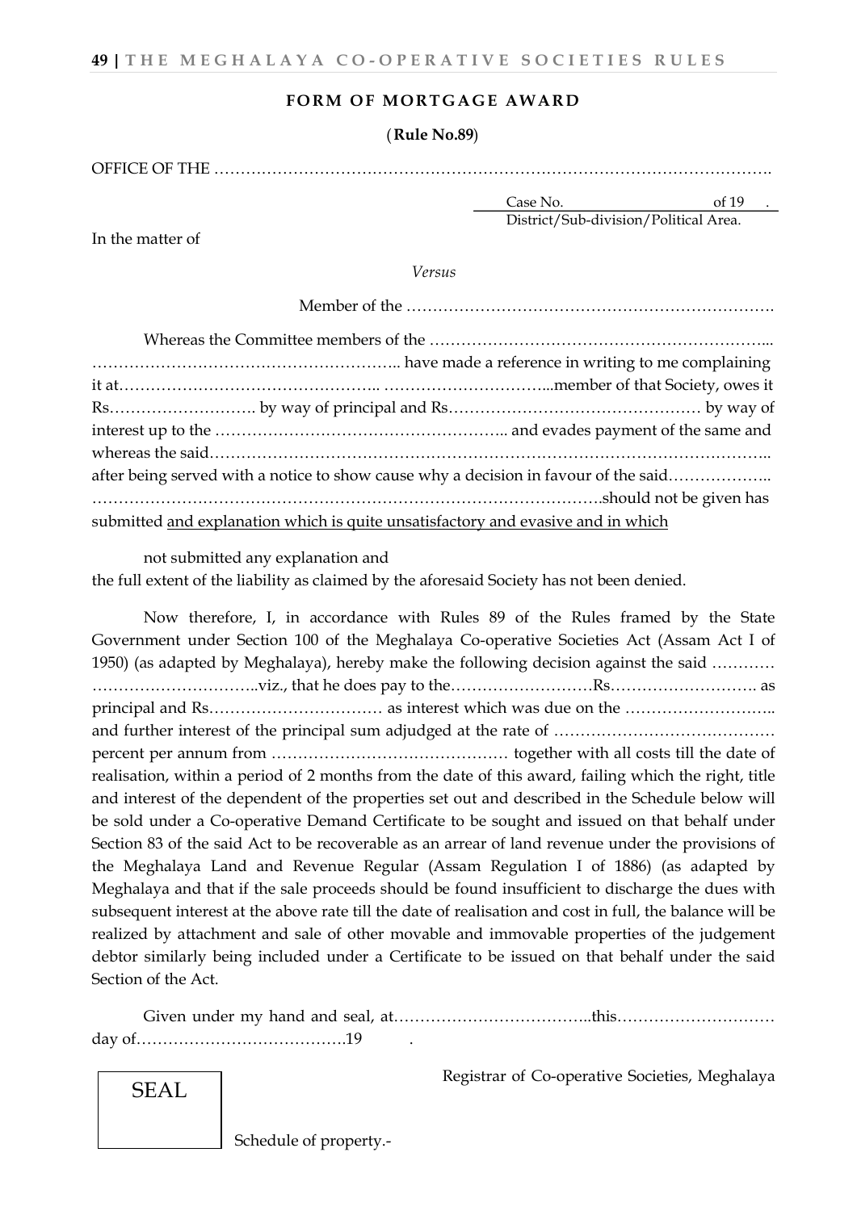## FORM OF MORTGAGE AWARD

(**Rule No.89**)

OFFICE OF THE ……………………………………………………………………………………………

Case No. of 19 .
District/Sub-division/Political Area.

In the matter of

*Versus*

Member of the …………………………………………………………….

Whereas the Committee members of the ……………………………………………………... ………………………………………………….. have made a reference in writing to me complaining it at………………………………………….. …………………………...member of that Society, owes it Rs………………………. by way of principal and Rs……………………………………… by way of interest up to the ……………………………………………….. and evades payment of the same and whereas the said……………………………………………………………………………………………….. after being served with a notice to show cause why a decision in favour of the said……………….. ………………………………………………………………………………….should not be given has submitted and explanation which is quite unsatisfactory and evasive and in which

not submitted any explanation and
the full extent of the liability as claimed by the aforesaid Society has not been denied.

Now therefore, I, in accordance with Rules 89 of the Rules framed by the State Government under Section 100 of the Meghalaya Co-operative Societies Act (Assam Act I of 1950) (as adapted by Meghalaya), hereby make the following decision against the said ………… …………………………..viz., that he does pay to the………………………Rs………………………. as principal and Rs…………………………… as interest which was due on the ……………………….. and further interest of the principal sum adjudged at the rate of …………………………………… percent per annum from ……………………………………… together with all costs till the date of realisation, within a period of 2 months from the date of this award, failing which the right, title and interest of the dependent of the properties set out and described in the Schedule below will be sold under a Co-operative Demand Certificate to be sought and issued on that behalf under Section 83 of the said Act to be recoverable as an arrear of land revenue under the provisions of the Meghalaya Land and Revenue Regular (Assam Regulation I of 1886) (as adapted by Meghalaya and that if the sale proceeds should be found insufficient to discharge the dues with subsequent interest at the above rate till the date of realisation and cost in full, the balance will be realized by attachment and sale of other movable and immovable properties of the judgement debtor similarly being included under a Certificate to be issued on that behalf under the said Section of the Act.

Given under my hand and seal, at………………………………..this………………………… day of………………………………….19 .

Registrar of Co-operative Societies, Meghalaya

SEAL

Schedule of property.-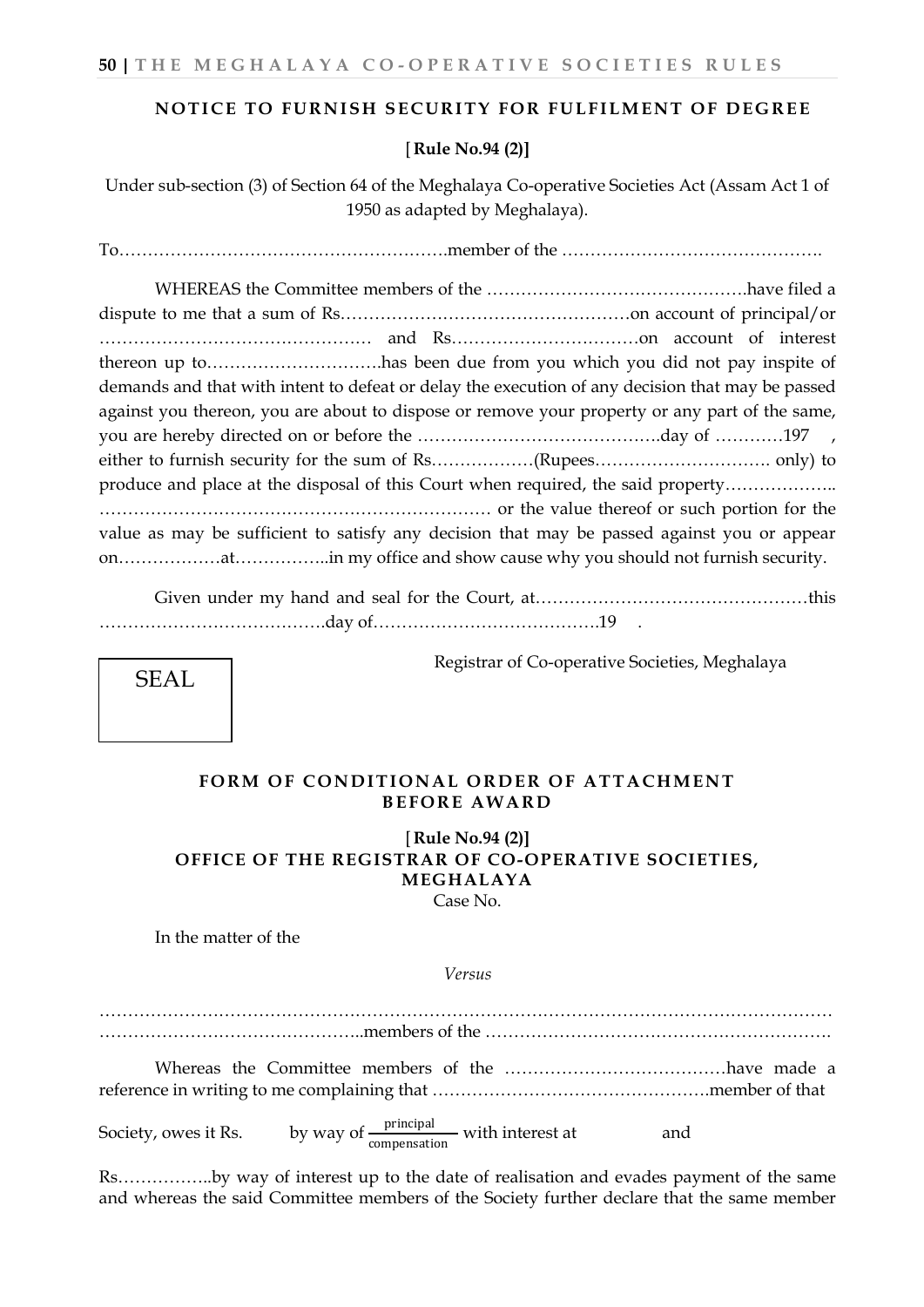## NOTICE TO FURNISH SECURITY FOR FULFILMENT OF DEGREE

[**Rule No.94 (2)]**

Under sub-section (3) of Section 64 of the Meghalaya Co-operative Societies Act (Assam Act 1 of 1950 as adapted by Meghalaya).

To…………………………………………………member of the ……………………………………….

WHEREAS the Committee members of the ……………………………………….have filed a dispute to me that a sum of Rs……………………………………………on account of principal/or ………………………………………… and Rs……………………………on account of interest thereon up to…………………………has been due from you which you did not pay inspite of demands and that with intent to defeat or delay the execution of any decision that may be passed against you thereon, you are about to dispose or remove your property or any part of the same, you are hereby directed on or before the …………………………………….day of …………197 , either to furnish security for the sum of Rs………………(Rupees…………………………. only) to produce and place at the disposal of this Court when required, the said property……………….. …………………………………………………………… or the value thereof or such portion for the value as may be sufficient to satisfy any decision that may be passed against you or appear on………………at……………..in my office and show cause why you should not furnish security.

Given under my hand and seal for the Court, at…………………………………………this ………………………………….day of………………………………….19 .

SEAL

Registrar of Co-operative Societies, Meghalaya

## FORM OF CONDITIONAL ORDER OF ATTACHMENT BEFORE AWARD

[**Rule No.94 (2)]**

**OFFICE OF THE REGISTRAR OF CO-OPERATIVE SOCIETIES, MEGHALAYA**

Case No.

In the matter of the

*Versus*

………………………………………………………………………………………………………………
………………………………………..members of the …………………………………………………….

Whereas the Committee members of the …………………………………have made a reference in writing to me complaining that ………………………………………….member of that

Society, owes it Rs. by way of $\frac{\text{principal}}{\text{compensation}}$ with interest at and

Rs……………..by way of interest up to the date of realisation and evades payment of the same and whereas the said Committee members of the Society further declare that the same member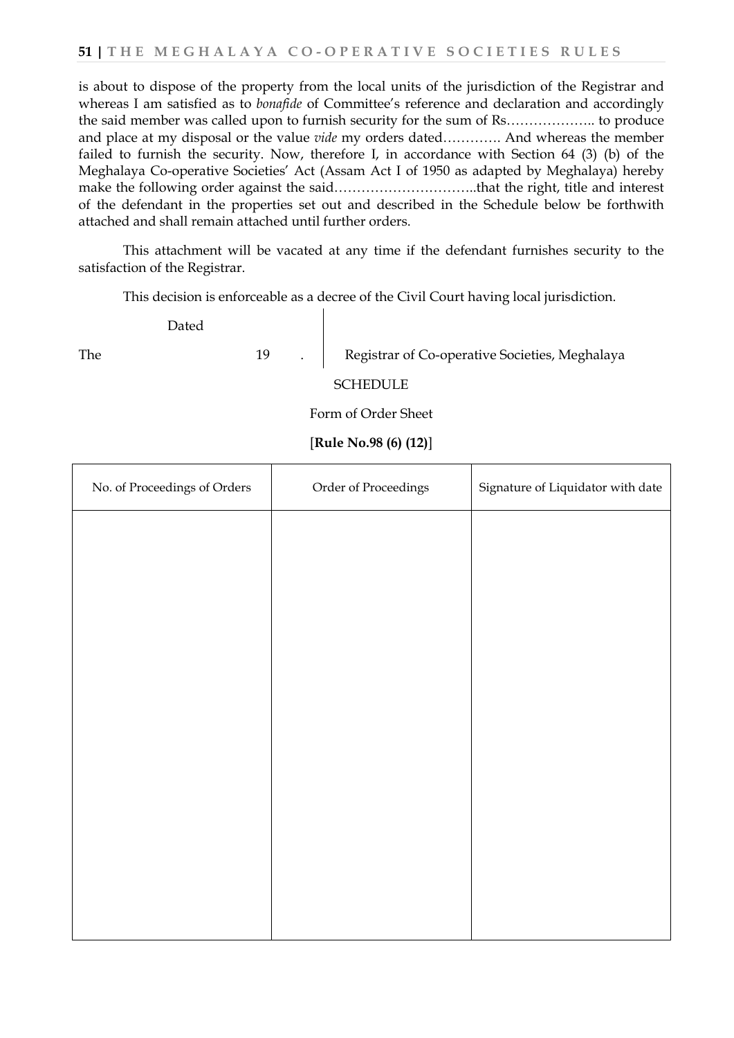is about to dispose of the property from the local units of the jurisdiction of the Registrar and whereas I am satisfied as to *bonafide* of Committee's reference and declaration and accordingly the said member was called upon to furnish security for the sum of Rs……………….. to produce and place at my disposal or the value *vide* my orders dated…………. And whereas the member failed to furnish the security. Now, therefore I, in accordance with Section 64 (3) (b) of the Meghalaya Co-operative Societies' Act (Assam Act I of 1950 as adapted by Meghalaya) hereby make the following order against the said…………………………..that the right, title and interest of the defendant in the properties set out and described in the Schedule below be forthwith attached and shall remain attached until further orders.

This attachment will be vacated at any time if the defendant furnishes security to the satisfaction of the Registrar.

This decision is enforceable as a decree of the Civil Court having local jurisdiction.

Dated

The 19 . Registrar of Co-operative Societies, Meghalaya

SCHEDULE

Form of Order Sheet

[**Rule No.98 (6) (12)**]

| No. of Proceedings of Orders | Order of Proceedings | Signature of Liquidator with date |
|---|---|---|
| | | |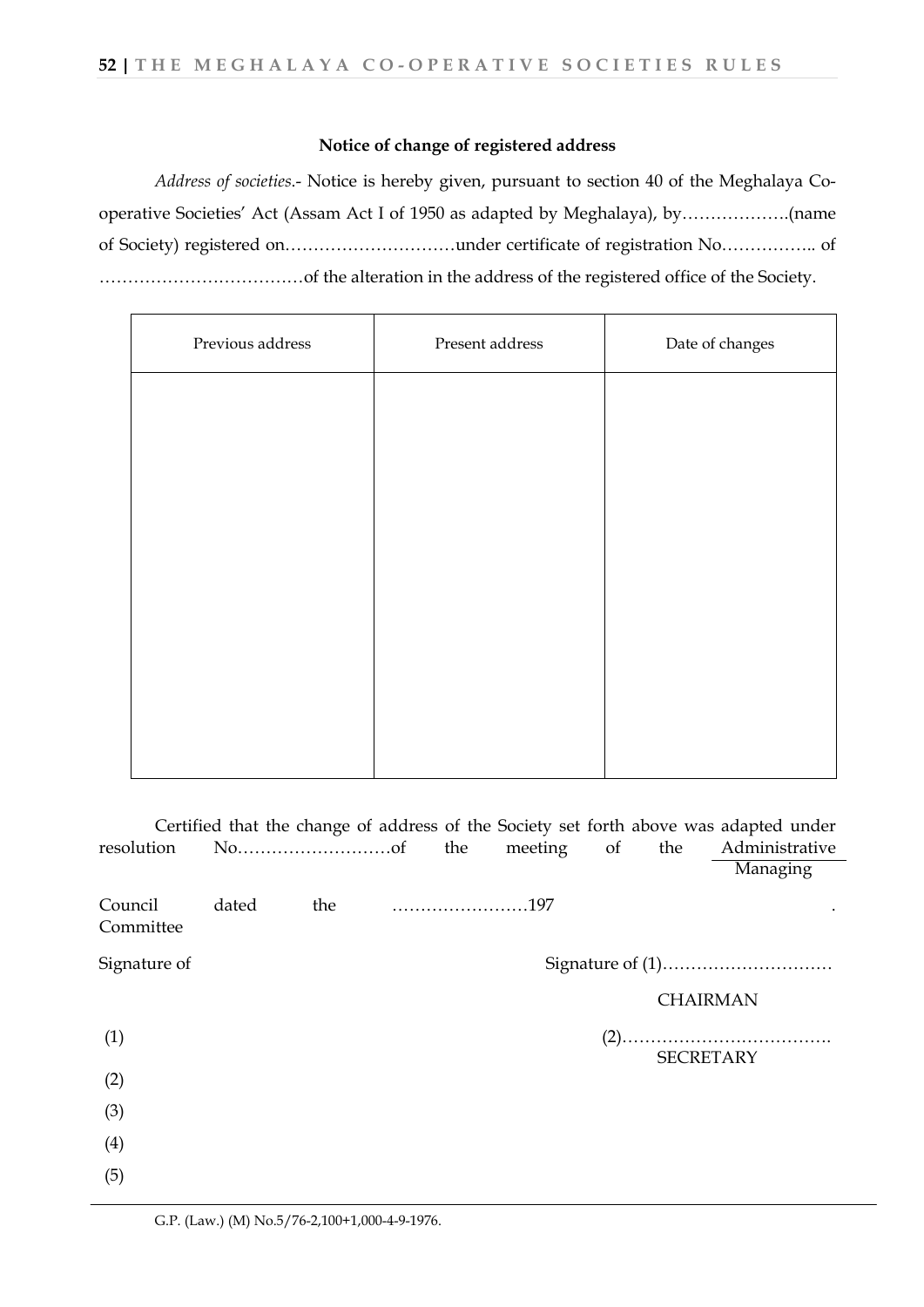**Notice of change of registered address**

*Address of societies*.- Notice is hereby given, pursuant to section 40 of the Meghalaya Co-operative Societies' Act (Assam Act I of 1950 as adapted by Meghalaya), by……………….(name of Society) registered on…………………………under certificate of registration No…………….. of ………………………………of the alteration in the address of the registered office of the Society.

| Previous address | Present address | Date of changes |
|---|---|---|
| | | |

Certified that the change of address of the Society set forth above was adapted under resolution No………………………of the meeting of the Administrative Council / Managing Committee dated the ……………………197 .

Signature of

(1)

(2)

(3)

(4)

(5)

Signature of (1)…………………………
CHAIRMAN

(2)……………………………….
SECRETARY

G.P. (Law.) (M) No.5/76-2,100+1,000-4-9-1976.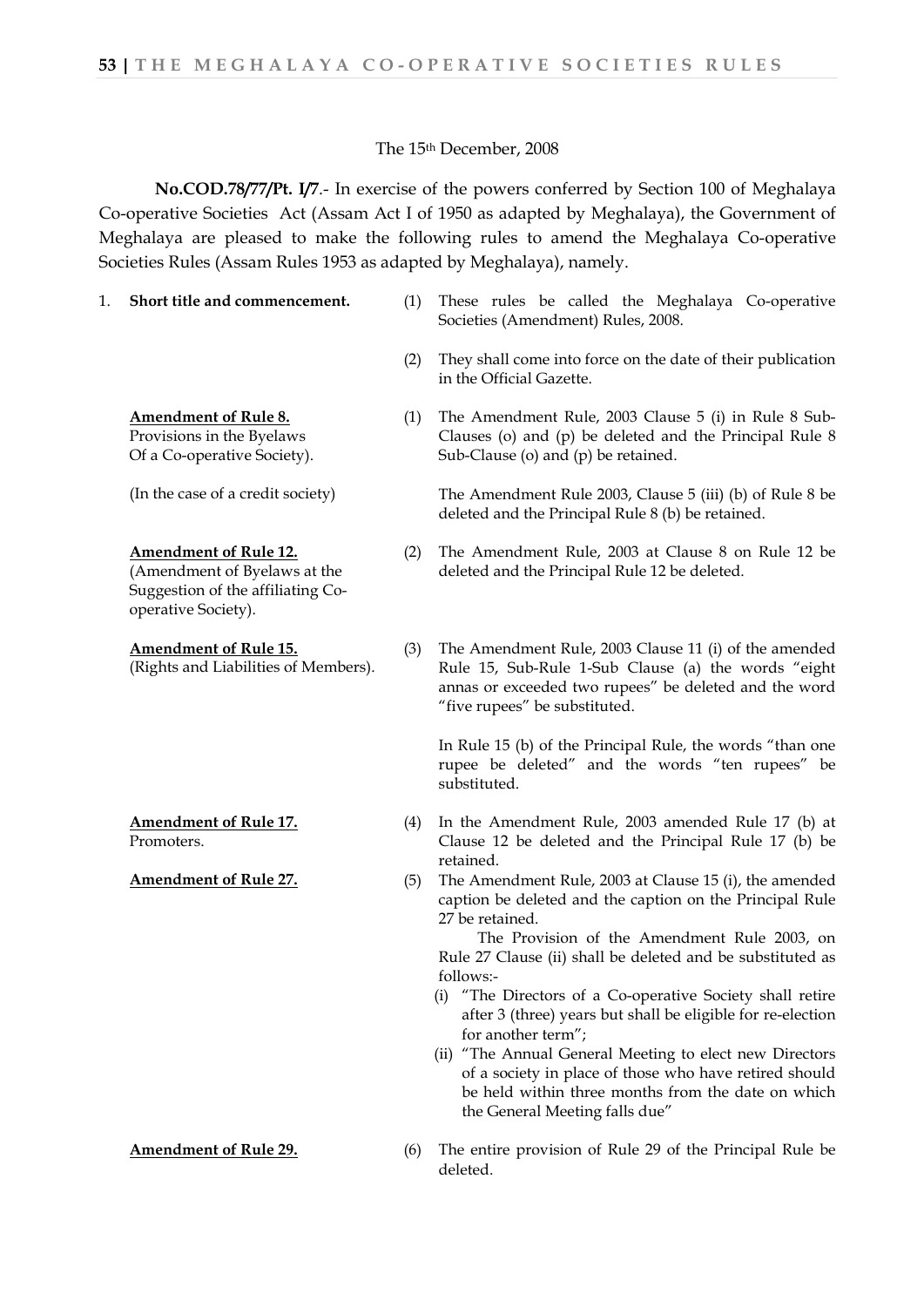The 15th December, 2008

**No.COD.78/77/Pt. I/7**.- In exercise of the powers conferred by Section 100 of Meghalaya Co-operative Societies Act (Assam Act I of 1950 as adapted by Meghalaya), the Government of Meghalaya are pleased to make the following rules to amend the Meghalaya Co-operative Societies Rules (Assam Rules 1953 as adapted by Meghalaya), namely.

1. **Short title and commencement.**

   (1) These rules be called the Meghalaya Co-operative Societies (Amendment) Rules, 2008.

   (2) They shall come into force on the date of their publication in the Official Gazette.

**Amendment of Rule 8.**
Provisions in the Byelaws Of a Co-operative Society).

(1) The Amendment Rule, 2003 Clause 5 (i) in Rule 8 Sub-Clauses (o) and (p) be deleted and the Principal Rule 8 Sub-Clause (o) and (p) be retained.

(In the case of a credit society)

The Amendment Rule 2003, Clause 5 (iii) (b) of Rule 8 be deleted and the Principal Rule 8 (b) be retained.

**Amendment of Rule 12.**
(Amendment of Byelaws at the Suggestion of the affiliating Co-operative Society).

(2) The Amendment Rule, 2003 at Clause 8 on Rule 12 be deleted and the Principal Rule 12 be deleted.

**Amendment of Rule 15.**
(Rights and Liabilities of Members).

(3) The Amendment Rule, 2003 Clause 11 (i) of the amended Rule 15, Sub-Rule 1-Sub Clause (a) the words "eight annas or exceeded two rupees" be deleted and the word "five rupees" be substituted.

In Rule 15 (b) of the Principal Rule, the words "than one rupee be deleted" and the words "ten rupees" be substituted.

**Amendment of Rule 17.**
Promoters.

(4) In the Amendment Rule, 2003 amended Rule 17 (b) at Clause 12 be deleted and the Principal Rule 17 (b) be retained.

**Amendment of Rule 27.**

(5) The Amendment Rule, 2003 at Clause 15 (i), the amended caption be deleted and the caption on the Principal Rule 27 be retained.

The Provision of the Amendment Rule 2003, on Rule 27 Clause (ii) shall be deleted and be substituted as follows:-

(i) "The Directors of a Co-operative Society shall retire after 3 (three) years but shall be eligible for re-election for another term";

(ii) "The Annual General Meeting to elect new Directors of a society in place of those who have retired should be held within three months from the date on which the General Meeting falls due"

**Amendment of Rule 29.**

(6) The entire provision of Rule 29 of the Principal Rule be deleted.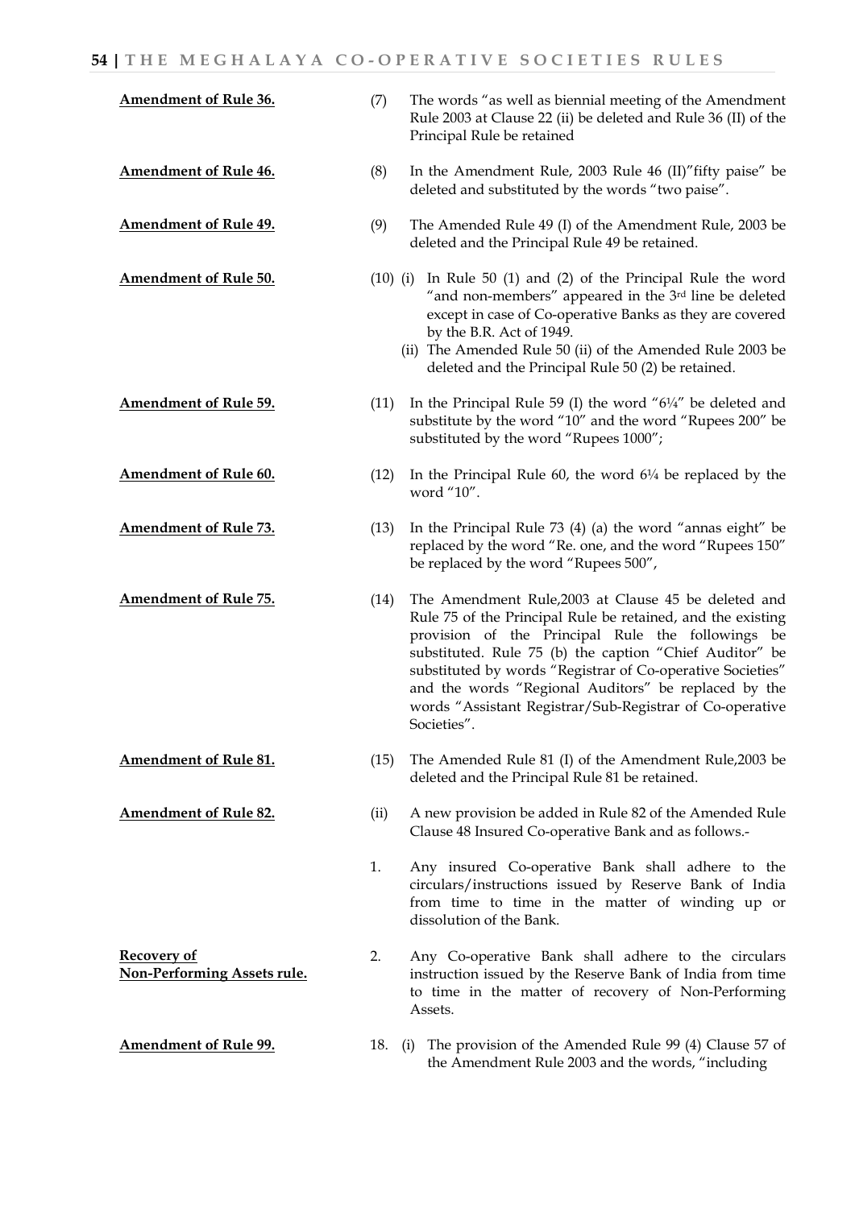**Amendment of Rule 36.** (7) The words "as well as biennial meeting of the Amendment Rule 2003 at Clause 22 (ii) be deleted and Rule 36 (II) of the Principal Rule be retained

**Amendment of Rule 46.** (8) In the Amendment Rule, 2003 Rule 46 (II)"fifty paise" be deleted and substituted by the words "two paise".

**Amendment of Rule 49.** (9) The Amended Rule 49 (I) of the Amendment Rule, 2003 be deleted and the Principal Rule 49 be retained.

**Amendment of Rule 50.** (10) (i) In Rule 50 (1) and (2) of the Principal Rule the word "and non-members" appeared in the 3rd line be deleted except in case of Co-operative Banks as they are covered by the B.R. Act of 1949.

(ii) The Amended Rule 50 (ii) of the Amended Rule 2003 be deleted and the Principal Rule 50 (2) be retained.

**Amendment of Rule 59.** (11) In the Principal Rule 59 (I) the word "6¼" be deleted and substitute by the word "10" and the word "Rupees 200" be substituted by the word "Rupees 1000";

**Amendment of Rule 60.** (12) In the Principal Rule 60, the word 6¼ be replaced by the word "10".

**Amendment of Rule 73.** (13) In the Principal Rule 73 (4) (a) the word "annas eight" be replaced by the word "Re. one, and the word "Rupees 150" be replaced by the word "Rupees 500",

**Amendment of Rule 75.** (14) The Amendment Rule,2003 at Clause 45 be deleted and Rule 75 of the Principal Rule be retained, and the existing provision of the Principal Rule the followings be substituted. Rule 75 (b) the caption "Chief Auditor" be substituted by words "Registrar of Co-operative Societies" and the words "Regional Auditors" be replaced by the words "Assistant Registrar/Sub-Registrar of Co-operative Societies".

**Amendment of Rule 81.** (15) The Amended Rule 81 (I) of the Amendment Rule,2003 be deleted and the Principal Rule 81 be retained.

**Amendment of Rule 82.** (ii) A new provision be added in Rule 82 of the Amended Rule Clause 48 Insured Co-operative Bank and as follows.-

1. Any insured Co-operative Bank shall adhere to the circulars/instructions issued by Reserve Bank of India from time to time in the matter of winding up or dissolution of the Bank.

**Recovery of Non-Performing Assets rule.**

2. Any Co-operative Bank shall adhere to the circulars instruction issued by the Reserve Bank of India from time to time in the matter of recovery of Non-Performing Assets.

**Amendment of Rule 99.** 18. (i) The provision of the Amended Rule 99 (4) Clause 57 of the Amendment Rule 2003 and the words, "including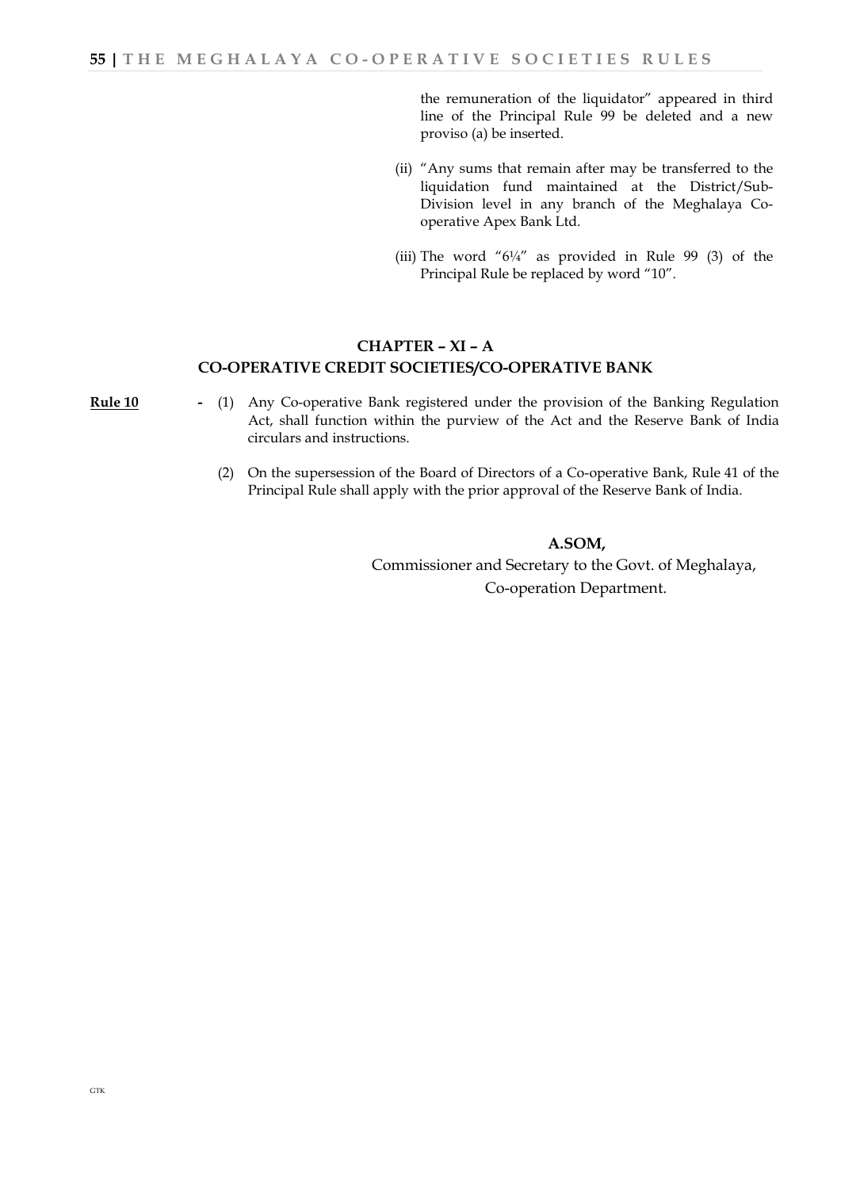the remuneration of the liquidator" appeared in third line of the Principal Rule 99 be deleted and a new proviso (a) be inserted.

(ii) "Any sums that remain after may be transferred to the liquidation fund maintained at the District/Sub-Division level in any branch of the Meghalaya Co-operative Apex Bank Ltd.

(iii) The word "6¼" as provided in Rule 99 (3) of the Principal Rule be replaced by word "10".

## CHAPTER – XI – A
## CO-OPERATIVE CREDIT SOCIETIES/CO-OPERATIVE BANK

**Rule 10** - (1) Any Co-operative Bank registered under the provision of the Banking Regulation Act, shall function within the purview of the Act and the Reserve Bank of India circulars and instructions.

(2) On the supersession of the Board of Directors of a Co-operative Bank, Rule 41 of the Principal Rule shall apply with the prior approval of the Reserve Bank of India.

**A.SOM,**
Commissioner and Secretary to the Govt. of Meghalaya,
Co-operation Department.

GTK